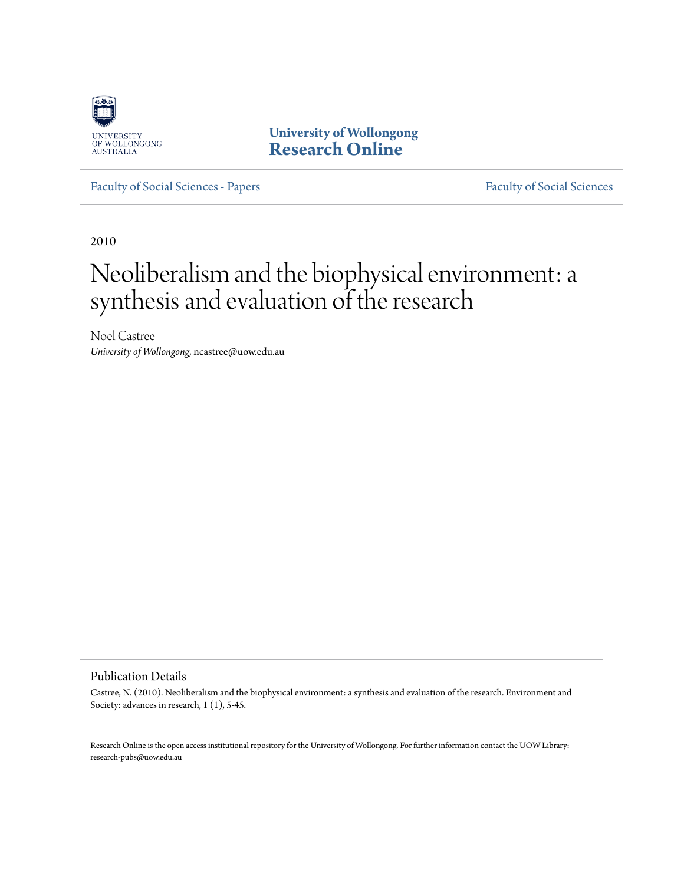University of Wollongong
**Research Online**

Faculty of Social Sciences - Papers | Faculty of Social Sciences

2010

# Neoliberalism and the biophysical environment: a synthesis and evaluation of the research

Noel Castree
*University of Wollongong*, ncastree@uow.edu.au

## Publication Details

Castree, N. (2010). Neoliberalism and the biophysical environment: a synthesis and evaluation of the research. Environment and Society: advances in research, 1 (1), 5-45.

Research Online is the open access institutional repository for the University of Wollongong. For further information contact the UOW Library: research-pubs@uow.edu.au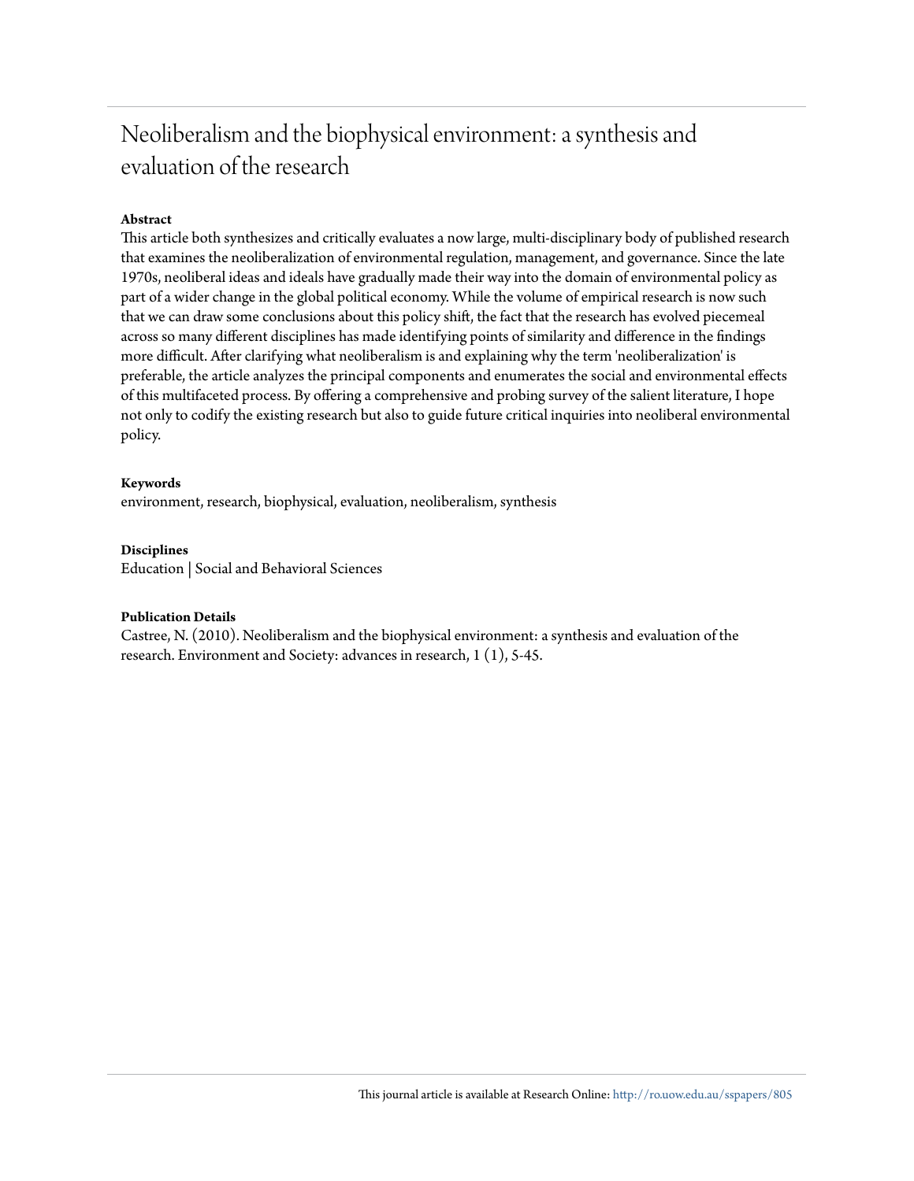# Neoliberalism and the biophysical environment: a synthesis and evaluation of the research

**Abstract**

This article both synthesizes and critically evaluates a now large, multi-disciplinary body of published research that examines the neoliberalization of environmental regulation, management, and governance. Since the late 1970s, neoliberal ideas and ideals have gradually made their way into the domain of environmental policy as part of a wider change in the global political economy. While the volume of empirical research is now such that we can draw some conclusions about this policy shift, the fact that the research has evolved piecemeal across so many different disciplines has made identifying points of similarity and difference in the findings more difficult. After clarifying what neoliberalism is and explaining why the term 'neoliberalization' is preferable, the article analyzes the principal components and enumerates the social and environmental effects of this multifaceted process. By offering a comprehensive and probing survey of the salient literature, I hope not only to codify the existing research but also to guide future critical inquiries into neoliberal environmental policy.

**Keywords**

environment, research, biophysical, evaluation, neoliberalism, synthesis

**Disciplines**

Education | Social and Behavioral Sciences

**Publication Details**

Castree, N. (2010). Neoliberalism and the biophysical environment: a synthesis and evaluation of the research. Environment and Society: advances in research, 1 (1), 5-45.

This journal article is available at Research Online: http://ro.uow.edu.au/sspapers/805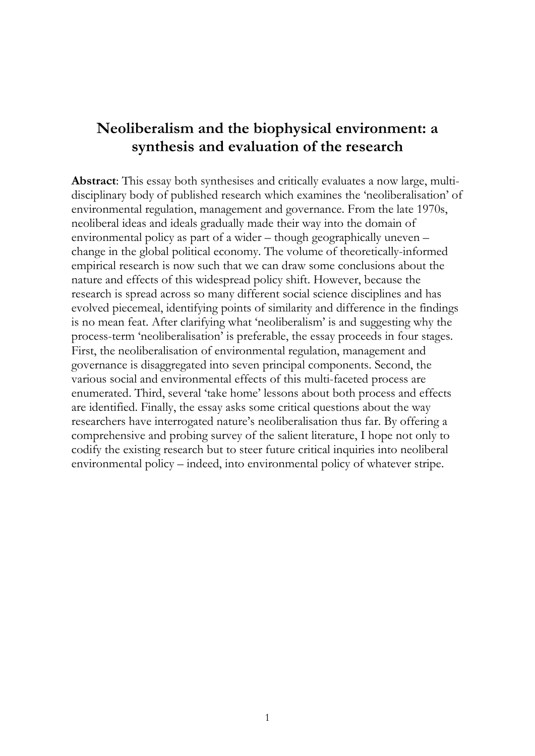# Neoliberalism and the biophysical environment: a synthesis and evaluation of the research

**Abstract**: This essay both synthesises and critically evaluates a now large, multi-disciplinary body of published research which examines the 'neoliberalisation' of environmental regulation, management and governance. From the late 1970s, neoliberal ideas and ideals gradually made their way into the domain of environmental policy as part of a wider – though geographically uneven – change in the global political economy. The volume of theoretically-informed empirical research is now such that we can draw some conclusions about the nature and effects of this widespread policy shift. However, because the research is spread across so many different social science disciplines and has evolved piecemeal, identifying points of similarity and difference in the findings is no mean feat. After clarifying what 'neoliberalism' is and suggesting why the process-term 'neoliberalisation' is preferable, the essay proceeds in four stages. First, the neoliberalisation of environmental regulation, management and governance is disaggregated into seven principal components. Second, the various social and environmental effects of this multi-faceted process are enumerated. Third, several 'take home' lessons about both process and effects are identified. Finally, the essay asks some critical questions about the way researchers have interrogated nature's neoliberalisation thus far. By offering a comprehensive and probing survey of the salient literature, I hope not only to codify the existing research but to steer future critical inquiries into neoliberal environmental policy – indeed, into environmental policy of whatever stripe.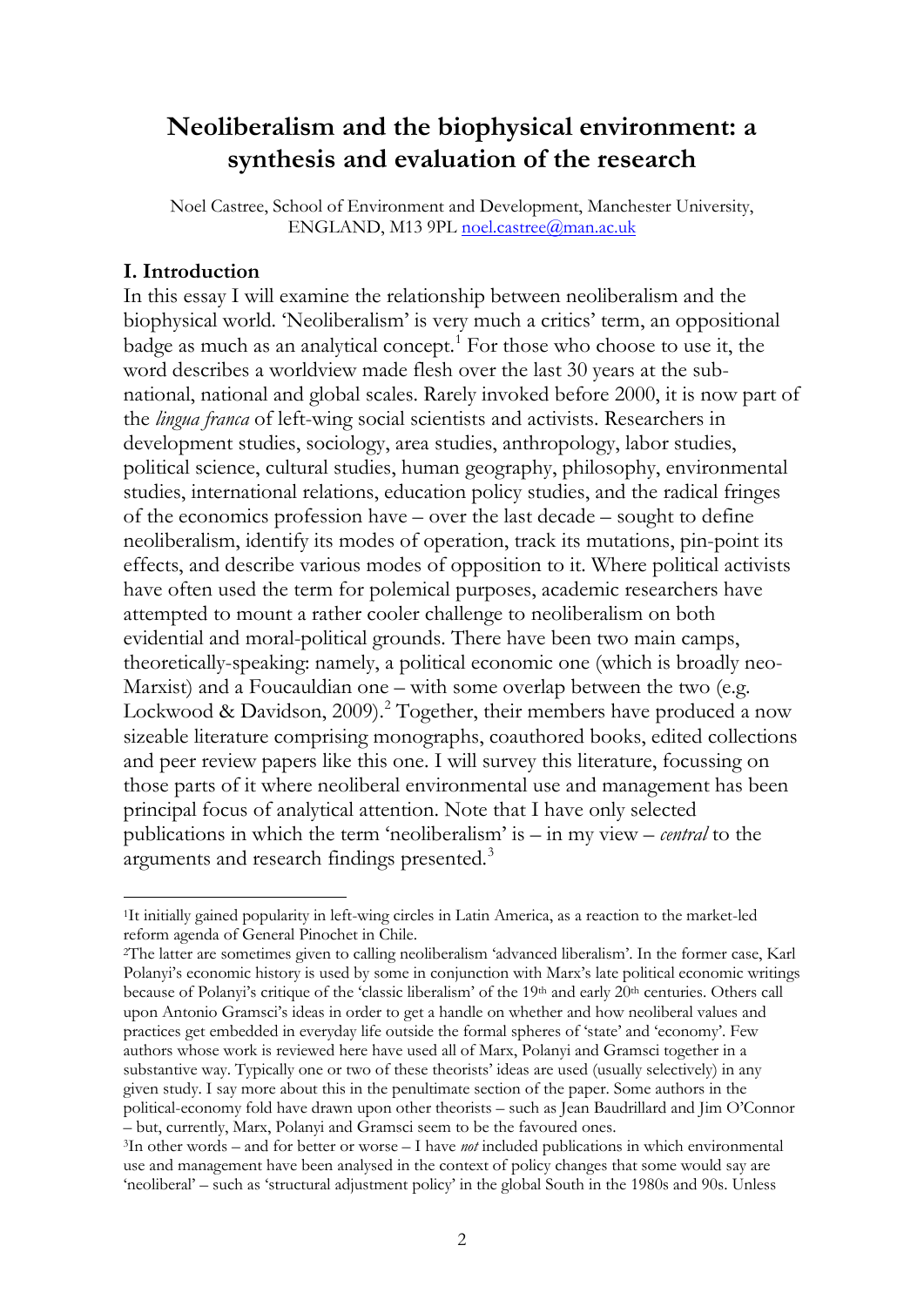# Neoliberalism and the biophysical environment: a synthesis and evaluation of the research

Noel Castree, School of Environment and Development, Manchester University, ENGLAND, M13 9PL noel.castree@man.ac.uk

## I. Introduction

In this essay I will examine the relationship between neoliberalism and the biophysical world. 'Neoliberalism' is very much a critics' term, an oppositional badge as much as an analytical concept.[1] For those who choose to use it, the word describes a worldview made flesh over the last 30 years at the sub-national, national and global scales. Rarely invoked before 2000, it is now part of the *lingua franca* of left-wing social scientists and activists. Researchers in development studies, sociology, area studies, anthropology, labor studies, political science, cultural studies, human geography, philosophy, environmental studies, international relations, education policy studies, and the radical fringes of the economics profession have – over the last decade – sought to define neoliberalism, identify its modes of operation, track its mutations, pin-point its effects, and describe various modes of opposition to it. Where political activists have often used the term for polemical purposes, academic researchers have attempted to mount a rather cooler challenge to neoliberalism on both evidential and moral-political grounds. There have been two main camps, theoretically-speaking: namely, a political economic one (which is broadly neo-Marxist) and a Foucauldian one – with some overlap between the two (e.g. Lockwood & Davidson, 2009).[2] Together, their members have produced a now sizeable literature comprising monographs, coauthored books, edited collections and peer review papers like this one. I will survey this literature, focussing on those parts of it where neoliberal environmental use and management has been principal focus of analytical attention. Note that I have only selected publications in which the term 'neoliberalism' is – in my view – *central* to the arguments and research findings presented.[3]

---

[1] It initially gained popularity in left-wing circles in Latin America, as a reaction to the market-led reform agenda of General Pinochet in Chile.

[2] The latter are sometimes given to calling neoliberalism 'advanced liberalism'. In the former case, Karl Polanyi's economic history is used by some in conjunction with Marx's late political economic writings because of Polanyi's critique of the 'classic liberalism' of the 19th and early 20th centuries. Others call upon Antonio Gramsci's ideas in order to get a handle on whether and how neoliberal values and practices get embedded in everyday life outside the formal spheres of 'state' and 'economy'. Few authors whose work is reviewed here have used all of Marx, Polanyi and Gramsci together in a substantive way. Typically one or two of these theorists' ideas are used (usually selectively) in any given study. I say more about this in the penultimate section of the paper. Some authors in the political-economy fold have drawn upon other theorists – such as Jean Baudrillard and Jim O'Connor – but, currently, Marx, Polanyi and Gramsci seem to be the favoured ones.

[3] In other words – and for better or worse – I have *not* included publications in which environmental use and management have been analysed in the context of policy changes that some would say are 'neoliberal' – such as 'structural adjustment policy' in the global South in the 1980s and 90s. Unless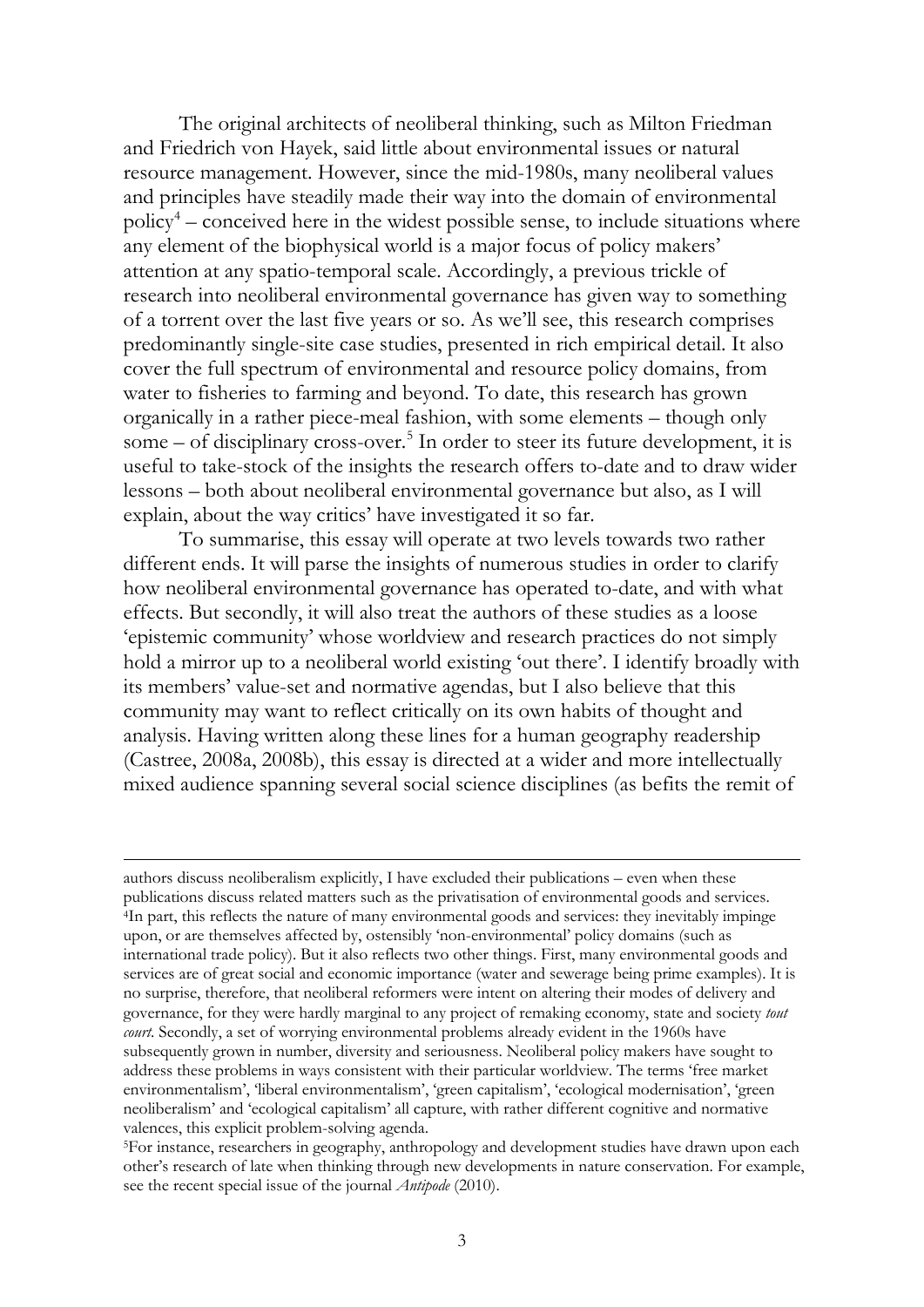The original architects of neoliberal thinking, such as Milton Friedman and Friedrich von Hayek, said little about environmental issues or natural resource management. However, since the mid-1980s, many neoliberal values and principles have steadily made their way into the domain of environmental policy[4] – conceived here in the widest possible sense, to include situations where any element of the biophysical world is a major focus of policy makers' attention at any spatio-temporal scale. Accordingly, a previous trickle of research into neoliberal environmental governance has given way to something of a torrent over the last five years or so. As we'll see, this research comprises predominantly single-site case studies, presented in rich empirical detail. It also cover the full spectrum of environmental and resource policy domains, from water to fisheries to farming and beyond. To date, this research has grown organically in a rather piece-meal fashion, with some elements – though only some – of disciplinary cross-over.[5] In order to steer its future development, it is useful to take-stock of the insights the research offers to-date and to draw wider lessons – both about neoliberal environmental governance but also, as I will explain, about the way critics' have investigated it so far.

To summarise, this essay will operate at two levels towards two rather different ends. It will parse the insights of numerous studies in order to clarify how neoliberal environmental governance has operated to-date, and with what effects. But secondly, it will also treat the authors of these studies as a loose 'epistemic community' whose worldview and research practices do not simply hold a mirror up to a neoliberal world existing 'out there'. I identify broadly with its members' value-set and normative agendas, but I also believe that this community may want to reflect critically on its own habits of thought and analysis. Having written along these lines for a human geography readership (Castree, 2008a, 2008b), this essay is directed at a wider and more intellectually mixed audience spanning several social science disciplines (as befits the remit of

---

authors discuss neoliberalism explicitly, I have excluded their publications – even when these publications discuss related matters such as the privatisation of environmental goods and services.

[4] In part, this reflects the nature of many environmental goods and services: they inevitably impinge upon, or are themselves affected by, ostensibly 'non-environmental' policy domains (such as international trade policy). But it also reflects two other things. First, many environmental goods and services are of great social and economic importance (water and sewerage being prime examples). It is no surprise, therefore, that neoliberal reformers were intent on altering their modes of delivery and governance, for they were hardly marginal to any project of remaking economy, state and society *tout court*. Secondly, a set of worrying environmental problems already evident in the 1960s have subsequently grown in number, diversity and seriousness. Neoliberal policy makers have sought to address these problems in ways consistent with their particular worldview. The terms 'free market environmentalism', 'liberal environmentalism', 'green capitalism', 'ecological modernisation', 'green neoliberalism' and 'ecological capitalism' all capture, with rather different cognitive and normative valences, this explicit problem-solving agenda.

[5] For instance, researchers in geography, anthropology and development studies have drawn upon each other's research of late when thinking through new developments in nature conservation. For example, see the recent special issue of the journal *Antipode* (2010).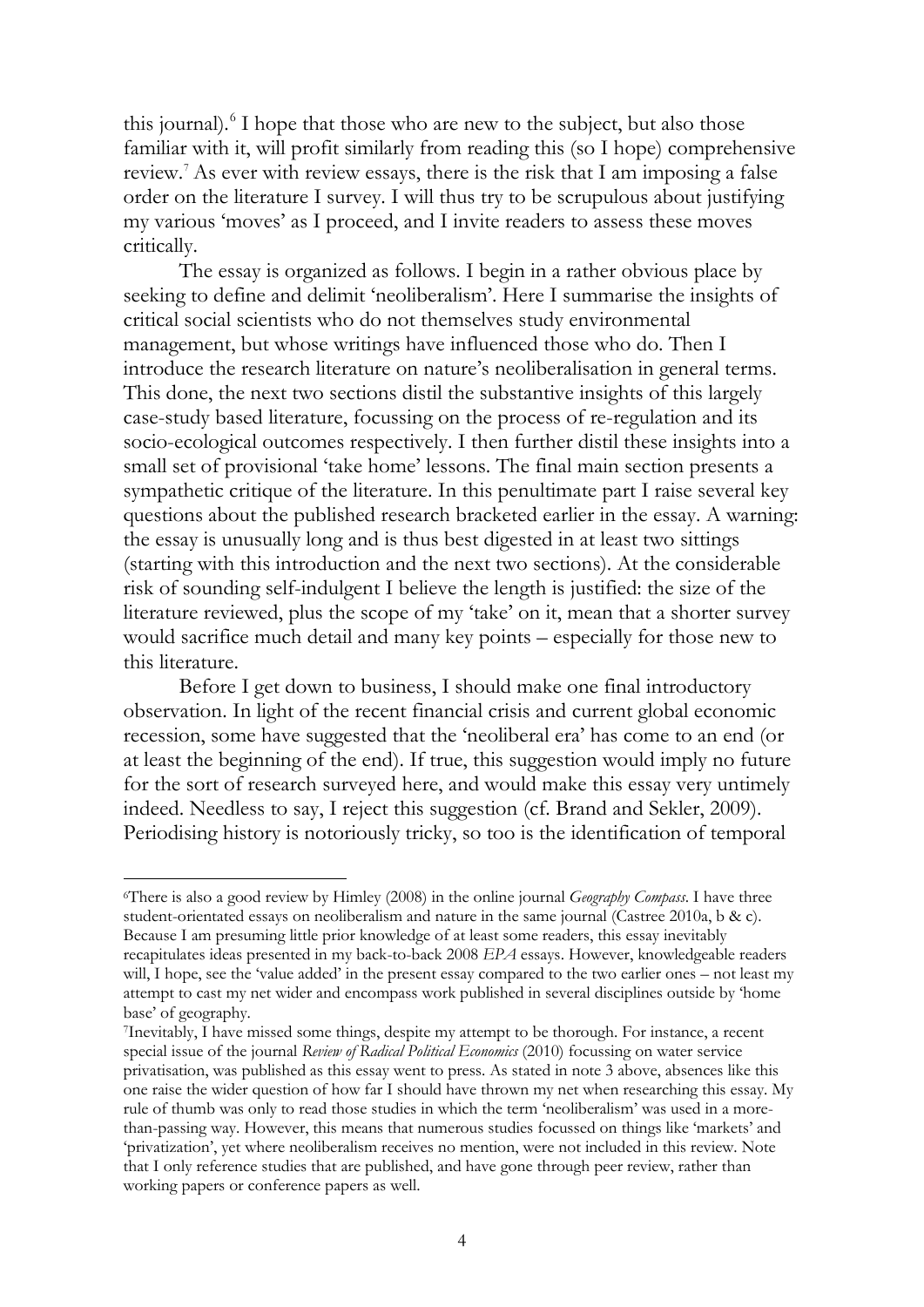this journal).[6] I hope that those who are new to the subject, but also those familiar with it, will profit similarly from reading this (so I hope) comprehensive review.[7] As ever with review essays, there is the risk that I am imposing a false order on the literature I survey. I will thus try to be scrupulous about justifying my various 'moves' as I proceed, and I invite readers to assess these moves critically.

The essay is organized as follows. I begin in a rather obvious place by seeking to define and delimit 'neoliberalism'. Here I summarise the insights of critical social scientists who do not themselves study environmental management, but whose writings have influenced those who do. Then I introduce the research literature on nature's neoliberalisation in general terms. This done, the next two sections distil the substantive insights of this largely case-study based literature, focussing on the process of re-regulation and its socio-ecological outcomes respectively. I then further distil these insights into a small set of provisional 'take home' lessons. The final main section presents a sympathetic critique of the literature. In this penultimate part I raise several key questions about the published research bracketed earlier in the essay. A warning: the essay is unusually long and is thus best digested in at least two sittings (starting with this introduction and the next two sections). At the considerable risk of sounding self-indulgent I believe the length is justified: the size of the literature reviewed, plus the scope of my 'take' on it, mean that a shorter survey would sacrifice much detail and many key points – especially for those new to this literature.

Before I get down to business, I should make one final introductory observation. In light of the recent financial crisis and current global economic recession, some have suggested that the 'neoliberal era' has come to an end (or at least the beginning of the end). If true, this suggestion would imply no future for the sort of research surveyed here, and would make this essay very untimely indeed. Needless to say, I reject this suggestion (cf. Brand and Sekler, 2009). Periodising history is notoriously tricky, so too is the identification of temporal

---

[6] There is also a good review by Himley (2008) in the online journal *Geography Compass*. I have three student-orientated essays on neoliberalism and nature in the same journal (Castree 2010a, b & c). Because I am presuming little prior knowledge of at least some readers, this essay inevitably recapitulates ideas presented in my back-to-back 2008 *EPA* essays. However, knowledgeable readers will, I hope, see the 'value added' in the present essay compared to the two earlier ones – not least my attempt to cast my net wider and encompass work published in several disciplines outside by 'home base' of geography.

[7] Inevitably, I have missed some things, despite my attempt to be thorough. For instance, a recent special issue of the journal *Review of Radical Political Economics* (2010) focussing on water service privatisation, was published as this essay went to press. As stated in note 3 above, absences like this one raise the wider question of how far I should have thrown my net when researching this essay. My rule of thumb was only to read those studies in which the term 'neoliberalism' was used in a more-than-passing way. However, this means that numerous studies focussed on things like 'markets' and 'privatization', yet where neoliberalism receives no mention, were not included in this review. Note that I only reference studies that are published, and have gone through peer review, rather than working papers or conference papers as well.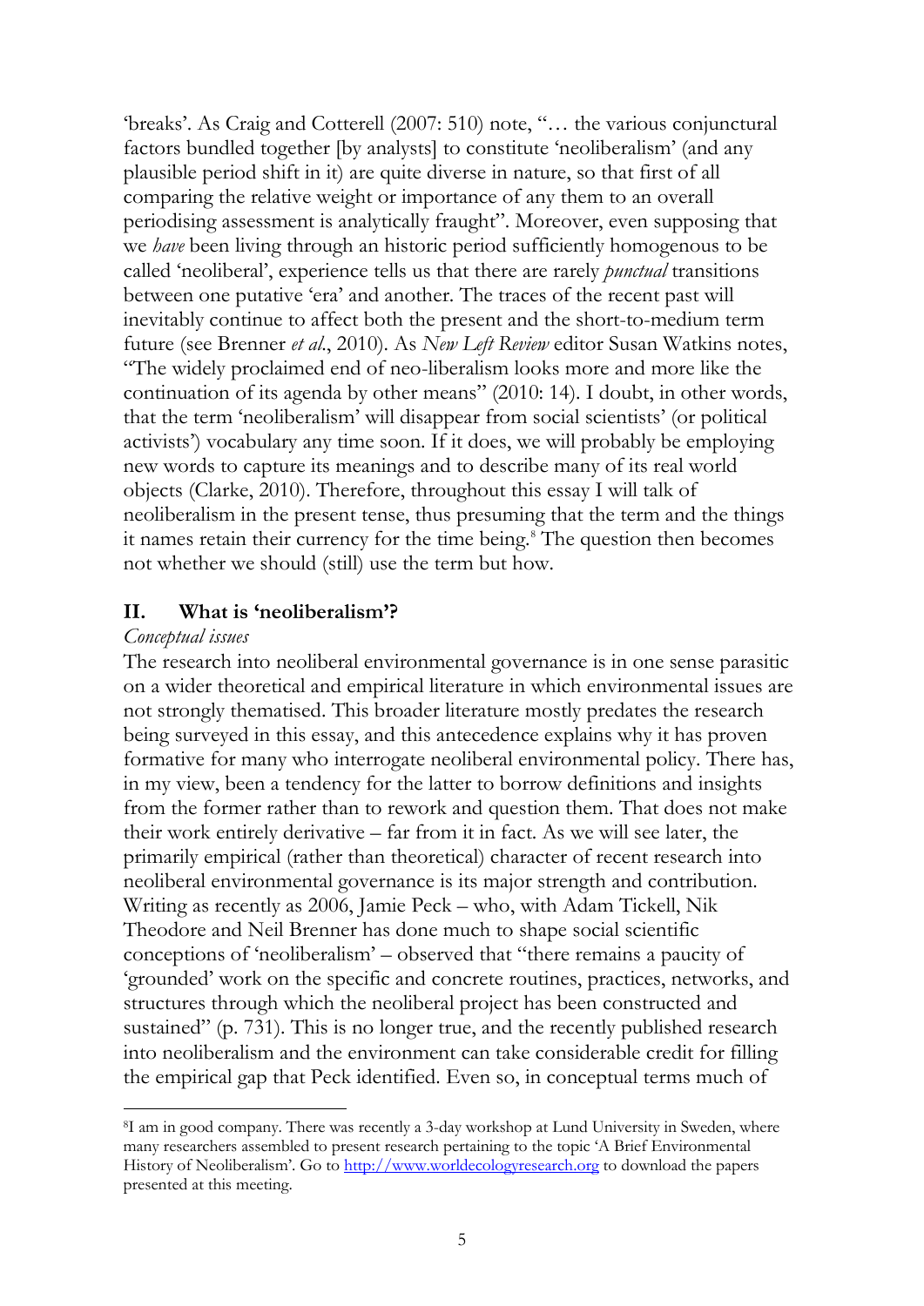'breaks'. As Craig and Cotterell (2007: 510) note, "… the various conjunctural factors bundled together [by analysts] to constitute 'neoliberalism' (and any plausible period shift in it) are quite diverse in nature, so that first of all comparing the relative weight or importance of any them to an overall periodising assessment is analytically fraught". Moreover, even supposing that we *have* been living through an historic period sufficiently homogenous to be called 'neoliberal', experience tells us that there are rarely *punctual* transitions between one putative 'era' and another. The traces of the recent past will inevitably continue to affect both the present and the short-to-medium term future (see Brenner *et al*., 2010). As *New Left Review* editor Susan Watkins notes, "The widely proclaimed end of neo-liberalism looks more and more like the continuation of its agenda by other means" (2010: 14). I doubt, in other words, that the term 'neoliberalism' will disappear from social scientists' (or political activists') vocabulary any time soon. If it does, we will probably be employing new words to capture its meanings and to describe many of its real world objects (Clarke, 2010). Therefore, throughout this essay I will talk of neoliberalism in the present tense, thus presuming that the term and the things it names retain their currency for the time being.[8] The question then becomes not whether we should (still) use the term but how.

## II. What is 'neoliberalism'?

*Conceptual issues*

The research into neoliberal environmental governance is in one sense parasitic on a wider theoretical and empirical literature in which environmental issues are not strongly thematised. This broader literature mostly predates the research being surveyed in this essay, and this antecedence explains why it has proven formative for many who interrogate neoliberal environmental policy. There has, in my view, been a tendency for the latter to borrow definitions and insights from the former rather than to rework and question them. That does not make their work entirely derivative – far from it in fact. As we will see later, the primarily empirical (rather than theoretical) character of recent research into neoliberal environmental governance is its major strength and contribution. Writing as recently as 2006, Jamie Peck – who, with Adam Tickell, Nik Theodore and Neil Brenner has done much to shape social scientific conceptions of 'neoliberalism' – observed that "there remains a paucity of 'grounded' work on the specific and concrete routines, practices, networks, and structures through which the neoliberal project has been constructed and sustained" (p. 731). This is no longer true, and the recently published research into neoliberalism and the environment can take considerable credit for filling the empirical gap that Peck identified. Even so, in conceptual terms much of

[8] I am in good company. There was recently a 3-day workshop at Lund University in Sweden, where many researchers assembled to present research pertaining to the topic 'A Brief Environmental History of Neoliberalism'. Go to http://www.worldecologyresearch.org to download the papers presented at this meeting.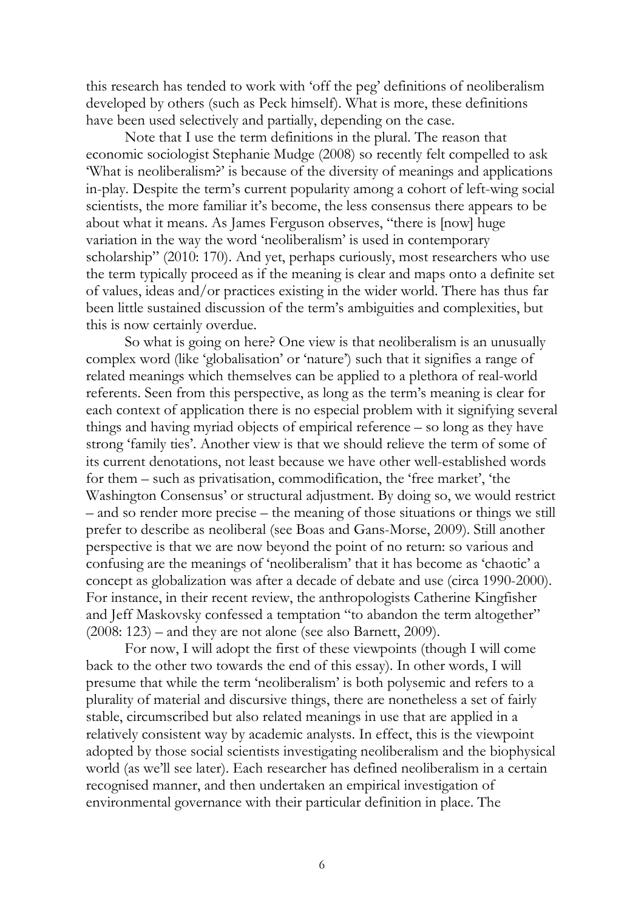this research has tended to work with 'off the peg' definitions of neoliberalism developed by others (such as Peck himself). What is more, these definitions have been used selectively and partially, depending on the case.

Note that I use the term definitions in the plural. The reason that economic sociologist Stephanie Mudge (2008) so recently felt compelled to ask 'What is neoliberalism?' is because of the diversity of meanings and applications in-play. Despite the term's current popularity among a cohort of left-wing social scientists, the more familiar it's become, the less consensus there appears to be about what it means. As James Ferguson observes, "there is [now] huge variation in the way the word 'neoliberalism' is used in contemporary scholarship" (2010: 170). And yet, perhaps curiously, most researchers who use the term typically proceed as if the meaning is clear and maps onto a definite set of values, ideas and/or practices existing in the wider world. There has thus far been little sustained discussion of the term's ambiguities and complexities, but this is now certainly overdue.

So what is going on here? One view is that neoliberalism is an unusually complex word (like 'globalisation' or 'nature') such that it signifies a range of related meanings which themselves can be applied to a plethora of real-world referents. Seen from this perspective, as long as the term's meaning is clear for each context of application there is no especial problem with it signifying several things and having myriad objects of empirical reference – so long as they have strong 'family ties'. Another view is that we should relieve the term of some of its current denotations, not least because we have other well-established words for them – such as privatisation, commodification, the 'free market', 'the Washington Consensus' or structural adjustment. By doing so, we would restrict – and so render more precise – the meaning of those situations or things we still prefer to describe as neoliberal (see Boas and Gans-Morse, 2009). Still another perspective is that we are now beyond the point of no return: so various and confusing are the meanings of 'neoliberalism' that it has become as 'chaotic' a concept as globalization was after a decade of debate and use (circa 1990-2000). For instance, in their recent review, the anthropologists Catherine Kingfisher and Jeff Maskovsky confessed a temptation "to abandon the term altogether" (2008: 123) – and they are not alone (see also Barnett, 2009).

For now, I will adopt the first of these viewpoints (though I will come back to the other two towards the end of this essay). In other words, I will presume that while the term 'neoliberalism' is both polysemic and refers to a plurality of material and discursive things, there are nonetheless a set of fairly stable, circumscribed but also related meanings in use that are applied in a relatively consistent way by academic analysts. In effect, this is the viewpoint adopted by those social scientists investigating neoliberalism and the biophysical world (as we'll see later). Each researcher has defined neoliberalism in a certain recognised manner, and then undertaken an empirical investigation of environmental governance with their particular definition in place. The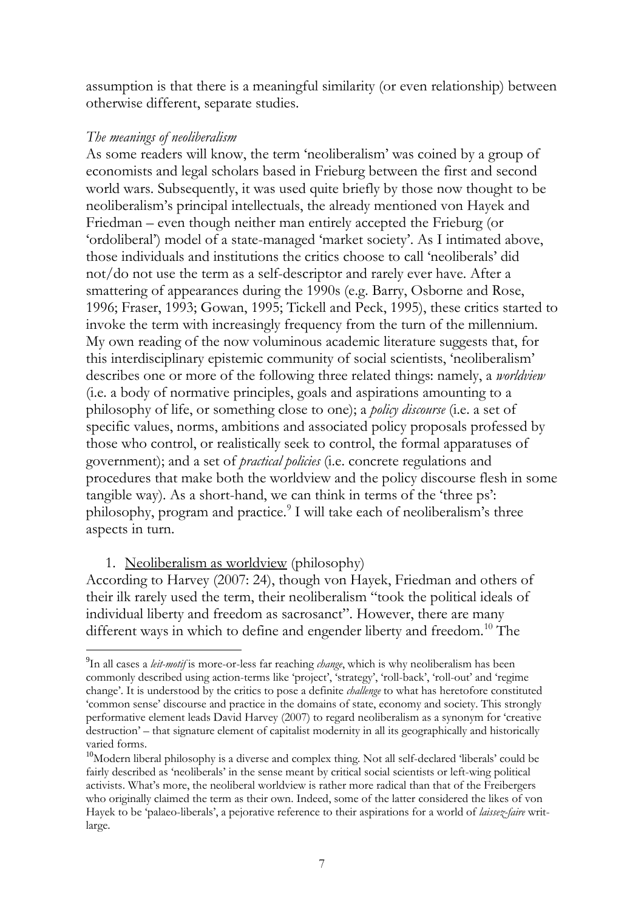assumption is that there is a meaningful similarity (or even relationship) between otherwise different, separate studies.

*The meanings of neoliberalism*

As some readers will know, the term 'neoliberalism' was coined by a group of economists and legal scholars based in Frieburg between the first and second world wars. Subsequently, it was used quite briefly by those now thought to be neoliberalism's principal intellectuals, the already mentioned von Hayek and Friedman – even though neither man entirely accepted the Frieburg (or 'ordoliberal') model of a state-managed 'market society'. As I intimated above, those individuals and institutions the critics choose to call 'neoliberals' did not/do not use the term as a self-descriptor and rarely ever have. After a smattering of appearances during the 1990s (e.g. Barry, Osborne and Rose, 1996; Fraser, 1993; Gowan, 1995; Tickell and Peck, 1995), these critics started to invoke the term with increasingly frequency from the turn of the millennium. My own reading of the now voluminous academic literature suggests that, for this interdisciplinary epistemic community of social scientists, 'neoliberalism' describes one or more of the following three related things: namely, a *worldview* (i.e. a body of normative principles, goals and aspirations amounting to a philosophy of life, or something close to one); a *policy discourse* (i.e. a set of specific values, norms, ambitions and associated policy proposals professed by those who control, or realistically seek to control, the formal apparatuses of government); and a set of *practical policies* (i.e. concrete regulations and procedures that make both the worldview and the policy discourse flesh in some tangible way). As a short-hand, we can think in terms of the 'three ps': philosophy, program and practice.[9] I will take each of neoliberalism's three aspects in turn.

1. <u>Neoliberalism as worldview</u> (philosophy)

According to Harvey (2007: 24), though von Hayek, Friedman and others of their ilk rarely used the term, their neoliberalism "took the political ideals of individual liberty and freedom as sacrosanct". However, there are many different ways in which to define and engender liberty and freedom.[10] The

---

[9] In all cases a *leit-motif* is more-or-less far reaching *change*, which is why neoliberalism has been commonly described using action-terms like 'project', 'strategy', 'roll-back', 'roll-out' and 'regime change'. It is understood by the critics to pose a definite *challenge* to what has heretofore constituted 'common sense' discourse and practice in the domains of state, economy and society. This strongly performative element leads David Harvey (2007) to regard neoliberalism as a synonym for 'creative destruction' – that signature element of capitalist modernity in all its geographically and historically varied forms.

[10] Modern liberal philosophy is a diverse and complex thing. Not all self-declared 'liberals' could be fairly described as 'neoliberals' in the sense meant by critical social scientists or left-wing political activists. What's more, the neoliberal worldview is rather more radical than that of the Freibergers who originally claimed the term as their own. Indeed, some of the latter considered the likes of von Hayek to be 'palaeo-liberals', a pejorative reference to their aspirations for a world of *laissez-faire* writ-large.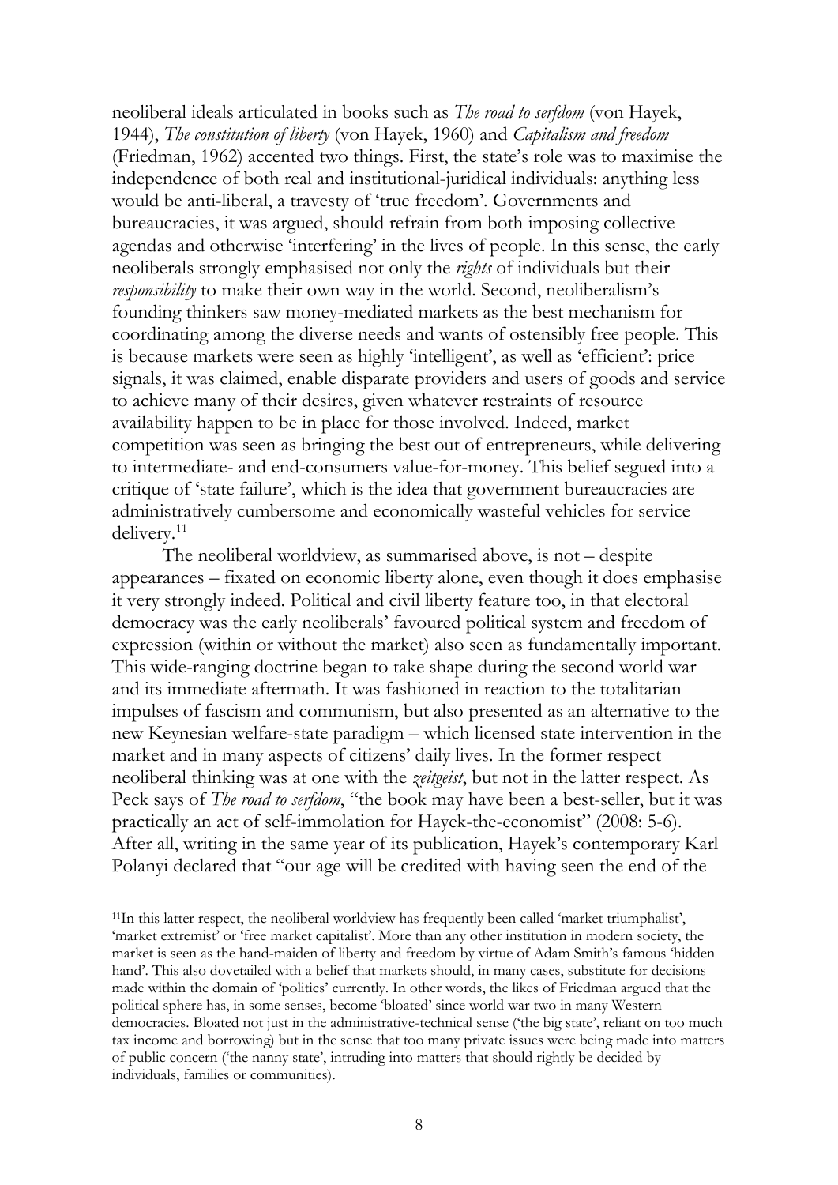neoliberal ideals articulated in books such as *The road to serfdom* (von Hayek, 1944), *The constitution of liberty* (von Hayek, 1960) and *Capitalism and freedom* (Friedman, 1962) accented two things. First, the state's role was to maximise the independence of both real and institutional-juridical individuals: anything less would be anti-liberal, a travesty of 'true freedom'. Governments and bureaucracies, it was argued, should refrain from both imposing collective agendas and otherwise 'interfering' in the lives of people. In this sense, the early neoliberals strongly emphasised not only the *rights* of individuals but their *responsibility* to make their own way in the world. Second, neoliberalism's founding thinkers saw money-mediated markets as the best mechanism for coordinating among the diverse needs and wants of ostensibly free people. This is because markets were seen as highly 'intelligent', as well as 'efficient': price signals, it was claimed, enable disparate providers and users of goods and service to achieve many of their desires, given whatever restraints of resource availability happen to be in place for those involved. Indeed, market competition was seen as bringing the best out of entrepreneurs, while delivering to intermediate- and end-consumers value-for-money. This belief segued into a critique of 'state failure', which is the idea that government bureaucracies are administratively cumbersome and economically wasteful vehicles for service delivery.[11]

The neoliberal worldview, as summarised above, is not – despite appearances – fixated on economic liberty alone, even though it does emphasise it very strongly indeed. Political and civil liberty feature too, in that electoral democracy was the early neoliberals' favoured political system and freedom of expression (within or without the market) also seen as fundamentally important. This wide-ranging doctrine began to take shape during the second world war and its immediate aftermath. It was fashioned in reaction to the totalitarian impulses of fascism and communism, but also presented as an alternative to the new Keynesian welfare-state paradigm – which licensed state intervention in the market and in many aspects of citizens' daily lives. In the former respect neoliberal thinking was at one with the *zeitgeist*, but not in the latter respect. As Peck says of *The road to serfdom*, "the book may have been a best-seller, but it was practically an act of self-immolation for Hayek-the-economist" (2008: 5-6). After all, writing in the same year of its publication, Hayek's contemporary Karl Polanyi declared that "our age will be credited with having seen the end of the

---

[11] In this latter respect, the neoliberal worldview has frequently been called 'market triumphalist', 'market extremist' or 'free market capitalist'. More than any other institution in modern society, the market is seen as the hand-maiden of liberty and freedom by virtue of Adam Smith's famous 'hidden hand'. This also dovetailed with a belief that markets should, in many cases, substitute for decisions made within the domain of 'politics' currently. In other words, the likes of Friedman argued that the political sphere has, in some senses, become 'bloated' since world war two in many Western democracies. Bloated not just in the administrative-technical sense ('the big state', reliant on too much tax income and borrowing) but in the sense that too many private issues were being made into matters of public concern ('the nanny state', intruding into matters that should rightly be decided by individuals, families or communities).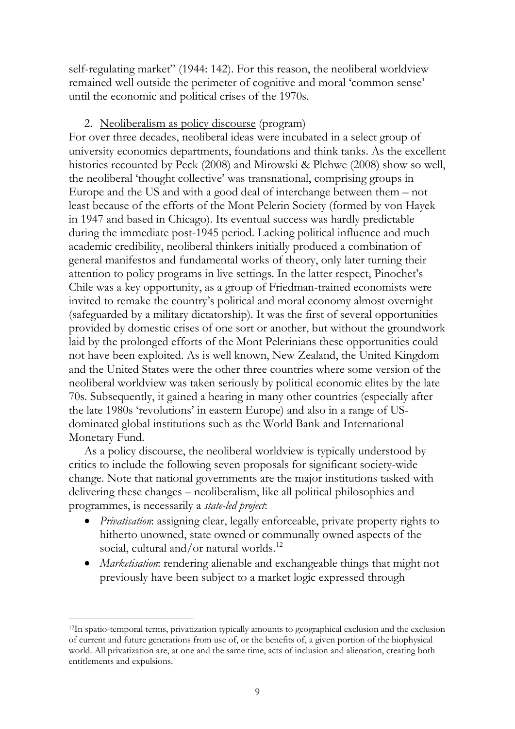self-regulating market" (1944: 142). For this reason, the neoliberal worldview remained well outside the perimeter of cognitive and moral 'common sense' until the economic and political crises of the 1970s.

2. Neoliberalism as policy discourse (program)

For over three decades, neoliberal ideas were incubated in a select group of university economics departments, foundations and think tanks. As the excellent histories recounted by Peck (2008) and Mirowski & Plehwe (2008) show so well, the neoliberal 'thought collective' was transnational, comprising groups in Europe and the US and with a good deal of interchange between them – not least because of the efforts of the Mont Pelerin Society (formed by von Hayek in 1947 and based in Chicago). Its eventual success was hardly predictable during the immediate post-1945 period. Lacking political influence and much academic credibility, neoliberal thinkers initially produced a combination of general manifestos and fundamental works of theory, only later turning their attention to policy programs in live settings. In the latter respect, Pinochet's Chile was a key opportunity, as a group of Friedman-trained economists were invited to remake the country's political and moral economy almost overnight (safeguarded by a military dictatorship). It was the first of several opportunities provided by domestic crises of one sort or another, but without the groundwork laid by the prolonged efforts of the Mont Pelerinians these opportunities could not have been exploited. As is well known, New Zealand, the United Kingdom and the United States were the other three countries where some version of the neoliberal worldview was taken seriously by political economic elites by the late 70s. Subsequently, it gained a hearing in many other countries (especially after the late 1980s 'revolutions' in eastern Europe) and also in a range of US-dominated global institutions such as the World Bank and International Monetary Fund.

As a policy discourse, the neoliberal worldview is typically understood by critics to include the following seven proposals for significant society-wide change. Note that national governments are the major institutions tasked with delivering these changes – neoliberalism, like all political philosophies and programmes, is necessarily a *state-led project*:

- *Privatisation*: assigning clear, legally enforceable, private property rights to hitherto unowned, state owned or communally owned aspects of the social, cultural and/or natural worlds.[12]
- *Marketisation*: rendering alienable and exchangeable things that might not previously have been subject to a market logic expressed through

[12] In spatio-temporal terms, privatization typically amounts to geographical exclusion and the exclusion of current and future generations from use of, or the benefits of, a given portion of the biophysical world. All privatization are, at one and the same time, acts of inclusion and alienation, creating both entitlements and expulsions.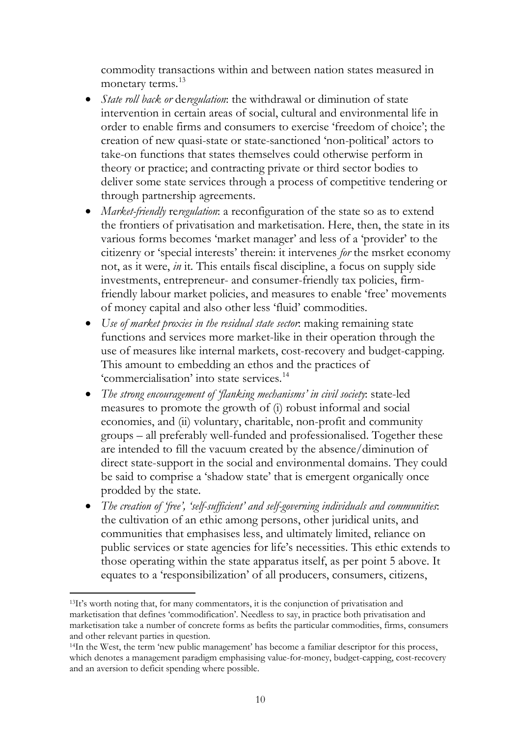commodity transactions within and between nation states measured in monetary terms.[13]

- *State roll back or* de*regulation*: the withdrawal or diminution of state intervention in certain areas of social, cultural and environmental life in order to enable firms and consumers to exercise 'freedom of choice'; the creation of new quasi-state or state-sanctioned 'non-political' actors to take-on functions that states themselves could otherwise perform in theory or practice; and contracting private or third sector bodies to deliver some state services through a process of competitive tendering or through partnership agreements.
- *Market-friendly* re*regulation*: a reconfiguration of the state so as to extend the frontiers of privatisation and marketisation. Here, then, the state in its various forms becomes 'market manager' and less of a 'provider' to the citizenry or 'special interests' therein: it intervenes *for* the msrket economy not, as it were, *in* it. This entails fiscal discipline, a focus on supply side investments, entrepreneur- and consumer-friendly tax policies, firm-friendly labour market policies, and measures to enable 'free' movements of money capital and also other less 'fluid' commodities.
- *Use of market proxies in the residual state sector*: making remaining state functions and services more market-like in their operation through the use of measures like internal markets, cost-recovery and budget-capping. This amount to embedding an ethos and the practices of 'commercialisation' into state services.[14]
- *The strong encouragement of 'flanking mechanisms' in civil society*: state-led measures to promote the growth of (i) robust informal and social economies, and (ii) voluntary, charitable, non-profit and community groups – all preferably well-funded and professionalised. Together these are intended to fill the vacuum created by the absence/diminution of direct state-support in the social and environmental domains. They could be said to comprise a 'shadow state' that is emergent organically once prodded by the state.
- *The creation of 'free', 'self-sufficient' and self-governing individuals and communities*: the cultivation of an ethic among persons, other juridical units, and communities that emphasises less, and ultimately limited, reliance on public services or state agencies for life's necessities. This ethic extends to those operating within the state apparatus itself, as per point 5 above. It equates to a 'responsibilization' of all producers, consumers, citizens,

[13] It's worth noting that, for many commentators, it is the conjunction of privatisation and marketisation that defines 'commodification'. Needless to say, in practice both privatisation and marketisation take a number of concrete forms as befits the particular commodities, firms, consumers and other relevant parties in question.

[14] In the West, the term 'new public management' has become a familiar descriptor for this process, which denotes a management paradigm emphasising value-for-money, budget-capping, cost-recovery and an aversion to deficit spending where possible.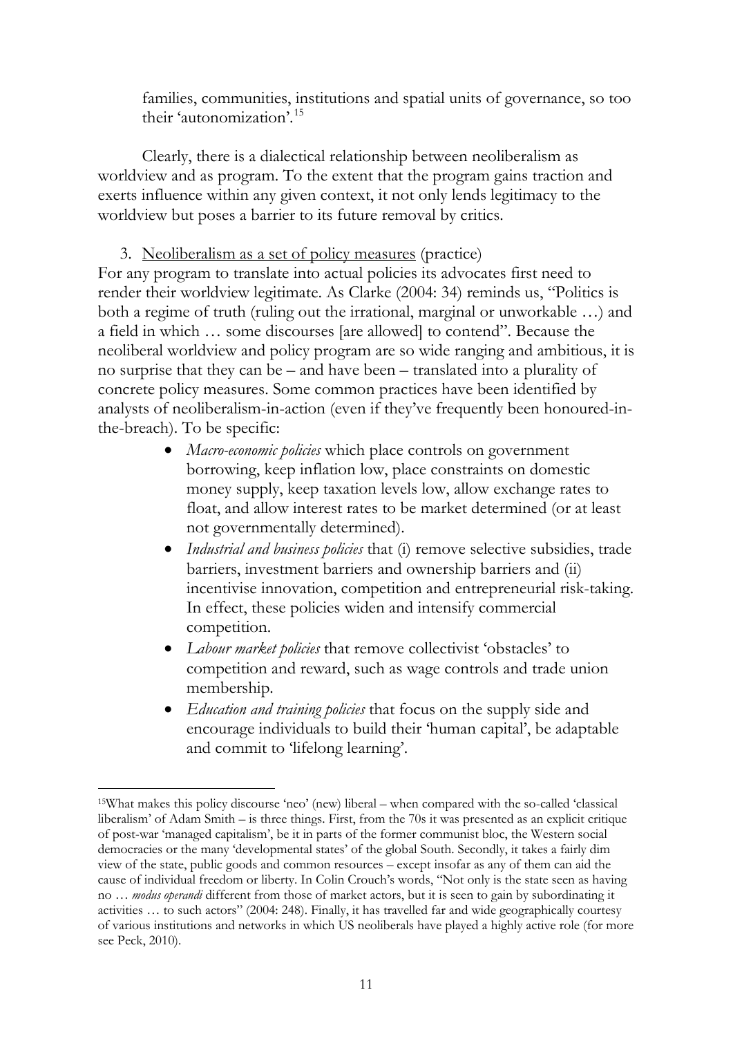families, communities, institutions and spatial units of governance, so too their 'autonomization'.[15]

Clearly, there is a dialectical relationship between neoliberalism as worldview and as program. To the extent that the program gains traction and exerts influence within any given context, it not only lends legitimacy to the worldview but poses a barrier to its future removal by critics.

3. <u>Neoliberalism as a set of policy measures</u> (practice)

For any program to translate into actual policies its advocates first need to render their worldview legitimate. As Clarke (2004: 34) reminds us, "Politics is both a regime of truth (ruling out the irrational, marginal or unworkable …) and a field in which … some discourses [are allowed] to contend". Because the neoliberal worldview and policy program are so wide ranging and ambitious, it is no surprise that they can be – and have been – translated into a plurality of concrete policy measures. Some common practices have been identified by analysts of neoliberalism-in-action (even if they've frequently been honoured-in-the-breach). To be specific:

- *Macro-economic policies* which place controls on government borrowing, keep inflation low, place constraints on domestic money supply, keep taxation levels low, allow exchange rates to float, and allow interest rates to be market determined (or at least not governmentally determined).
- *Industrial and business policies* that (i) remove selective subsidies, trade barriers, investment barriers and ownership barriers and (ii) incentivise innovation, competition and entrepreneurial risk-taking. In effect, these policies widen and intensify commercial competition.
- *Labour market policies* that remove collectivist 'obstacles' to competition and reward, such as wage controls and trade union membership.
- *Education and training policies* that focus on the supply side and encourage individuals to build their 'human capital', be adaptable and commit to 'lifelong learning'.

---

[15] What makes this policy discourse 'neo' (new) liberal – when compared with the so-called 'classical liberalism' of Adam Smith – is three things. First, from the 70s it was presented as an explicit critique of post-war 'managed capitalism', be it in parts of the former communist bloc, the Western social democracies or the many 'developmental states' of the global South. Secondly, it takes a fairly dim view of the state, public goods and common resources – except insofar as any of them can aid the cause of individual freedom or liberty. In Colin Crouch's words, "Not only is the state seen as having no … *modus operandi* different from those of market actors, but it is seen to gain by subordinating it activities … to such actors" (2004: 248). Finally, it has travelled far and wide geographically courtesy of various institutions and networks in which US neoliberals have played a highly active role (for more see Peck, 2010).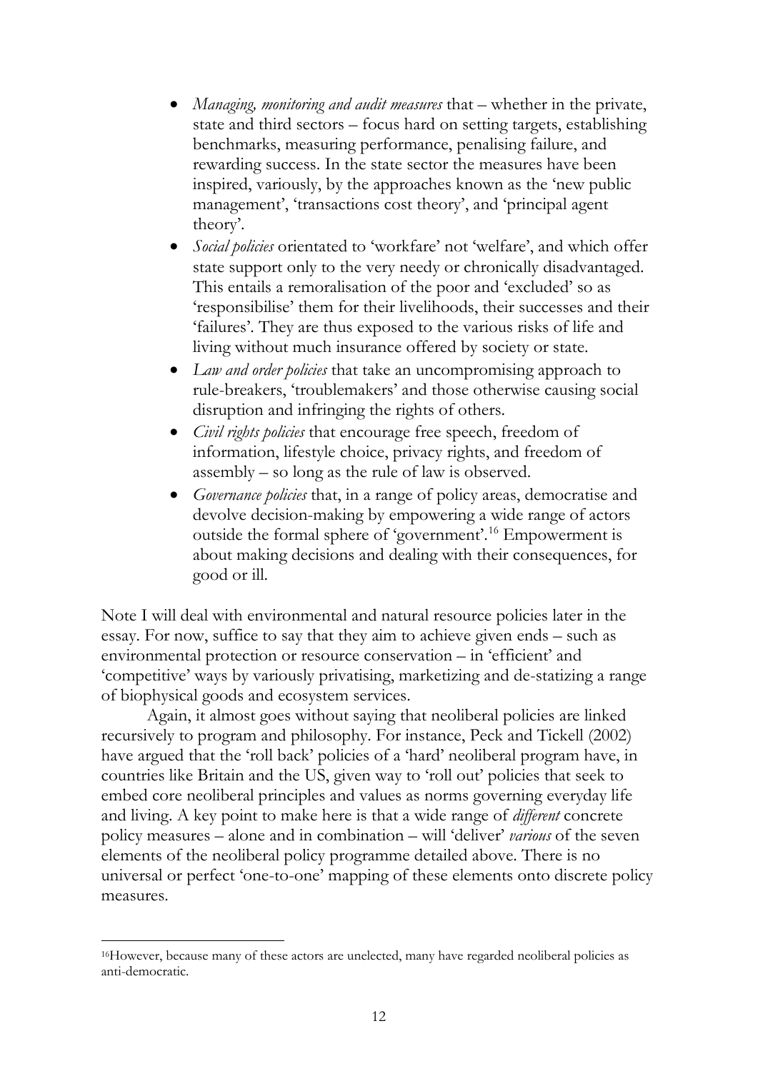- *Managing, monitoring and audit measures* that – whether in the private, state and third sectors – focus hard on setting targets, establishing benchmarks, measuring performance, penalising failure, and rewarding success. In the state sector the measures have been inspired, variously, by the approaches known as the 'new public management', 'transactions cost theory', and 'principal agent theory'.
- *Social policies* orientated to 'workfare' not 'welfare', and which offer state support only to the very needy or chronically disadvantaged. This entails a remoralisation of the poor and 'excluded' so as 'responsibilise' them for their livelihoods, their successes and their 'failures'. They are thus exposed to the various risks of life and living without much insurance offered by society or state.
- *Law and order policies* that take an uncompromising approach to rule-breakers, 'troublemakers' and those otherwise causing social disruption and infringing the rights of others.
- *Civil rights policies* that encourage free speech, freedom of information, lifestyle choice, privacy rights, and freedom of assembly – so long as the rule of law is observed.
- *Governance policies* that, in a range of policy areas, democratise and devolve decision-making by empowering a wide range of actors outside the formal sphere of 'government'.[16] Empowerment is about making decisions and dealing with their consequences, for good or ill.

Note I will deal with environmental and natural resource policies later in the essay. For now, suffice to say that they aim to achieve given ends – such as environmental protection or resource conservation – in 'efficient' and 'competitive' ways by variously privatising, marketizing and de-statizing a range of biophysical goods and ecosystem services.

Again, it almost goes without saying that neoliberal policies are linked recursively to program and philosophy. For instance, Peck and Tickell (2002) have argued that the 'roll back' policies of a 'hard' neoliberal program have, in countries like Britain and the US, given way to 'roll out' policies that seek to embed core neoliberal principles and values as norms governing everyday life and living. A key point to make here is that a wide range of *different* concrete policy measures – alone and in combination – will 'deliver' *various* of the seven elements of the neoliberal policy programme detailed above. There is no universal or perfect 'one-to-one' mapping of these elements onto discrete policy measures.

[16] However, because many of these actors are unelected, many have regarded neoliberal policies as anti-democratic.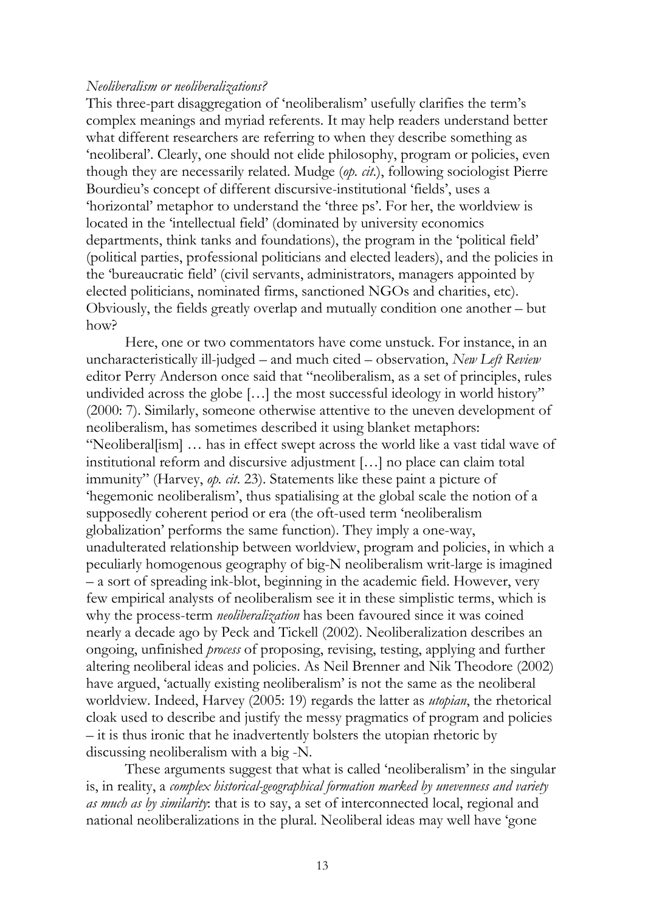*Neoliberalism or neoliberalizations?*

This three-part disaggregation of 'neoliberalism' usefully clarifies the term's complex meanings and myriad referents. It may help readers understand better what different researchers are referring to when they describe something as 'neoliberal'. Clearly, one should not elide philosophy, program or policies, even though they are necessarily related. Mudge (*op. cit.*), following sociologist Pierre Bourdieu's concept of different discursive-institutional 'fields', uses a 'horizontal' metaphor to understand the 'three ps'. For her, the worldview is located in the 'intellectual field' (dominated by university economics departments, think tanks and foundations), the program in the 'political field' (political parties, professional politicians and elected leaders), and the policies in the 'bureaucratic field' (civil servants, administrators, managers appointed by elected politicians, nominated firms, sanctioned NGOs and charities, etc). Obviously, the fields greatly overlap and mutually condition one another – but how?

Here, one or two commentators have come unstuck. For instance, in an uncharacteristically ill-judged – and much cited – observation, *New Left Review* editor Perry Anderson once said that "neoliberalism, as a set of principles, rules undivided across the globe […] the most successful ideology in world history" (2000: 7). Similarly, someone otherwise attentive to the uneven development of neoliberalism, has sometimes described it using blanket metaphors: "Neoliberal[ism] … has in effect swept across the world like a vast tidal wave of institutional reform and discursive adjustment […] no place can claim total immunity" (Harvey, *op. cit.* 23). Statements like these paint a picture of 'hegemonic neoliberalism', thus spatialising at the global scale the notion of a supposedly coherent period or era (the oft-used term 'neoliberalism globalization' performs the same function). They imply a one-way, unadulterated relationship between worldview, program and policies, in which a peculiarly homogenous geography of big-N neoliberalism writ-large is imagined – a sort of spreading ink-blot, beginning in the academic field. However, very few empirical analysts of neoliberalism see it in these simplistic terms, which is why the process-term *neoliberalization* has been favoured since it was coined nearly a decade ago by Peck and Tickell (2002). Neoliberalization describes an ongoing, unfinished *process* of proposing, revising, testing, applying and further altering neoliberal ideas and policies. As Neil Brenner and Nik Theodore (2002) have argued, 'actually existing neoliberalism' is not the same as the neoliberal worldview. Indeed, Harvey (2005: 19) regards the latter as *utopian*, the rhetorical cloak used to describe and justify the messy pragmatics of program and policies – it is thus ironic that he inadvertently bolsters the utopian rhetoric by discussing neoliberalism with a big -N.

These arguments suggest that what is called 'neoliberalism' in the singular is, in reality, a *complex historical-geographical formation marked by unevenness and variety as much as by similarity*: that is to say, a set of interconnected local, regional and national neoliberalizations in the plural. Neoliberal ideas may well have 'gone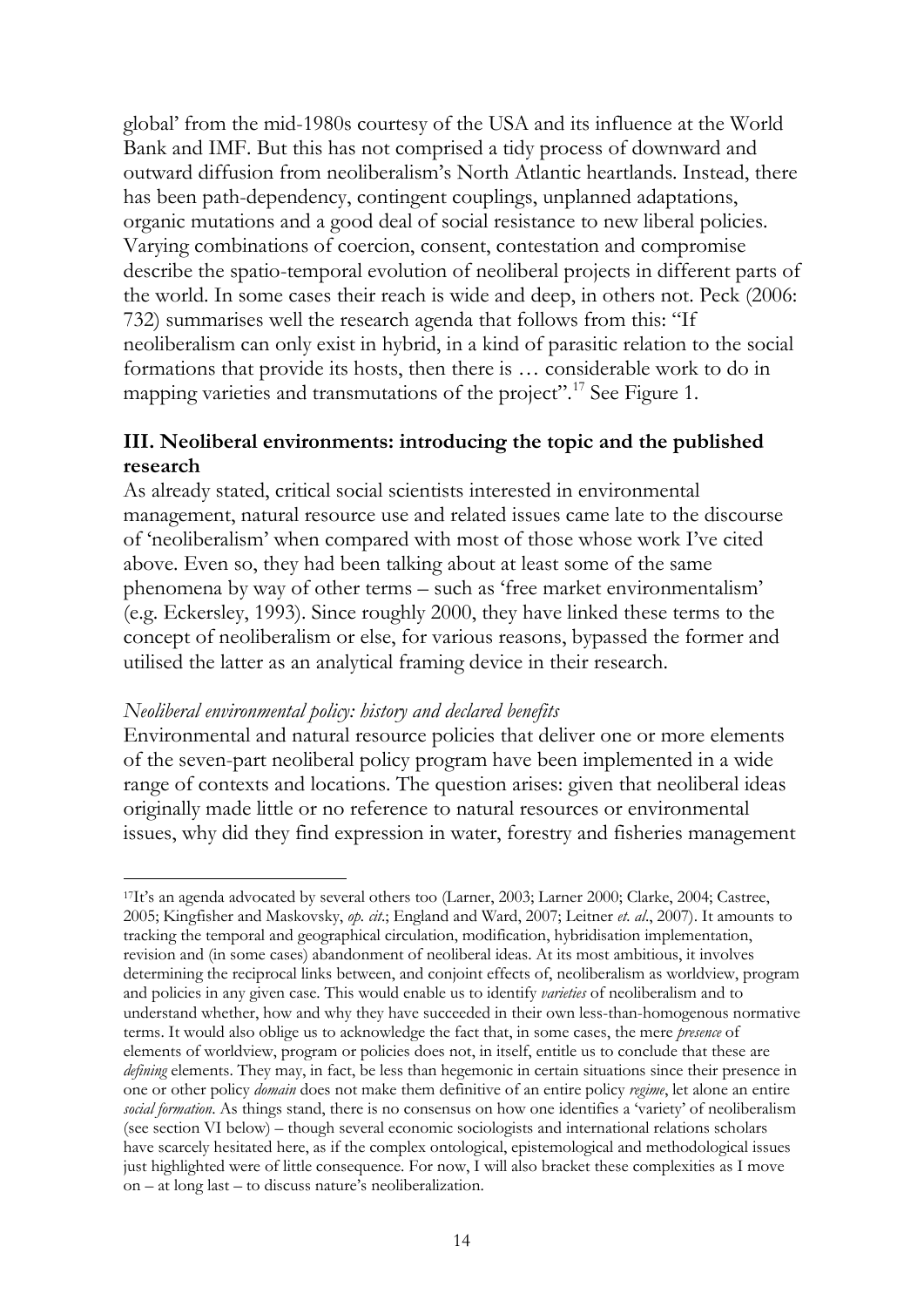global' from the mid-1980s courtesy of the USA and its influence at the World Bank and IMF. But this has not comprised a tidy process of downward and outward diffusion from neoliberalism's North Atlantic heartlands. Instead, there has been path-dependency, contingent couplings, unplanned adaptations, organic mutations and a good deal of social resistance to new liberal policies. Varying combinations of coercion, consent, contestation and compromise describe the spatio-temporal evolution of neoliberal projects in different parts of the world. In some cases their reach is wide and deep, in others not. Peck (2006: 732) summarises well the research agenda that follows from this: "If neoliberalism can only exist in hybrid, in a kind of parasitic relation to the social formations that provide its hosts, then there is … considerable work to do in mapping varieties and transmutations of the project".[17] See Figure 1.

## III. Neoliberal environments: introducing the topic and the published research

As already stated, critical social scientists interested in environmental management, natural resource use and related issues came late to the discourse of 'neoliberalism' when compared with most of those whose work I've cited above. Even so, they had been talking about at least some of the same phenomena by way of other terms – such as 'free market environmentalism' (e.g. Eckersley, 1993). Since roughly 2000, they have linked these terms to the concept of neoliberalism or else, for various reasons, bypassed the former and utilised the latter as an analytical framing device in their research.

### *Neoliberal environmental policy: history and declared benefits*

Environmental and natural resource policies that deliver one or more elements of the seven-part neoliberal policy program have been implemented in a wide range of contexts and locations. The question arises: given that neoliberal ideas originally made little or no reference to natural resources or environmental issues, why did they find expression in water, forestry and fisheries management

---

[17] It's an agenda advocated by several others too (Larner, 2003; Larner 2000; Clarke, 2004; Castree, 2005; Kingfisher and Maskovsky, *op. cit*.; England and Ward, 2007; Leitner *et. al*., 2007). It amounts to tracking the temporal and geographical circulation, modification, hybridisation implementation, revision and (in some cases) abandonment of neoliberal ideas. At its most ambitious, it involves determining the reciprocal links between, and conjoint effects of, neoliberalism as worldview, program and policies in any given case. This would enable us to identify *varieties* of neoliberalism and to understand whether, how and why they have succeeded in their own less-than-homogenous normative terms. It would also oblige us to acknowledge the fact that, in some cases, the mere *presence* of elements of worldview, program or policies does not, in itself, entitle us to conclude that these are *defining* elements. They may, in fact, be less than hegemonic in certain situations since their presence in one or other policy *domain* does not make them definitive of an entire policy *regime*, let alone an entire *social formation*. As things stand, there is no consensus on how one identifies a 'variety' of neoliberalism (see section VI below) – though several economic sociologists and international relations scholars have scarcely hesitated here, as if the complex ontological, epistemological and methodological issues just highlighted were of little consequence. For now, I will also bracket these complexities as I move on – at long last – to discuss nature's neoliberalization.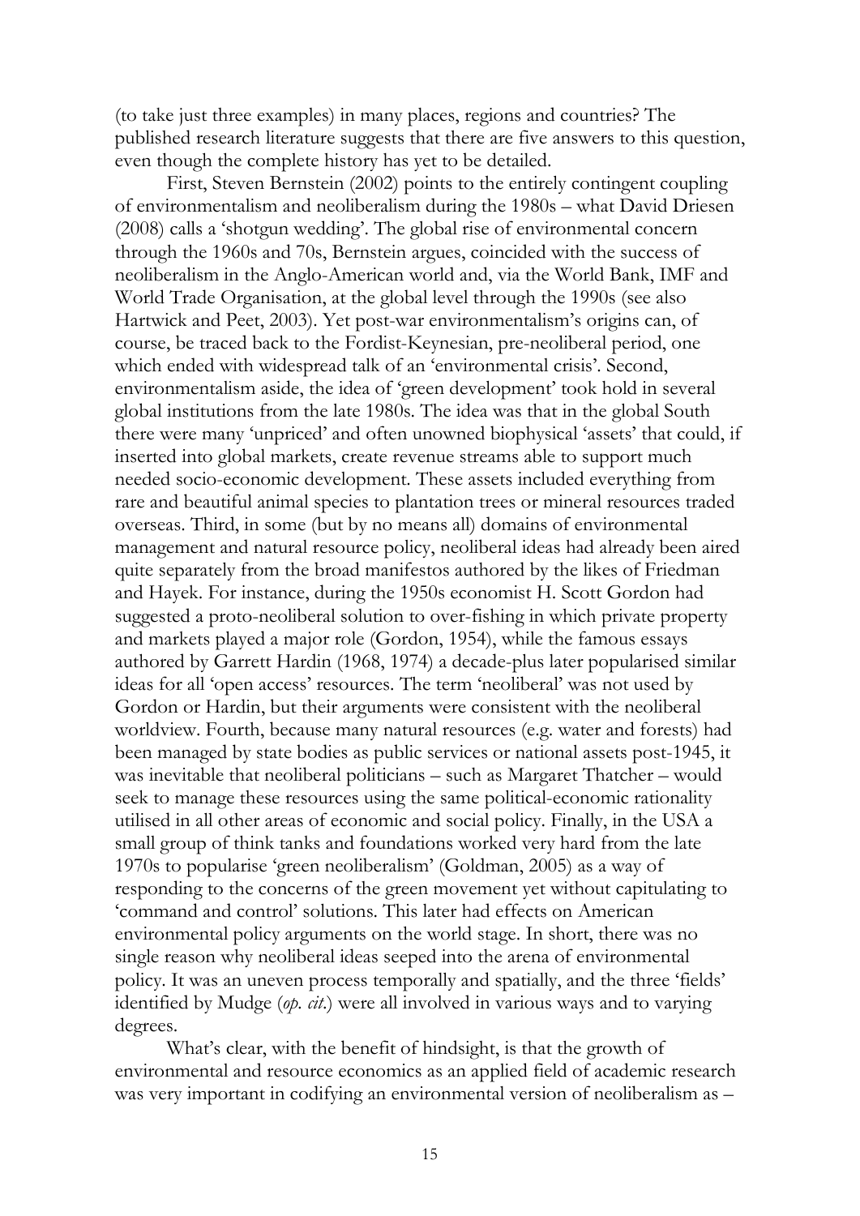(to take just three examples) in many places, regions and countries? The published research literature suggests that there are five answers to this question, even though the complete history has yet to be detailed.

First, Steven Bernstein (2002) points to the entirely contingent coupling of environmentalism and neoliberalism during the 1980s – what David Driesen (2008) calls a 'shotgun wedding'. The global rise of environmental concern through the 1960s and 70s, Bernstein argues, coincided with the success of neoliberalism in the Anglo-American world and, via the World Bank, IMF and World Trade Organisation, at the global level through the 1990s (see also Hartwick and Peet, 2003). Yet post-war environmentalism's origins can, of course, be traced back to the Fordist-Keynesian, pre-neoliberal period, one which ended with widespread talk of an 'environmental crisis'. Second, environmentalism aside, the idea of 'green development' took hold in several global institutions from the late 1980s. The idea was that in the global South there were many 'unpriced' and often unowned biophysical 'assets' that could, if inserted into global markets, create revenue streams able to support much needed socio-economic development. These assets included everything from rare and beautiful animal species to plantation trees or mineral resources traded overseas. Third, in some (but by no means all) domains of environmental management and natural resource policy, neoliberal ideas had already been aired quite separately from the broad manifestos authored by the likes of Friedman and Hayek. For instance, during the 1950s economist H. Scott Gordon had suggested a proto-neoliberal solution to over-fishing in which private property and markets played a major role (Gordon, 1954), while the famous essays authored by Garrett Hardin (1968, 1974) a decade-plus later popularised similar ideas for all 'open access' resources. The term 'neoliberal' was not used by Gordon or Hardin, but their arguments were consistent with the neoliberal worldview. Fourth, because many natural resources (e.g. water and forests) had been managed by state bodies as public services or national assets post-1945, it was inevitable that neoliberal politicians – such as Margaret Thatcher – would seek to manage these resources using the same political-economic rationality utilised in all other areas of economic and social policy. Finally, in the USA a small group of think tanks and foundations worked very hard from the late 1970s to popularise 'green neoliberalism' (Goldman, 2005) as a way of responding to the concerns of the green movement yet without capitulating to 'command and control' solutions. This later had effects on American environmental policy arguments on the world stage. In short, there was no single reason why neoliberal ideas seeped into the arena of environmental policy. It was an uneven process temporally and spatially, and the three 'fields' identified by Mudge (*op. cit.*) were all involved in various ways and to varying degrees.

What's clear, with the benefit of hindsight, is that the growth of environmental and resource economics as an applied field of academic research was very important in codifying an environmental version of neoliberalism as –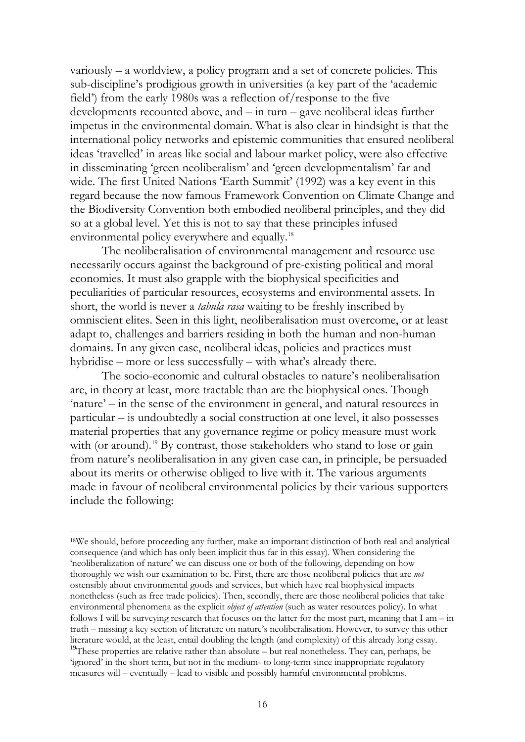variously – a worldview, a policy program and a set of concrete policies. This sub-discipline's prodigious growth in universities (a key part of the 'academic field') from the early 1980s was a reflection of/response to the five developments recounted above, and – in turn – gave neoliberal ideas further impetus in the environmental domain. What is also clear in hindsight is that the international policy networks and epistemic communities that ensured neoliberal ideas 'travelled' in areas like social and labour market policy, were also effective in disseminating 'green neoliberalism' and 'green developmentalism' far and wide. The first United Nations 'Earth Summit' (1992) was a key event in this regard because the now famous Framework Convention on Climate Change and the Biodiversity Convention both embodied neoliberal principles, and they did so at a global level. Yet this is not to say that these principles infused environmental policy everywhere and equally.[18]

The neoliberalisation of environmental management and resource use necessarily occurs against the background of pre-existing political and moral economies. It must also grapple with the biophysical specificities and peculiarities of particular resources, ecosystems and environmental assets. In short, the world is never a *tabula rasa* waiting to be freshly inscribed by omniscient elites. Seen in this light, neoliberalisation must overcome, or at least adapt to, challenges and barriers residing in both the human and non-human domains. In any given case, neoliberal ideas, policies and practices must hybridise – more or less successfully – with what's already there.

The socio-economic and cultural obstacles to nature's neoliberalisation are, in theory at least, more tractable than are the biophysical ones. Though 'nature' – in the sense of the environment in general, and natural resources in particular – is undoubtedly a social construction at one level, it also possesses material properties that any governance regime or policy measure must work with (or around).[19] By contrast, those stakeholders who stand to lose or gain from nature's neoliberalisation in any given case can, in principle, be persuaded about its merits or otherwise obliged to live with it. The various arguments made in favour of neoliberal environmental policies by their various supporters include the following:

---

[18] We should, before proceeding any further, make an important distinction of both real and analytical consequence (and which has only been implicit thus far in this essay). When considering the 'neoliberalization of nature' we can discuss one or both of the following, depending on how thoroughly we wish our examination to be. First, there are those neoliberal policies that are *not* ostensibly about environmental goods and services, but which have real biophysical impacts nonetheless (such as free trade policies). Then, secondly, there are those neoliberal policies that take environmental phenomena as the explicit *object of attention* (such as water resources policy). In what follows I will be surveying research that focuses on the latter for the most part, meaning that I am – in truth – missing a key section of literature on nature's neoliberalisation. However, to survey this other literature would, at the least, entail doubling the length (and complexity) of this already long essay.

[19] These properties are relative rather than absolute – but real nonetheless. They can, perhaps, be 'ignored' in the short term, but not in the medium- to long-term since inappropriate regulatory measures will – eventually – lead to visible and possibly harmful environmental problems.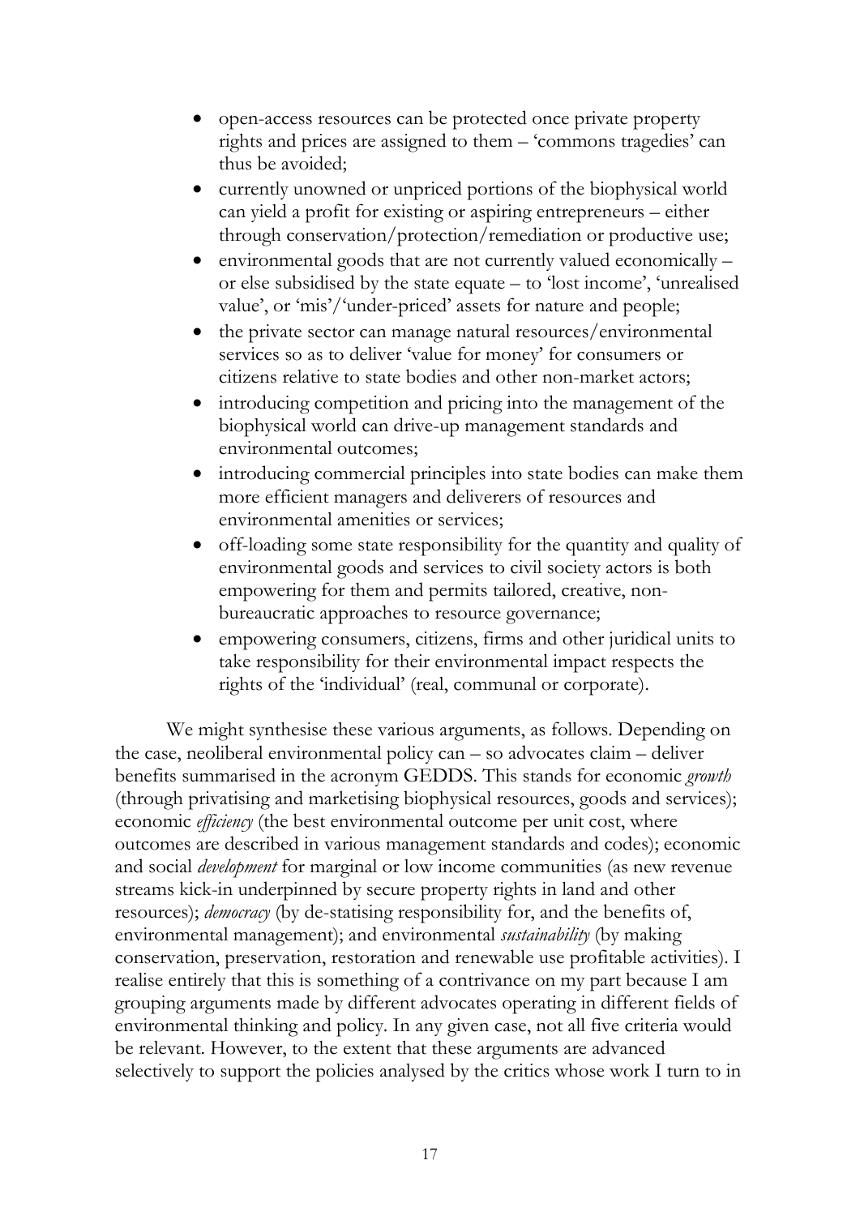- open-access resources can be protected once private property rights and prices are assigned to them – 'commons tragedies' can thus be avoided;
- currently unowned or unpriced portions of the biophysical world can yield a profit for existing or aspiring entrepreneurs – either through conservation/protection/remediation or productive use;
- environmental goods that are not currently valued economically – or else subsidised by the state equate – to 'lost income', 'unrealised value', or 'mis'/'under-priced' assets for nature and people;
- the private sector can manage natural resources/environmental services so as to deliver 'value for money' for consumers or citizens relative to state bodies and other non-market actors;
- introducing competition and pricing into the management of the biophysical world can drive-up management standards and environmental outcomes;
- introducing commercial principles into state bodies can make them more efficient managers and deliverers of resources and environmental amenities or services;
- off-loading some state responsibility for the quantity and quality of environmental goods and services to civil society actors is both empowering for them and permits tailored, creative, non-bureaucratic approaches to resource governance;
- empowering consumers, citizens, firms and other juridical units to take responsibility for their environmental impact respects the rights of the 'individual' (real, communal or corporate).

We might synthesise these various arguments, as follows. Depending on the case, neoliberal environmental policy can – so advocates claim – deliver benefits summarised in the acronym GEDDS. This stands for economic *growth* (through privatising and marketising biophysical resources, goods and services); economic *efficiency* (the best environmental outcome per unit cost, where outcomes are described in various management standards and codes); economic and social *development* for marginal or low income communities (as new revenue streams kick-in underpinned by secure property rights in land and other resources); *democracy* (by de-statising responsibility for, and the benefits of, environmental management); and environmental *sustainability* (by making conservation, preservation, restoration and renewable use profitable activities). I realise entirely that this is something of a contrivance on my part because I am grouping arguments made by different advocates operating in different fields of environmental thinking and policy. In any given case, not all five criteria would be relevant. However, to the extent that these arguments are advanced selectively to support the policies analysed by the critics whose work I turn to in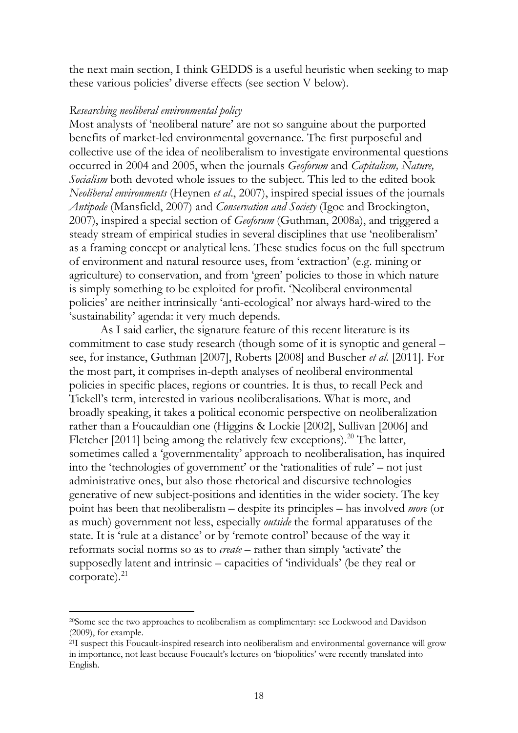the next main section, I think GEDDS is a useful heuristic when seeking to map these various policies' diverse effects (see section V below).

*Researching neoliberal environmental policy*

Most analysts of 'neoliberal nature' are not so sanguine about the purported benefits of market-led environmental governance. The first purposeful and collective use of the idea of neoliberalism to investigate environmental questions occurred in 2004 and 2005, when the journals *Geoforum* and *Capitalism, Nature, Socialism* both devoted whole issues to the subject. This led to the edited book *Neoliberal environments* (Heynen *et al*., 2007), inspired special issues of the journals *Antipode* (Mansfield, 2007) and *Conservation and Society* (Igoe and Brockington, 2007), inspired a special section of *Geoforum* (Guthman, 2008a), and triggered a steady stream of empirical studies in several disciplines that use 'neoliberalism' as a framing concept or analytical lens. These studies focus on the full spectrum of environment and natural resource uses, from 'extraction' (e.g. mining or agriculture) to conservation, and from 'green' policies to those in which nature is simply something to be exploited for profit. 'Neoliberal environmental policies' are neither intrinsically 'anti-ecological' nor always hard-wired to the 'sustainability' agenda: it very much depends.

As I said earlier, the signature feature of this recent literature is its commitment to case study research (though some of it is synoptic and general – see, for instance, Guthman [2007], Roberts [2008] and Buscher *et al.* [2011]. For the most part, it comprises in-depth analyses of neoliberal environmental policies in specific places, regions or countries. It is thus, to recall Peck and Tickell's term, interested in various neoliberalisations. What is more, and broadly speaking, it takes a political economic perspective on neoliberalization rather than a Foucauldian one (Higgins & Lockie [2002], Sullivan [2006] and Fletcher [2011] being among the relatively few exceptions).[20] The latter, sometimes called a 'governmentality' approach to neoliberalisation, has inquired into the 'technologies of government' or the 'rationalities of rule' – not just administrative ones, but also those rhetorical and discursive technologies generative of new subject-positions and identities in the wider society. The key point has been that neoliberalism – despite its principles – has involved *more* (or as much) government not less, especially *outside* the formal apparatuses of the state. It is 'rule at a distance' or by 'remote control' because of the way it reformats social norms so as to *create* – rather than simply 'activate' the supposedly latent and intrinsic – capacities of 'individuals' (be they real or corporate).[21]

[20]Some see the two approaches to neoliberalism as complimentary: see Lockwood and Davidson (2009), for example.

[21]I suspect this Foucault-inspired research into neoliberalism and environmental governance will grow in importance, not least because Foucault's lectures on 'biopolitics' were recently translated into English.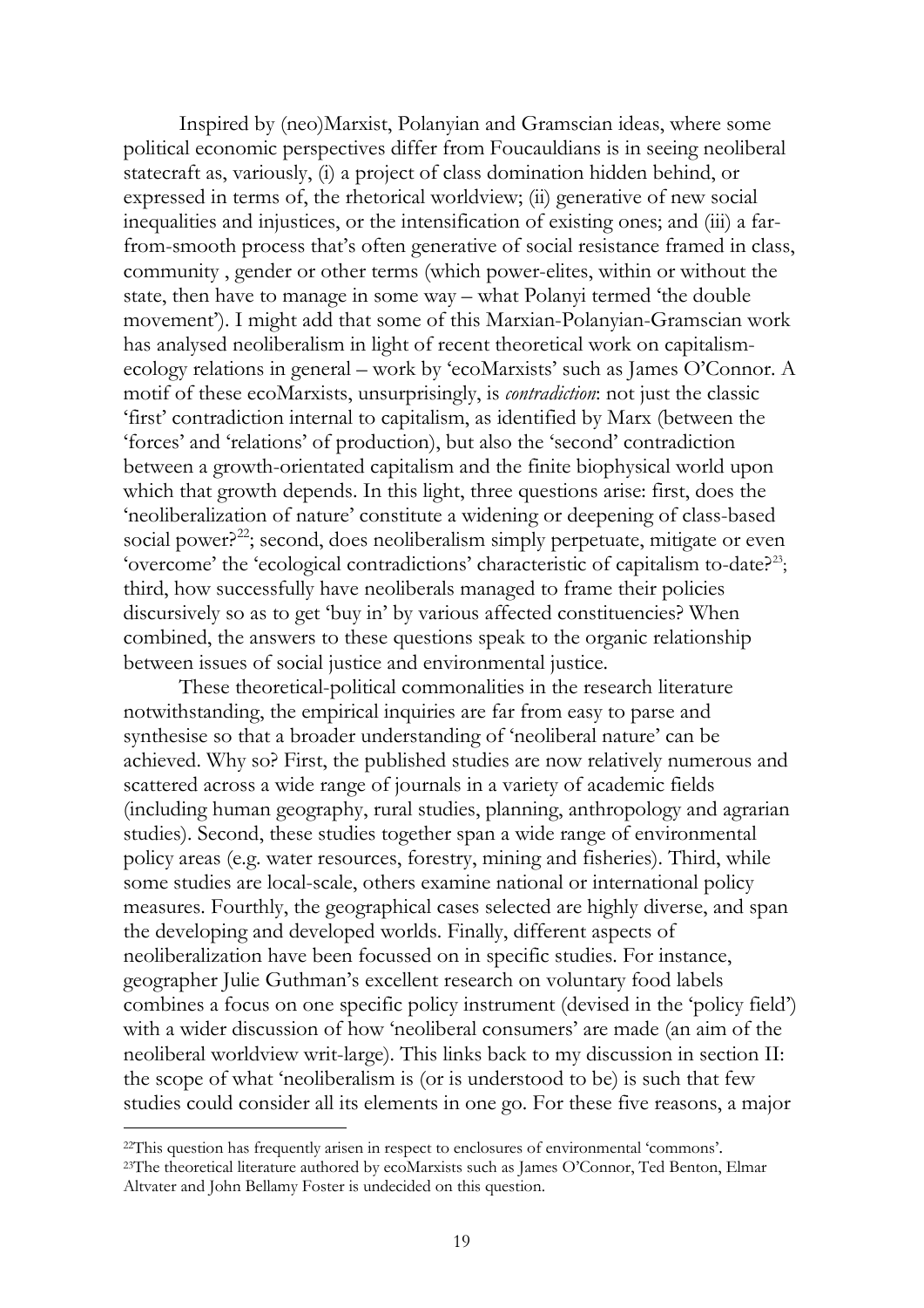Inspired by (neo)Marxist, Polanyian and Gramscian ideas, where some political economic perspectives differ from Foucauldians is in seeing neoliberal statecraft as, variously, (i) a project of class domination hidden behind, or expressed in terms of, the rhetorical worldview; (ii) generative of new social inequalities and injustices, or the intensification of existing ones; and (iii) a far-from-smooth process that's often generative of social resistance framed in class, community , gender or other terms (which power-elites, within or without the state, then have to manage in some way – what Polanyi termed 'the double movement'). I might add that some of this Marxian-Polanyian-Gramscian work has analysed neoliberalism in light of recent theoretical work on capitalism-ecology relations in general – work by 'ecoMarxists' such as James O'Connor. A motif of these ecoMarxists, unsurprisingly, is *contradiction*: not just the classic 'first' contradiction internal to capitalism, as identified by Marx (between the 'forces' and 'relations' of production), but also the 'second' contradiction between a growth-orientated capitalism and the finite biophysical world upon which that growth depends. In this light, three questions arise: first, does the 'neoliberalization of nature' constitute a widening or deepening of class-based social power?[22]; second, does neoliberalism simply perpetuate, mitigate or even 'overcome' the 'ecological contradictions' characteristic of capitalism to-date?[23]; third, how successfully have neoliberals managed to frame their policies discursively so as to get 'buy in' by various affected constituencies? When combined, the answers to these questions speak to the organic relationship between issues of social justice and environmental justice.

These theoretical-political commonalities in the research literature notwithstanding, the empirical inquiries are far from easy to parse and synthesise so that a broader understanding of 'neoliberal nature' can be achieved. Why so? First, the published studies are now relatively numerous and scattered across a wide range of journals in a variety of academic fields (including human geography, rural studies, planning, anthropology and agrarian studies). Second, these studies together span a wide range of environmental policy areas (e.g. water resources, forestry, mining and fisheries). Third, while some studies are local-scale, others examine national or international policy measures. Fourthly, the geographical cases selected are highly diverse, and span the developing and developed worlds. Finally, different aspects of neoliberalization have been focussed on in specific studies. For instance, geographer Julie Guthman's excellent research on voluntary food labels combines a focus on one specific policy instrument (devised in the 'policy field') with a wider discussion of how 'neoliberal consumers' are made (an aim of the neoliberal worldview writ-large). This links back to my discussion in section II: the scope of what 'neoliberalism is (or is understood to be) is such that few studies could consider all its elements in one go. For these five reasons, a major

[22]This question has frequently arisen in respect to enclosures of environmental 'commons'.

[23]The theoretical literature authored by ecoMarxists such as James O'Connor, Ted Benton, Elmar Altvater and John Bellamy Foster is undecided on this question.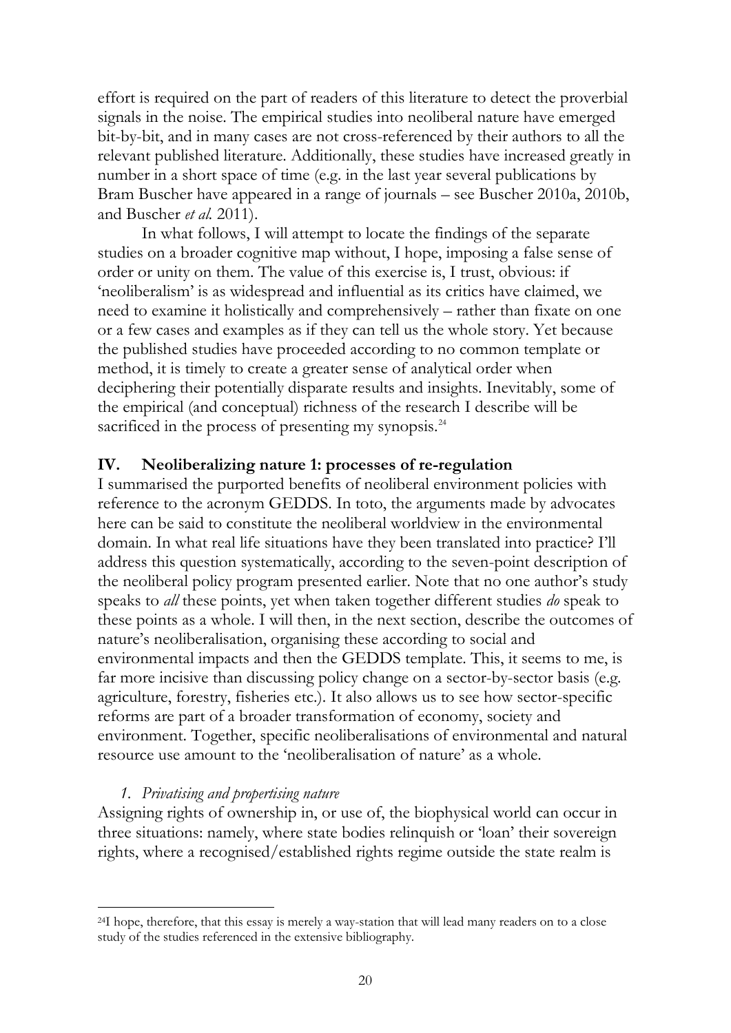effort is required on the part of readers of this literature to detect the proverbial signals in the noise. The empirical studies into neoliberal nature have emerged bit-by-bit, and in many cases are not cross-referenced by their authors to all the relevant published literature. Additionally, these studies have increased greatly in number in a short space of time (e.g. in the last year several publications by Bram Buscher have appeared in a range of journals – see Buscher 2010a, 2010b, and Buscher *et al.* 2011).

In what follows, I will attempt to locate the findings of the separate studies on a broader cognitive map without, I hope, imposing a false sense of order or unity on them. The value of this exercise is, I trust, obvious: if 'neoliberalism' is as widespread and influential as its critics have claimed, we need to examine it holistically and comprehensively – rather than fixate on one or a few cases and examples as if they can tell us the whole story. Yet because the published studies have proceeded according to no common template or method, it is timely to create a greater sense of analytical order when deciphering their potentially disparate results and insights. Inevitably, some of the empirical (and conceptual) richness of the research I describe will be sacrificed in the process of presenting my synopsis.[24]

## IV. Neoliberalizing nature 1: processes of re-regulation

I summarised the purported benefits of neoliberal environment policies with reference to the acronym GEDDS. In toto, the arguments made by advocates here can be said to constitute the neoliberal worldview in the environmental domain. In what real life situations have they been translated into practice? I'll address this question systematically, according to the seven-point description of the neoliberal policy program presented earlier. Note that no one author's study speaks to *all* these points, yet when taken together different studies *do* speak to these points as a whole. I will then, in the next section, describe the outcomes of nature's neoliberalisation, organising these according to social and environmental impacts and then the GEDDS template. This, it seems to me, is far more incisive than discussing policy change on a sector-by-sector basis (e.g. agriculture, forestry, fisheries etc.). It also allows us to see how sector-specific reforms are part of a broader transformation of economy, society and environment. Together, specific neoliberalisations of environmental and natural resource use amount to the 'neoliberalisation of nature' as a whole.

### *1. Privatising and propertising nature*

Assigning rights of ownership in, or use of, the biophysical world can occur in three situations: namely, where state bodies relinquish or 'loan' their sovereign rights, where a recognised/established rights regime outside the state realm is

---

[24] I hope, therefore, that this essay is merely a way-station that will lead many readers on to a close study of the studies referenced in the extensive bibliography.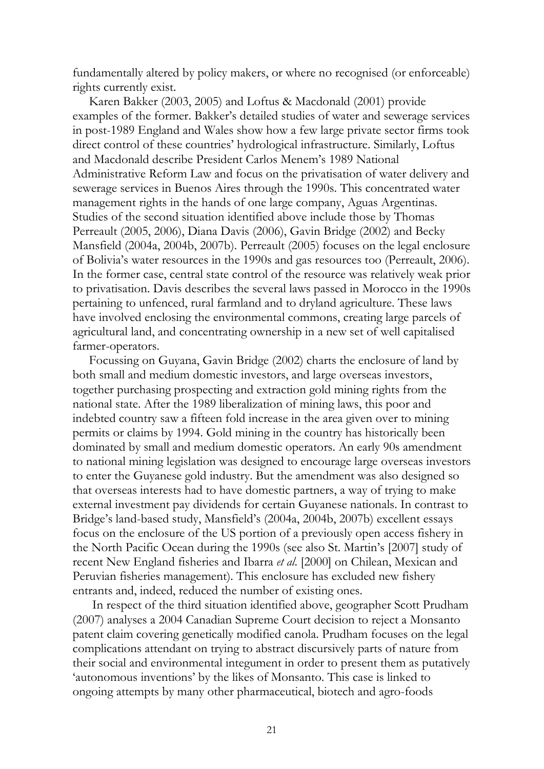fundamentally altered by policy makers, or where no recognised (or enforceable) rights currently exist.

Karen Bakker (2003, 2005) and Loftus & Macdonald (2001) provide examples of the former. Bakker's detailed studies of water and sewerage services in post-1989 England and Wales show how a few large private sector firms took direct control of these countries' hydrological infrastructure. Similarly, Loftus and Macdonald describe President Carlos Menem's 1989 National Administrative Reform Law and focus on the privatisation of water delivery and sewerage services in Buenos Aires through the 1990s. This concentrated water management rights in the hands of one large company, Aguas Argentinas. Studies of the second situation identified above include those by Thomas Perreault (2005, 2006), Diana Davis (2006), Gavin Bridge (2002) and Becky Mansfield (2004a, 2004b, 2007b). Perreault (2005) focuses on the legal enclosure of Bolivia's water resources in the 1990s and gas resources too (Perreault, 2006). In the former case, central state control of the resource was relatively weak prior to privatisation. Davis describes the several laws passed in Morocco in the 1990s pertaining to unfenced, rural farmland and to dryland agriculture. These laws have involved enclosing the environmental commons, creating large parcels of agricultural land, and concentrating ownership in a new set of well capitalised farmer-operators.

Focussing on Guyana, Gavin Bridge (2002) charts the enclosure of land by both small and medium domestic investors, and large overseas investors, together purchasing prospecting and extraction gold mining rights from the national state. After the 1989 liberalization of mining laws, this poor and indebted country saw a fifteen fold increase in the area given over to mining permits or claims by 1994. Gold mining in the country has historically been dominated by small and medium domestic operators. An early 90s amendment to national mining legislation was designed to encourage large overseas investors to enter the Guyanese gold industry. But the amendment was also designed so that overseas interests had to have domestic partners, a way of trying to make external investment pay dividends for certain Guyanese nationals. In contrast to Bridge's land-based study, Mansfield's (2004a, 2004b, 2007b) excellent essays focus on the enclosure of the US portion of a previously open access fishery in the North Pacific Ocean during the 1990s (see also St. Martin's [2007] study of recent New England fisheries and Ibarra *et al.* [2000] on Chilean, Mexican and Peruvian fisheries management). This enclosure has excluded new fishery entrants and, indeed, reduced the number of existing ones.

In respect of the third situation identified above, geographer Scott Prudham (2007) analyses a 2004 Canadian Supreme Court decision to reject a Monsanto patent claim covering genetically modified canola. Prudham focuses on the legal complications attendant on trying to abstract discursively parts of nature from their social and environmental integument in order to present them as putatively 'autonomous inventions' by the likes of Monsanto. This case is linked to ongoing attempts by many other pharmaceutical, biotech and agro-foods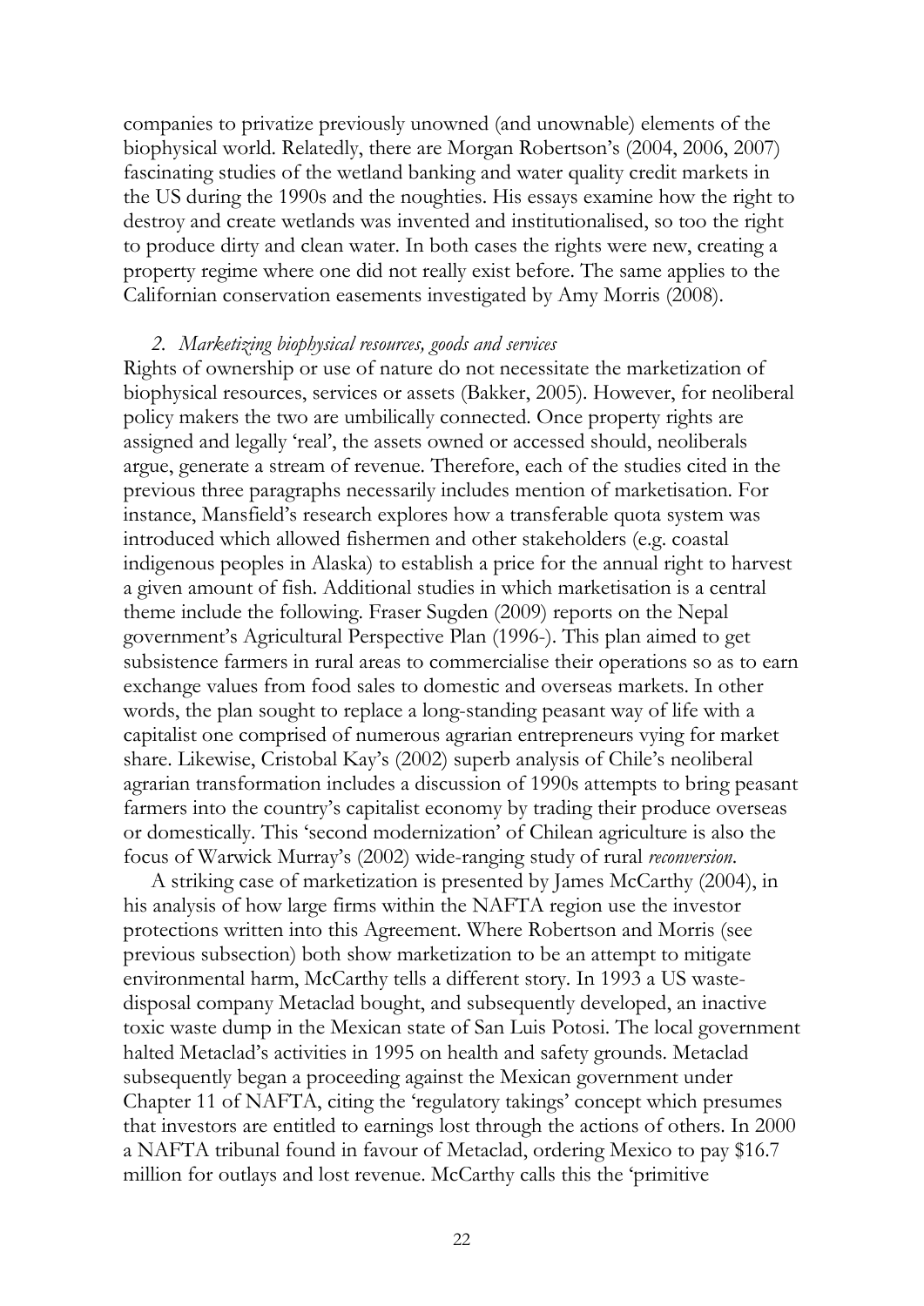companies to privatize previously unowned (and unownable) elements of the biophysical world. Relatedly, there are Morgan Robertson's (2004, 2006, 2007) fascinating studies of the wetland banking and water quality credit markets in the US during the 1990s and the noughties. His essays examine how the right to destroy and create wetlands was invented and institutionalised, so too the right to produce dirty and clean water. In both cases the rights were new, creating a property regime where one did not really exist before. The same applies to the Californian conservation easements investigated by Amy Morris (2008).

*2. Marketizing biophysical resources, goods and services*

Rights of ownership or use of nature do not necessitate the marketization of biophysical resources, services or assets (Bakker, 2005). However, for neoliberal policy makers the two are umbilically connected. Once property rights are assigned and legally 'real', the assets owned or accessed should, neoliberals argue, generate a stream of revenue. Therefore, each of the studies cited in the previous three paragraphs necessarily includes mention of marketisation. For instance, Mansfield's research explores how a transferable quota system was introduced which allowed fishermen and other stakeholders (e.g. coastal indigenous peoples in Alaska) to establish a price for the annual right to harvest a given amount of fish. Additional studies in which marketisation is a central theme include the following. Fraser Sugden (2009) reports on the Nepal government's Agricultural Perspective Plan (1996-). This plan aimed to get subsistence farmers in rural areas to commercialise their operations so as to earn exchange values from food sales to domestic and overseas markets. In other words, the plan sought to replace a long-standing peasant way of life with a capitalist one comprised of numerous agrarian entrepreneurs vying for market share. Likewise, Cristobal Kay's (2002) superb analysis of Chile's neoliberal agrarian transformation includes a discussion of 1990s attempts to bring peasant farmers into the country's capitalist economy by trading their produce overseas or domestically. This 'second modernization' of Chilean agriculture is also the focus of Warwick Murray's (2002) wide-ranging study of rural *reconversion*.

A striking case of marketization is presented by James McCarthy (2004), in his analysis of how large firms within the NAFTA region use the investor protections written into this Agreement. Where Robertson and Morris (see previous subsection) both show marketization to be an attempt to mitigate environmental harm, McCarthy tells a different story. In 1993 a US waste-disposal company Metaclad bought, and subsequently developed, an inactive toxic waste dump in the Mexican state of San Luis Potosi. The local government halted Metaclad's activities in 1995 on health and safety grounds. Metaclad subsequently began a proceeding against the Mexican government under Chapter 11 of NAFTA, citing the 'regulatory takings' concept which presumes that investors are entitled to earnings lost through the actions of others. In 2000 a NAFTA tribunal found in favour of Metaclad, ordering Mexico to pay $16.7 million for outlays and lost revenue. McCarthy calls this the 'primitive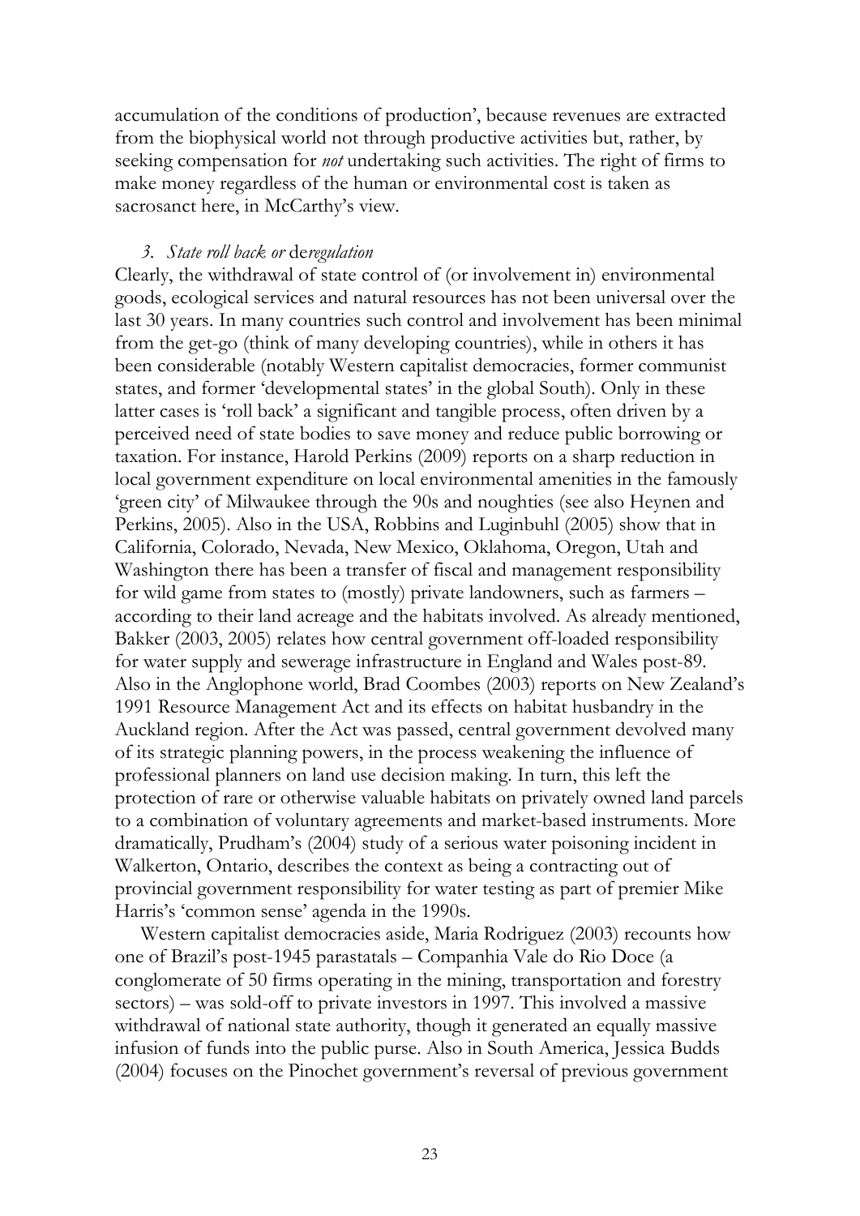accumulation of the conditions of production', because revenues are extracted from the biophysical world not through productive activities but, rather, by seeking compensation for *not* undertaking such activities. The right of firms to make money regardless of the human or environmental cost is taken as sacrosanct here, in McCarthy's view.

### *3. State roll back or* de*regulation*

Clearly, the withdrawal of state control of (or involvement in) environmental goods, ecological services and natural resources has not been universal over the last 30 years. In many countries such control and involvement has been minimal from the get-go (think of many developing countries), while in others it has been considerable (notably Western capitalist democracies, former communist states, and former 'developmental states' in the global South). Only in these latter cases is 'roll back' a significant and tangible process, often driven by a perceived need of state bodies to save money and reduce public borrowing or taxation. For instance, Harold Perkins (2009) reports on a sharp reduction in local government expenditure on local environmental amenities in the famously 'green city' of Milwaukee through the 90s and noughties (see also Heynen and Perkins, 2005). Also in the USA, Robbins and Luginbuhl (2005) show that in California, Colorado, Nevada, New Mexico, Oklahoma, Oregon, Utah and Washington there has been a transfer of fiscal and management responsibility for wild game from states to (mostly) private landowners, such as farmers – according to their land acreage and the habitats involved. As already mentioned, Bakker (2003, 2005) relates how central government off-loaded responsibility for water supply and sewerage infrastructure in England and Wales post-89. Also in the Anglophone world, Brad Coombes (2003) reports on New Zealand's 1991 Resource Management Act and its effects on habitat husbandry in the Auckland region. After the Act was passed, central government devolved many of its strategic planning powers, in the process weakening the influence of professional planners on land use decision making. In turn, this left the protection of rare or otherwise valuable habitats on privately owned land parcels to a combination of voluntary agreements and market-based instruments. More dramatically, Prudham's (2004) study of a serious water poisoning incident in Walkerton, Ontario, describes the context as being a contracting out of provincial government responsibility for water testing as part of premier Mike Harris's 'common sense' agenda in the 1990s.

Western capitalist democracies aside, Maria Rodriguez (2003) recounts how one of Brazil's post-1945 parastatals – Companhia Vale do Rio Doce (a conglomerate of 50 firms operating in the mining, transportation and forestry sectors) – was sold-off to private investors in 1997. This involved a massive withdrawal of national state authority, though it generated an equally massive infusion of funds into the public purse. Also in South America, Jessica Budds (2004) focuses on the Pinochet government's reversal of previous government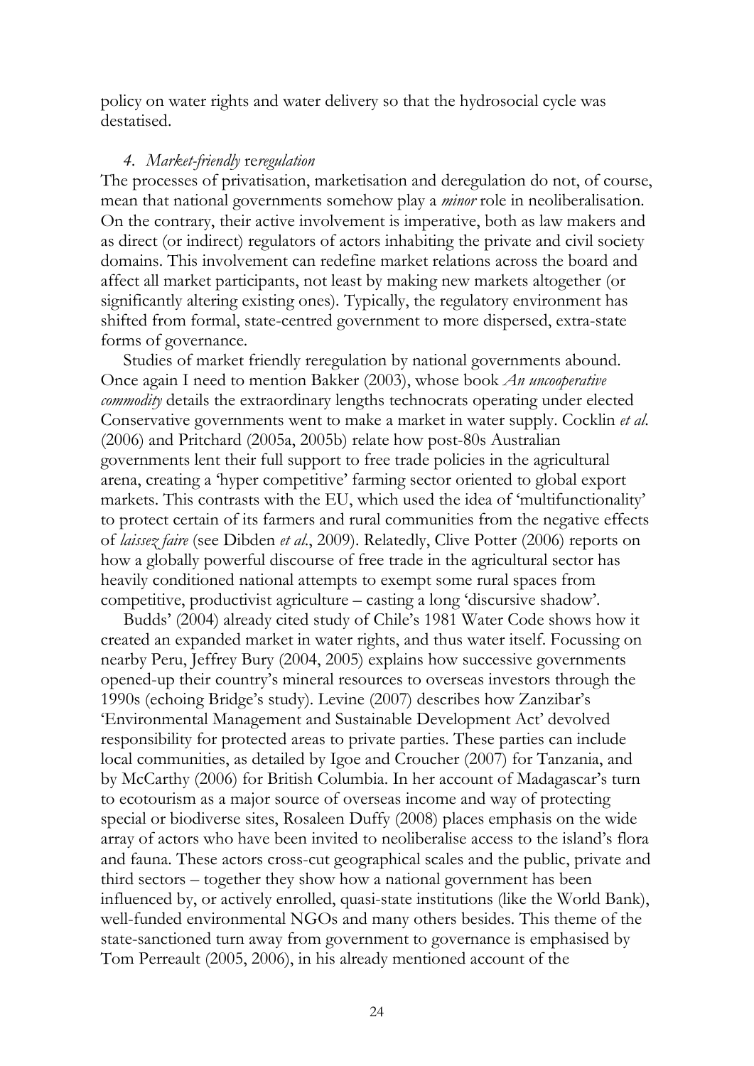policy on water rights and water delivery so that the hydrosocial cycle was destatised.

*4. Market-friendly* re*regulation*

The processes of privatisation, marketisation and deregulation do not, of course, mean that national governments somehow play a *minor* role in neoliberalisation. On the contrary, their active involvement is imperative, both as law makers and as direct (or indirect) regulators of actors inhabiting the private and civil society domains. This involvement can redefine market relations across the board and affect all market participants, not least by making new markets altogether (or significantly altering existing ones). Typically, the regulatory environment has shifted from formal, state-centred government to more dispersed, extra-state forms of governance.

Studies of market friendly reregulation by national governments abound. Once again I need to mention Bakker (2003), whose book *An uncooperative commodity* details the extraordinary lengths technocrats operating under elected Conservative governments went to make a market in water supply. Cocklin *et al.* (2006) and Pritchard (2005a, 2005b) relate how post-80s Australian governments lent their full support to free trade policies in the agricultural arena, creating a 'hyper competitive' farming sector oriented to global export markets. This contrasts with the EU, which used the idea of 'multifunctionality' to protect certain of its farmers and rural communities from the negative effects of *laissez faire* (see Dibden *et al.*, 2009). Relatedly, Clive Potter (2006) reports on how a globally powerful discourse of free trade in the agricultural sector has heavily conditioned national attempts to exempt some rural spaces from competitive, productivist agriculture – casting a long 'discursive shadow'.

Budds' (2004) already cited study of Chile's 1981 Water Code shows how it created an expanded market in water rights, and thus water itself. Focussing on nearby Peru, Jeffrey Bury (2004, 2005) explains how successive governments opened-up their country's mineral resources to overseas investors through the 1990s (echoing Bridge's study). Levine (2007) describes how Zanzibar's 'Environmental Management and Sustainable Development Act' devolved responsibility for protected areas to private parties. These parties can include local communities, as detailed by Igoe and Croucher (2007) for Tanzania, and by McCarthy (2006) for British Columbia. In her account of Madagascar's turn to ecotourism as a major source of overseas income and way of protecting special or biodiverse sites, Rosaleen Duffy (2008) places emphasis on the wide array of actors who have been invited to neoliberalise access to the island's flora and fauna. These actors cross-cut geographical scales and the public, private and third sectors – together they show how a national government has been influenced by, or actively enrolled, quasi-state institutions (like the World Bank), well-funded environmental NGOs and many others besides. This theme of the state-sanctioned turn away from government to governance is emphasised by Tom Perreault (2005, 2006), in his already mentioned account of the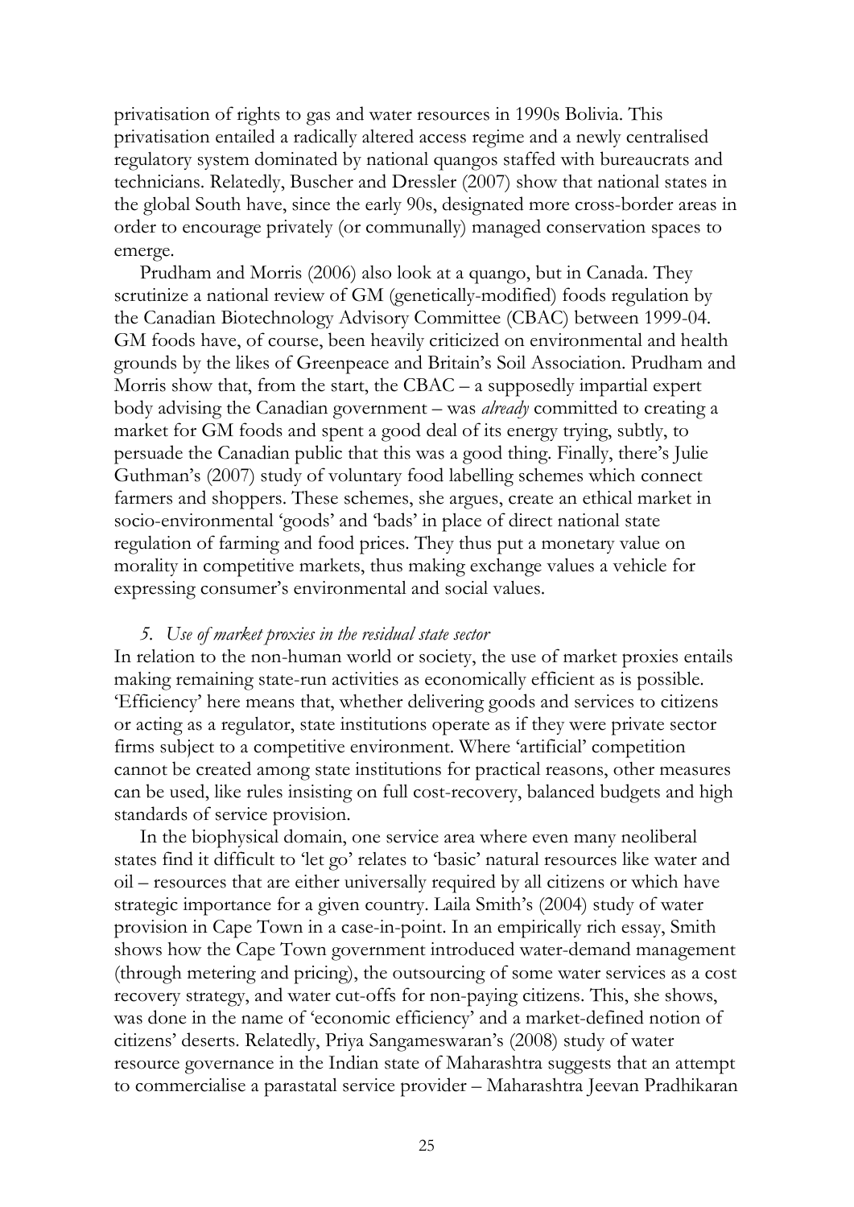privatisation of rights to gas and water resources in 1990s Bolivia. This privatisation entailed a radically altered access regime and a newly centralised regulatory system dominated by national quangos staffed with bureaucrats and technicians. Relatedly, Buscher and Dressler (2007) show that national states in the global South have, since the early 90s, designated more cross-border areas in order to encourage privately (or communally) managed conservation spaces to emerge.

Prudham and Morris (2006) also look at a quango, but in Canada. They scrutinize a national review of GM (genetically-modified) foods regulation by the Canadian Biotechnology Advisory Committee (CBAC) between 1999-04. GM foods have, of course, been heavily criticized on environmental and health grounds by the likes of Greenpeace and Britain's Soil Association. Prudham and Morris show that, from the start, the CBAC – a supposedly impartial expert body advising the Canadian government – was *already* committed to creating a market for GM foods and spent a good deal of its energy trying, subtly, to persuade the Canadian public that this was a good thing. Finally, there's Julie Guthman's (2007) study of voluntary food labelling schemes which connect farmers and shoppers. These schemes, she argues, create an ethical market in socio-environmental 'goods' and 'bads' in place of direct national state regulation of farming and food prices. They thus put a monetary value on morality in competitive markets, thus making exchange values a vehicle for expressing consumer's environmental and social values.

*5. Use of market proxies in the residual state sector*

In relation to the non-human world or society, the use of market proxies entails making remaining state-run activities as economically efficient as is possible. 'Efficiency' here means that, whether delivering goods and services to citizens or acting as a regulator, state institutions operate as if they were private sector firms subject to a competitive environment. Where 'artificial' competition cannot be created among state institutions for practical reasons, other measures can be used, like rules insisting on full cost-recovery, balanced budgets and high standards of service provision.

In the biophysical domain, one service area where even many neoliberal states find it difficult to 'let go' relates to 'basic' natural resources like water and oil – resources that are either universally required by all citizens or which have strategic importance for a given country. Laila Smith's (2004) study of water provision in Cape Town in a case-in-point. In an empirically rich essay, Smith shows how the Cape Town government introduced water-demand management (through metering and pricing), the outsourcing of some water services as a cost recovery strategy, and water cut-offs for non-paying citizens. This, she shows, was done in the name of 'economic efficiency' and a market-defined notion of citizens' deserts. Relatedly, Priya Sangameswaran's (2008) study of water resource governance in the Indian state of Maharashtra suggests that an attempt to commercialise a parastatal service provider – Maharashtra Jeevan Pradhikaran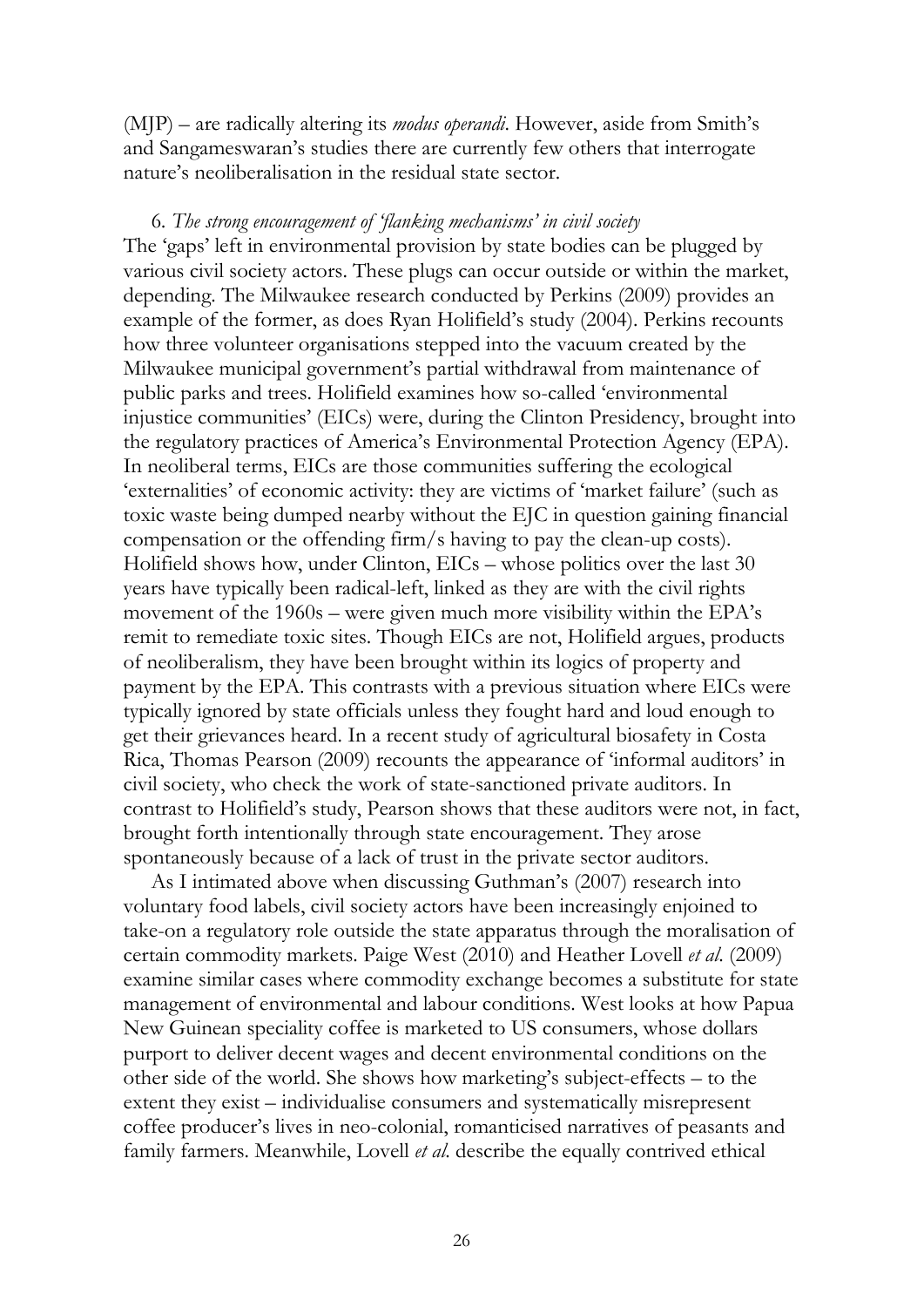(MJP) – are radically altering its *modus operandi*. However, aside from Smith's and Sangameswaran's studies there are currently few others that interrogate nature's neoliberalisation in the residual state sector.

6. *The strong encouragement of 'flanking mechanisms' in civil society*

The 'gaps' left in environmental provision by state bodies can be plugged by various civil society actors. These plugs can occur outside or within the market, depending. The Milwaukee research conducted by Perkins (2009) provides an example of the former, as does Ryan Holifield's study (2004). Perkins recounts how three volunteer organisations stepped into the vacuum created by the Milwaukee municipal government's partial withdrawal from maintenance of public parks and trees. Holifield examines how so-called 'environmental injustice communities' (EICs) were, during the Clinton Presidency, brought into the regulatory practices of America's Environmental Protection Agency (EPA). In neoliberal terms, EICs are those communities suffering the ecological 'externalities' of economic activity: they are victims of 'market failure' (such as toxic waste being dumped nearby without the EJC in question gaining financial compensation or the offending firm/s having to pay the clean-up costs). Holifield shows how, under Clinton, EICs – whose politics over the last 30 years have typically been radical-left, linked as they are with the civil rights movement of the 1960s – were given much more visibility within the EPA's remit to remediate toxic sites. Though EICs are not, Holifield argues, products of neoliberalism, they have been brought within its logics of property and payment by the EPA. This contrasts with a previous situation where EICs were typically ignored by state officials unless they fought hard and loud enough to get their grievances heard. In a recent study of agricultural biosafety in Costa Rica, Thomas Pearson (2009) recounts the appearance of 'informal auditors' in civil society, who check the work of state-sanctioned private auditors. In contrast to Holifield's study, Pearson shows that these auditors were not, in fact, brought forth intentionally through state encouragement. They arose spontaneously because of a lack of trust in the private sector auditors.

As I intimated above when discussing Guthman's (2007) research into voluntary food labels, civil society actors have been increasingly enjoined to take-on a regulatory role outside the state apparatus through the moralisation of certain commodity markets. Paige West (2010) and Heather Lovell *et al.* (2009) examine similar cases where commodity exchange becomes a substitute for state management of environmental and labour conditions. West looks at how Papua New Guinean speciality coffee is marketed to US consumers, whose dollars purport to deliver decent wages and decent environmental conditions on the other side of the world. She shows how marketing's subject-effects – to the extent they exist – individualise consumers and systematically misrepresent coffee producer's lives in neo-colonial, romanticised narratives of peasants and family farmers. Meanwhile, Lovell *et al.* describe the equally contrived ethical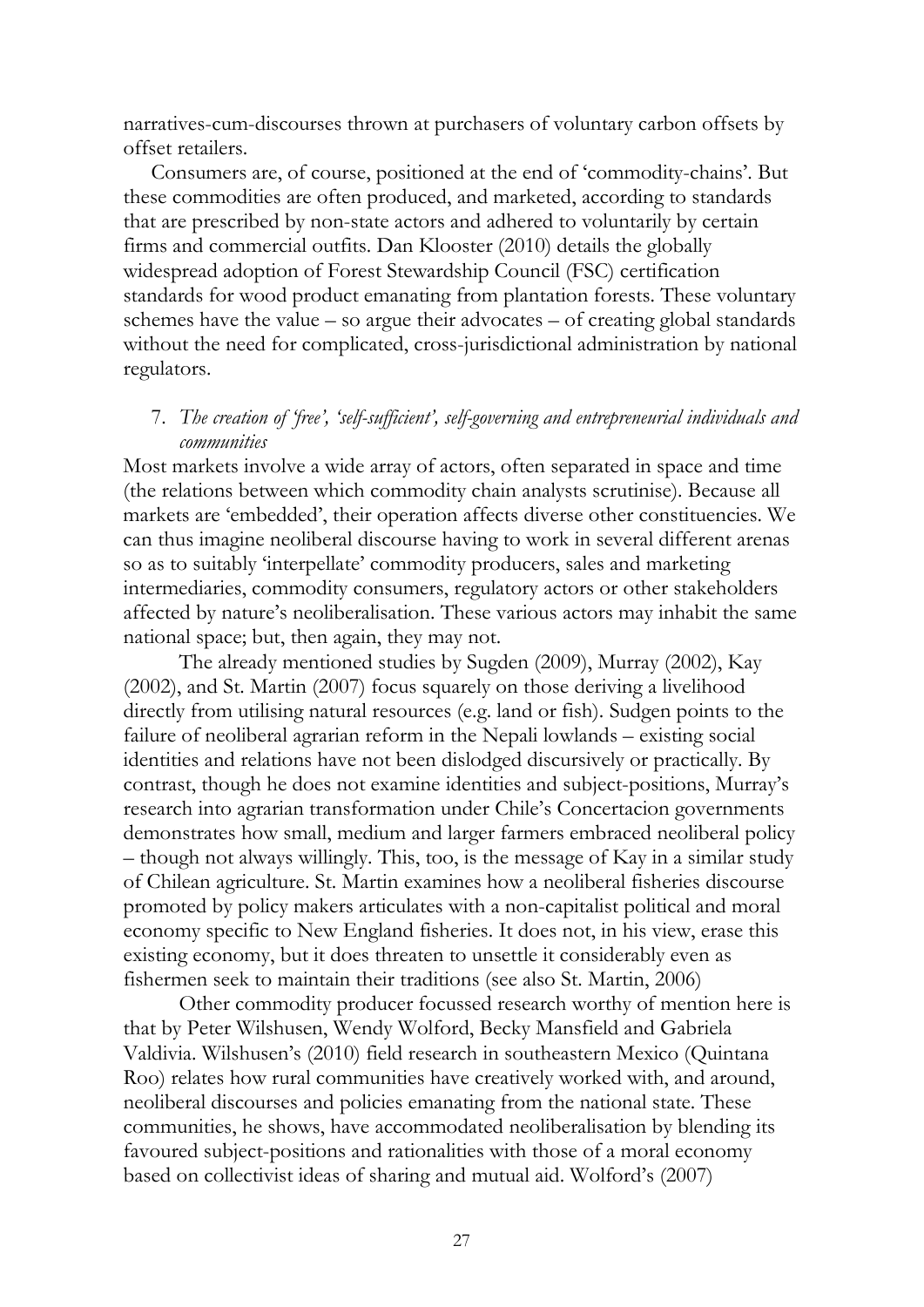narratives-cum-discourses thrown at purchasers of voluntary carbon offsets by offset retailers.

Consumers are, of course, positioned at the end of 'commodity-chains'. But these commodities are often produced, and marketed, according to standards that are prescribed by non-state actors and adhered to voluntarily by certain firms and commercial outfits. Dan Klooster (2010) details the globally widespread adoption of Forest Stewardship Council (FSC) certification standards for wood product emanating from plantation forests. These voluntary schemes have the value – so argue their advocates – of creating global standards without the need for complicated, cross-jurisdictional administration by national regulators.

7. *The creation of 'free', 'self-sufficient', self-governing and entrepreneurial individuals and communities*

Most markets involve a wide array of actors, often separated in space and time (the relations between which commodity chain analysts scrutinise). Because all markets are 'embedded', their operation affects diverse other constituencies. We can thus imagine neoliberal discourse having to work in several different arenas so as to suitably 'interpellate' commodity producers, sales and marketing intermediaries, commodity consumers, regulatory actors or other stakeholders affected by nature's neoliberalisation. These various actors may inhabit the same national space; but, then again, they may not.

The already mentioned studies by Sugden (2009), Murray (2002), Kay (2002), and St. Martin (2007) focus squarely on those deriving a livelihood directly from utilising natural resources (e.g. land or fish). Sudgen points to the failure of neoliberal agrarian reform in the Nepali lowlands – existing social identities and relations have not been dislodged discursively or practically. By contrast, though he does not examine identities and subject-positions, Murray's research into agrarian transformation under Chile's Concertacion governments demonstrates how small, medium and larger farmers embraced neoliberal policy – though not always willingly. This, too, is the message of Kay in a similar study of Chilean agriculture. St. Martin examines how a neoliberal fisheries discourse promoted by policy makers articulates with a non-capitalist political and moral economy specific to New England fisheries. It does not, in his view, erase this existing economy, but it does threaten to unsettle it considerably even as fishermen seek to maintain their traditions (see also St. Martin, 2006)

Other commodity producer focussed research worthy of mention here is that by Peter Wilshusen, Wendy Wolford, Becky Mansfield and Gabriela Valdivia. Wilshusen's (2010) field research in southeastern Mexico (Quintana Roo) relates how rural communities have creatively worked with, and around, neoliberal discourses and policies emanating from the national state. These communities, he shows, have accommodated neoliberalisation by blending its favoured subject-positions and rationalities with those of a moral economy based on collectivist ideas of sharing and mutual aid. Wolford's (2007)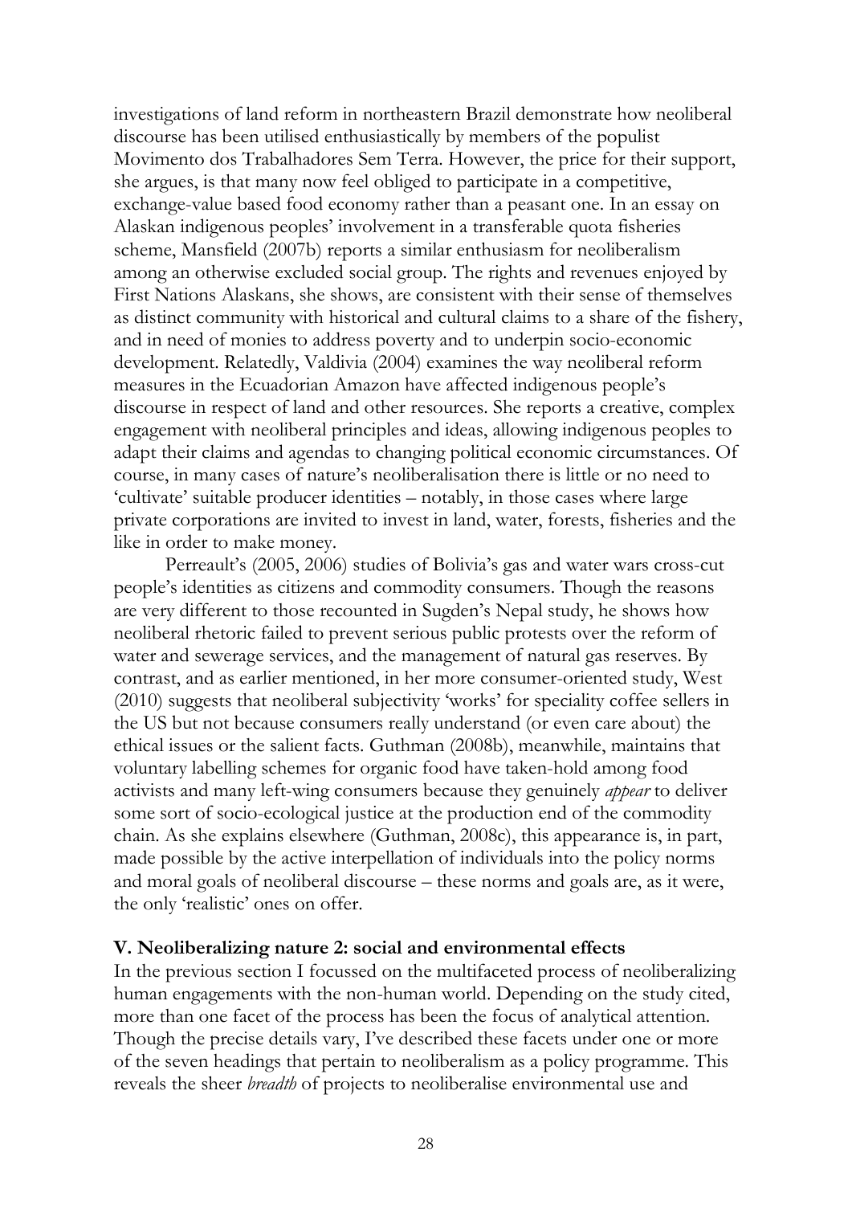investigations of land reform in northeastern Brazil demonstrate how neoliberal discourse has been utilised enthusiastically by members of the populist Movimento dos Trabalhadores Sem Terra. However, the price for their support, she argues, is that many now feel obliged to participate in a competitive, exchange-value based food economy rather than a peasant one. In an essay on Alaskan indigenous peoples' involvement in a transferable quota fisheries scheme, Mansfield (2007b) reports a similar enthusiasm for neoliberalism among an otherwise excluded social group. The rights and revenues enjoyed by First Nations Alaskans, she shows, are consistent with their sense of themselves as distinct community with historical and cultural claims to a share of the fishery, and in need of monies to address poverty and to underpin socio-economic development. Relatedly, Valdivia (2004) examines the way neoliberal reform measures in the Ecuadorian Amazon have affected indigenous people's discourse in respect of land and other resources. She reports a creative, complex engagement with neoliberal principles and ideas, allowing indigenous peoples to adapt their claims and agendas to changing political economic circumstances. Of course, in many cases of nature's neoliberalisation there is little or no need to 'cultivate' suitable producer identities – notably, in those cases where large private corporations are invited to invest in land, water, forests, fisheries and the like in order to make money.

Perreault's (2005, 2006) studies of Bolivia's gas and water wars cross-cut people's identities as citizens and commodity consumers. Though the reasons are very different to those recounted in Sugden's Nepal study, he shows how neoliberal rhetoric failed to prevent serious public protests over the reform of water and sewerage services, and the management of natural gas reserves. By contrast, and as earlier mentioned, in her more consumer-oriented study, West (2010) suggests that neoliberal subjectivity 'works' for speciality coffee sellers in the US but not because consumers really understand (or even care about) the ethical issues or the salient facts. Guthman (2008b), meanwhile, maintains that voluntary labelling schemes for organic food have taken-hold among food activists and many left-wing consumers because they genuinely *appear* to deliver some sort of socio-ecological justice at the production end of the commodity chain. As she explains elsewhere (Guthman, 2008c), this appearance is, in part, made possible by the active interpellation of individuals into the policy norms and moral goals of neoliberal discourse – these norms and goals are, as it were, the only 'realistic' ones on offer.

## V. Neoliberalizing nature 2: social and environmental effects

In the previous section I focussed on the multifaceted process of neoliberalizing human engagements with the non-human world. Depending on the study cited, more than one facet of the process has been the focus of analytical attention. Though the precise details vary, I've described these facets under one or more of the seven headings that pertain to neoliberalism as a policy programme. This reveals the sheer *breadth* of projects to neoliberalise environmental use and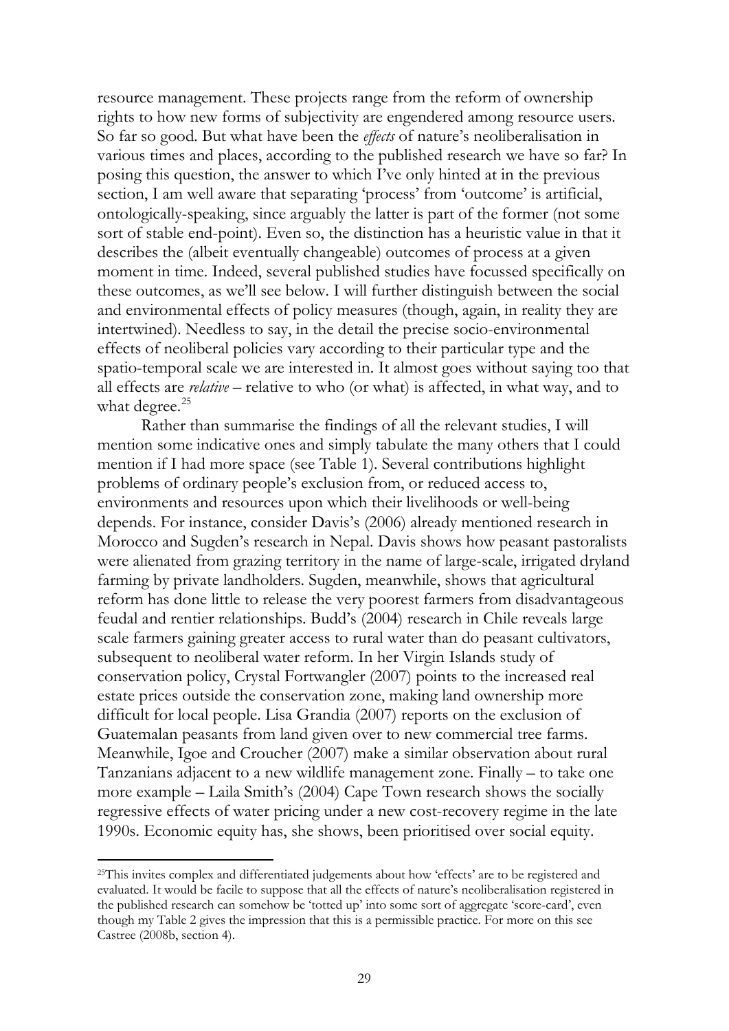resource management. These projects range from the reform of ownership rights to how new forms of subjectivity are engendered among resource users. So far so good. But what have been the *effects* of nature's neoliberalisation in various times and places, according to the published research we have so far? In posing this question, the answer to which I've only hinted at in the previous section, I am well aware that separating 'process' from 'outcome' is artificial, ontologically-speaking, since arguably the latter is part of the former (not some sort of stable end-point). Even so, the distinction has a heuristic value in that it describes the (albeit eventually changeable) outcomes of process at a given moment in time. Indeed, several published studies have focussed specifically on these outcomes, as we'll see below. I will further distinguish between the social and environmental effects of policy measures (though, again, in reality they are intertwined). Needless to say, in the detail the precise socio-environmental effects of neoliberal policies vary according to their particular type and the spatio-temporal scale we are interested in. It almost goes without saying too that all effects are *relative* – relative to who (or what) is affected, in what way, and to what degree.[25]

Rather than summarise the findings of all the relevant studies, I will mention some indicative ones and simply tabulate the many others that I could mention if I had more space (see Table 1). Several contributions highlight problems of ordinary people's exclusion from, or reduced access to, environments and resources upon which their livelihoods or well-being depends. For instance, consider Davis's (2006) already mentioned research in Morocco and Sugden's research in Nepal. Davis shows how peasant pastoralists were alienated from grazing territory in the name of large-scale, irrigated dryland farming by private landholders. Sugden, meanwhile, shows that agricultural reform has done little to release the very poorest farmers from disadvantageous feudal and rentier relationships. Budd's (2004) research in Chile reveals large scale farmers gaining greater access to rural water than do peasant cultivators, subsequent to neoliberal water reform. In her Virgin Islands study of conservation policy, Crystal Fortwangler (2007) points to the increased real estate prices outside the conservation zone, making land ownership more difficult for local people. Lisa Grandia (2007) reports on the exclusion of Guatemalan peasants from land given over to new commercial tree farms. Meanwhile, Igoe and Croucher (2007) make a similar observation about rural Tanzanians adjacent to a new wildlife management zone. Finally – to take one more example – Laila Smith's (2004) Cape Town research shows the socially regressive effects of water pricing under a new cost-recovery regime in the late 1990s. Economic equity has, she shows, been prioritised over social equity.

[25]This invites complex and differentiated judgements about how 'effects' are to be registered and evaluated. It would be facile to suppose that all the effects of nature's neoliberalisation registered in the published research can somehow be 'totted up' into some sort of aggregate 'score-card', even though my Table 2 gives the impression that this is a permissible practice. For more on this see Castree (2008b, section 4).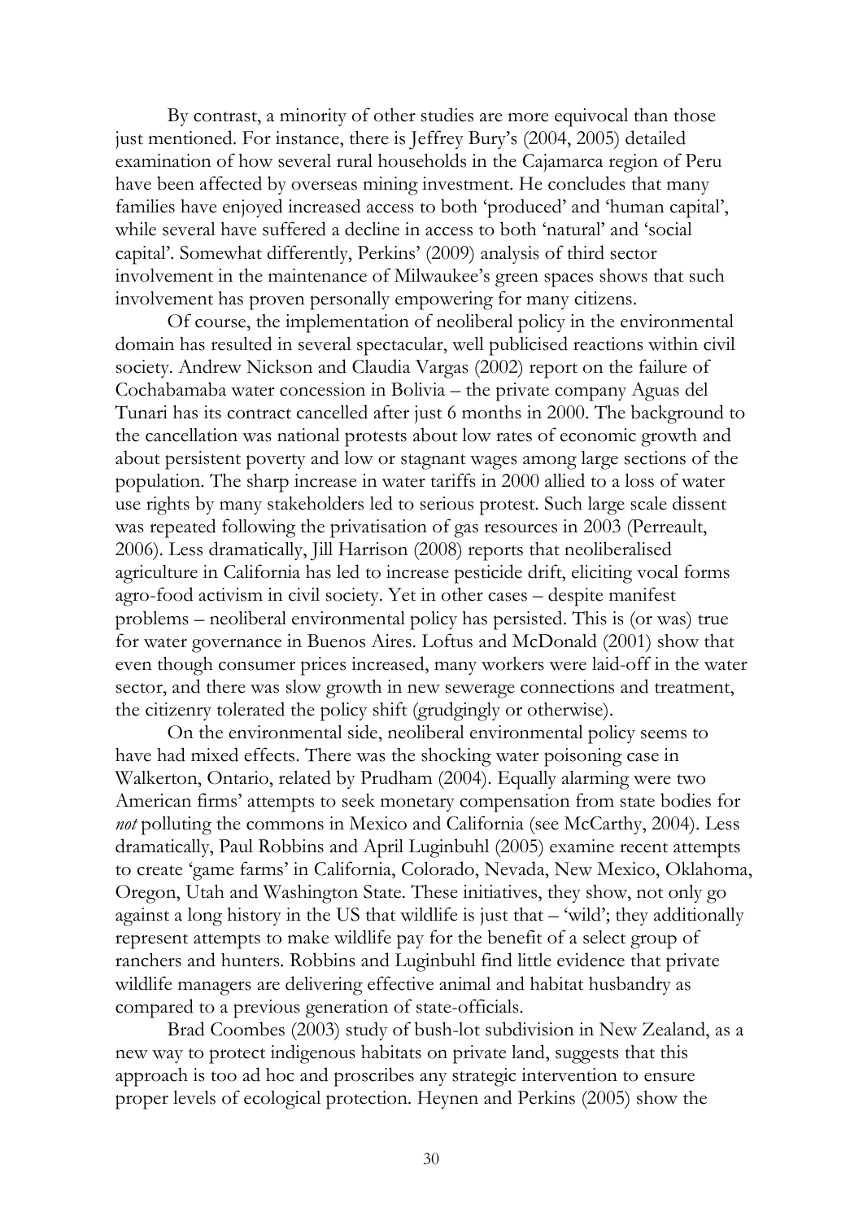By contrast, a minority of other studies are more equivocal than those just mentioned. For instance, there is Jeffrey Bury's (2004, 2005) detailed examination of how several rural households in the Cajamarca region of Peru have been affected by overseas mining investment. He concludes that many families have enjoyed increased access to both 'produced' and 'human capital', while several have suffered a decline in access to both 'natural' and 'social capital'. Somewhat differently, Perkins' (2009) analysis of third sector involvement in the maintenance of Milwaukee's green spaces shows that such involvement has proven personally empowering for many citizens.

Of course, the implementation of neoliberal policy in the environmental domain has resulted in several spectacular, well publicised reactions within civil society. Andrew Nickson and Claudia Vargas (2002) report on the failure of Cochabamaba water concession in Bolivia – the private company Aguas del Tunari has its contract cancelled after just 6 months in 2000. The background to the cancellation was national protests about low rates of economic growth and about persistent poverty and low or stagnant wages among large sections of the population. The sharp increase in water tariffs in 2000 allied to a loss of water use rights by many stakeholders led to serious protest. Such large scale dissent was repeated following the privatisation of gas resources in 2003 (Perreault, 2006). Less dramatically, Jill Harrison (2008) reports that neoliberalised agriculture in California has led to increase pesticide drift, eliciting vocal forms agro-food activism in civil society. Yet in other cases – despite manifest problems – neoliberal environmental policy has persisted. This is (or was) true for water governance in Buenos Aires. Loftus and McDonald (2001) show that even though consumer prices increased, many workers were laid-off in the water sector, and there was slow growth in new sewerage connections and treatment, the citizenry tolerated the policy shift (grudgingly or otherwise).

On the environmental side, neoliberal environmental policy seems to have had mixed effects. There was the shocking water poisoning case in Walkerton, Ontario, related by Prudham (2004). Equally alarming were two American firms' attempts to seek monetary compensation from state bodies for *not* polluting the commons in Mexico and California (see McCarthy, 2004). Less dramatically, Paul Robbins and April Luginbuhl (2005) examine recent attempts to create 'game farms' in California, Colorado, Nevada, New Mexico, Oklahoma, Oregon, Utah and Washington State. These initiatives, they show, not only go against a long history in the US that wildlife is just that – 'wild'; they additionally represent attempts to make wildlife pay for the benefit of a select group of ranchers and hunters. Robbins and Luginbuhl find little evidence that private wildlife managers are delivering effective animal and habitat husbandry as compared to a previous generation of state-officials.

Brad Coombes (2003) study of bush-lot subdivision in New Zealand, as a new way to protect indigenous habitats on private land, suggests that this approach is too ad hoc and proscribes any strategic intervention to ensure proper levels of ecological protection. Heynen and Perkins (2005) show the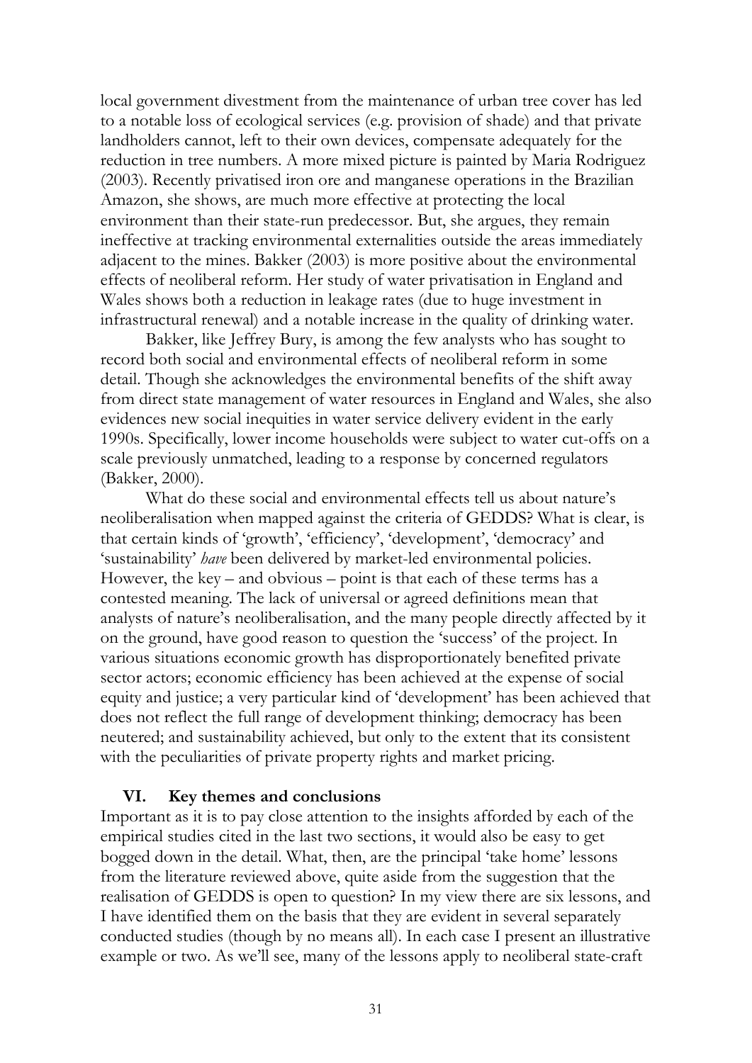local government divestment from the maintenance of urban tree cover has led to a notable loss of ecological services (e.g. provision of shade) and that private landholders cannot, left to their own devices, compensate adequately for the reduction in tree numbers. A more mixed picture is painted by Maria Rodriguez (2003). Recently privatised iron ore and manganese operations in the Brazilian Amazon, she shows, are much more effective at protecting the local environment than their state-run predecessor. But, she argues, they remain ineffective at tracking environmental externalities outside the areas immediately adjacent to the mines. Bakker (2003) is more positive about the environmental effects of neoliberal reform. Her study of water privatisation in England and Wales shows both a reduction in leakage rates (due to huge investment in infrastructural renewal) and a notable increase in the quality of drinking water.

Bakker, like Jeffrey Bury, is among the few analysts who has sought to record both social and environmental effects of neoliberal reform in some detail. Though she acknowledges the environmental benefits of the shift away from direct state management of water resources in England and Wales, she also evidences new social inequities in water service delivery evident in the early 1990s. Specifically, lower income households were subject to water cut-offs on a scale previously unmatched, leading to a response by concerned regulators (Bakker, 2000).

What do these social and environmental effects tell us about nature's neoliberalisation when mapped against the criteria of GEDDS? What is clear, is that certain kinds of 'growth', 'efficiency', 'development', 'democracy' and 'sustainability' *have* been delivered by market-led environmental policies. However, the key – and obvious – point is that each of these terms has a contested meaning. The lack of universal or agreed definitions mean that analysts of nature's neoliberalisation, and the many people directly affected by it on the ground, have good reason to question the 'success' of the project. In various situations economic growth has disproportionately benefited private sector actors; economic efficiency has been achieved at the expense of social equity and justice; a very particular kind of 'development' has been achieved that does not reflect the full range of development thinking; democracy has been neutered; and sustainability achieved, but only to the extent that its consistent with the peculiarities of private property rights and market pricing.

## VI. Key themes and conclusions

Important as it is to pay close attention to the insights afforded by each of the empirical studies cited in the last two sections, it would also be easy to get bogged down in the detail. What, then, are the principal 'take home' lessons from the literature reviewed above, quite aside from the suggestion that the realisation of GEDDS is open to question? In my view there are six lessons, and I have identified them on the basis that they are evident in several separately conducted studies (though by no means all). In each case I present an illustrative example or two. As we'll see, many of the lessons apply to neoliberal state-craft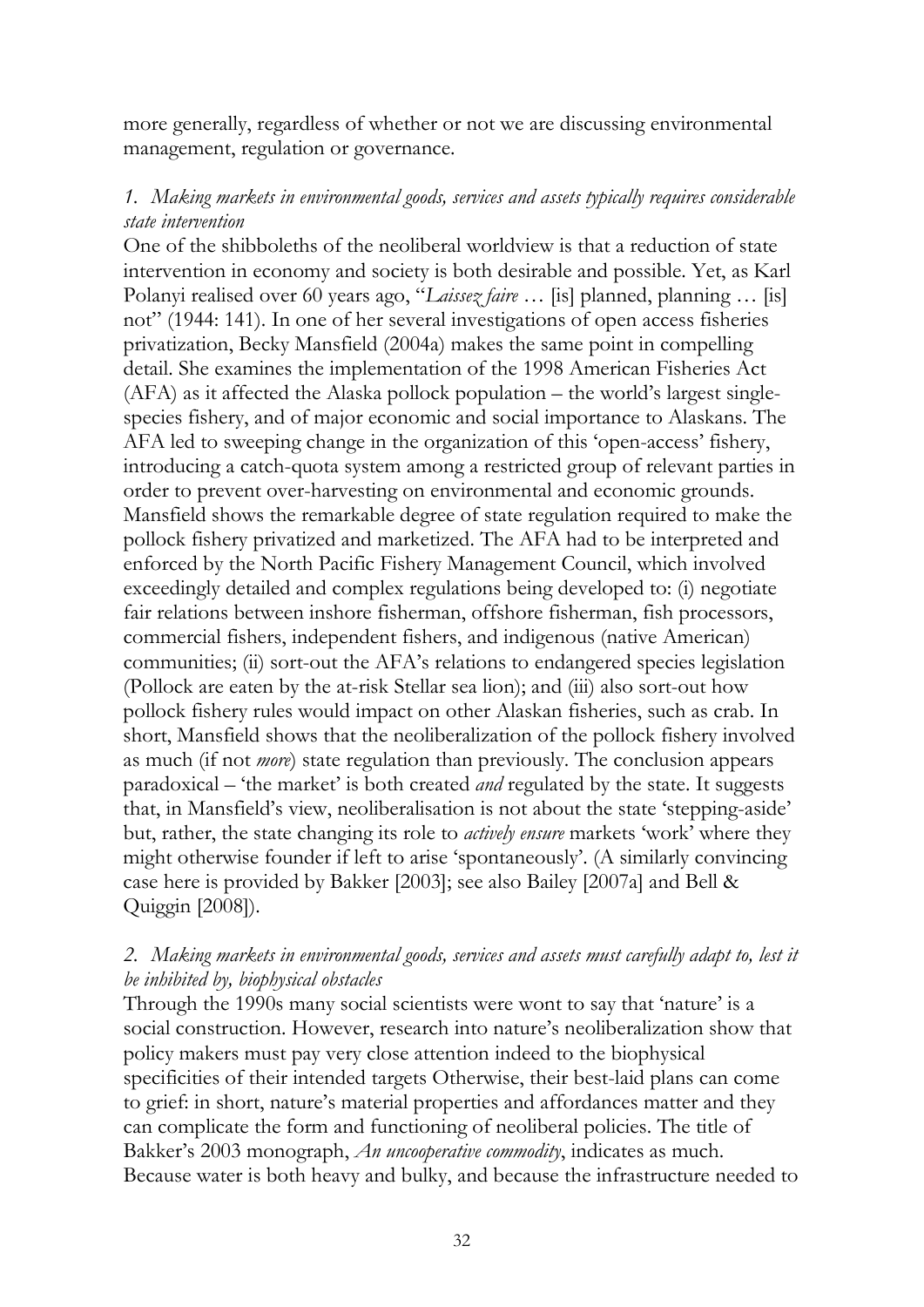more generally, regardless of whether or not we are discussing environmental management, regulation or governance.

*1. Making markets in environmental goods, services and assets typically requires considerable state intervention*

One of the shibboleths of the neoliberal worldview is that a reduction of state intervention in economy and society is both desirable and possible. Yet, as Karl Polanyi realised over 60 years ago, "*Laissez faire* … [is] planned, planning … [is] not" (1944: 141). In one of her several investigations of open access fisheries privatization, Becky Mansfield (2004a) makes the same point in compelling detail. She examines the implementation of the 1998 American Fisheries Act (AFA) as it affected the Alaska pollock population – the world's largest single-species fishery, and of major economic and social importance to Alaskans. The AFA led to sweeping change in the organization of this 'open-access' fishery, introducing a catch-quota system among a restricted group of relevant parties in order to prevent over-harvesting on environmental and economic grounds. Mansfield shows the remarkable degree of state regulation required to make the pollock fishery privatized and marketized. The AFA had to be interpreted and enforced by the North Pacific Fishery Management Council, which involved exceedingly detailed and complex regulations being developed to: (i) negotiate fair relations between inshore fisherman, offshore fisherman, fish processors, commercial fishers, independent fishers, and indigenous (native American) communities; (ii) sort-out the AFA's relations to endangered species legislation (Pollock are eaten by the at-risk Stellar sea lion); and (iii) also sort-out how pollock fishery rules would impact on other Alaskan fisheries, such as crab. In short, Mansfield shows that the neoliberalization of the pollock fishery involved as much (if not *more*) state regulation than previously. The conclusion appears paradoxical – 'the market' is both created *and* regulated by the state. It suggests that, in Mansfield's view, neoliberalisation is not about the state 'stepping-aside' but, rather, the state changing its role to *actively ensure* markets 'work' where they might otherwise founder if left to arise 'spontaneously'. (A similarly convincing case here is provided by Bakker [2003]; see also Bailey [2007a] and Bell & Quiggin [2008]).

*2. Making markets in environmental goods, services and assets must carefully adapt to, lest it be inhibited by, biophysical obstacles*

Through the 1990s many social scientists were wont to say that 'nature' is a social construction. However, research into nature's neoliberalization show that policy makers must pay very close attention indeed to the biophysical specificities of their intended targets Otherwise, their best-laid plans can come to grief: in short, nature's material properties and affordances matter and they can complicate the form and functioning of neoliberal policies. The title of Bakker's 2003 monograph, *An uncooperative commodity*, indicates as much. Because water is both heavy and bulky, and because the infrastructure needed to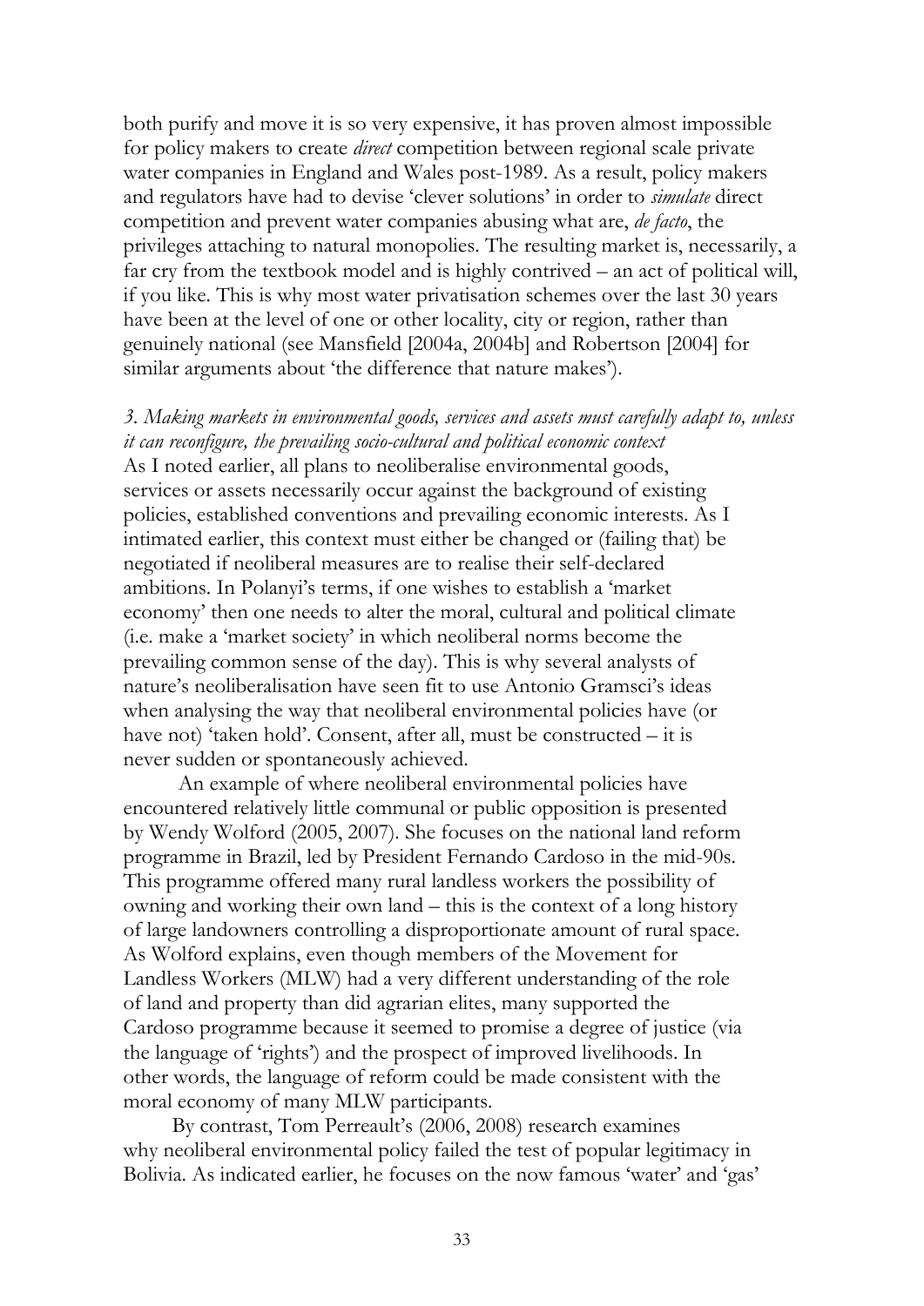both purify and move it is so very expensive, it has proven almost impossible for policy makers to create *direct* competition between regional scale private water companies in England and Wales post-1989. As a result, policy makers and regulators have had to devise 'clever solutions' in order to *simulate* direct competition and prevent water companies abusing what are, *de facto*, the privileges attaching to natural monopolies. The resulting market is, necessarily, a far cry from the textbook model and is highly contrived – an act of political will, if you like. This is why most water privatisation schemes over the last 30 years have been at the level of one or other locality, city or region, rather than genuinely national (see Mansfield [2004a, 2004b] and Robertson [2004] for similar arguments about 'the difference that nature makes').

*3. Making markets in environmental goods, services and assets must carefully adapt to, unless it can reconfigure, the prevailing socio-cultural and political economic context*

As I noted earlier, all plans to neoliberalise environmental goods, services or assets necessarily occur against the background of existing policies, established conventions and prevailing economic interests. As I intimated earlier, this context must either be changed or (failing that) be negotiated if neoliberal measures are to realise their self-declared ambitions. In Polanyi's terms, if one wishes to establish a 'market economy' then one needs to alter the moral, cultural and political climate (i.e. make a 'market society' in which neoliberal norms become the prevailing common sense of the day). This is why several analysts of nature's neoliberalisation have seen fit to use Antonio Gramsci's ideas when analysing the way that neoliberal environmental policies have (or have not) 'taken hold'. Consent, after all, must be constructed – it is never sudden or spontaneously achieved.

An example of where neoliberal environmental policies have encountered relatively little communal or public opposition is presented by Wendy Wolford (2005, 2007). She focuses on the national land reform programme in Brazil, led by President Fernando Cardoso in the mid-90s. This programme offered many rural landless workers the possibility of owning and working their own land – this is the context of a long history of large landowners controlling a disproportionate amount of rural space. As Wolford explains, even though members of the Movement for Landless Workers (MLW) had a very different understanding of the role of land and property than did agrarian elites, many supported the Cardoso programme because it seemed to promise a degree of justice (via the language of 'rights') and the prospect of improved livelihoods. In other words, the language of reform could be made consistent with the moral economy of many MLW participants.

By contrast, Tom Perreault's (2006, 2008) research examines why neoliberal environmental policy failed the test of popular legitimacy in Bolivia. As indicated earlier, he focuses on the now famous 'water' and 'gas'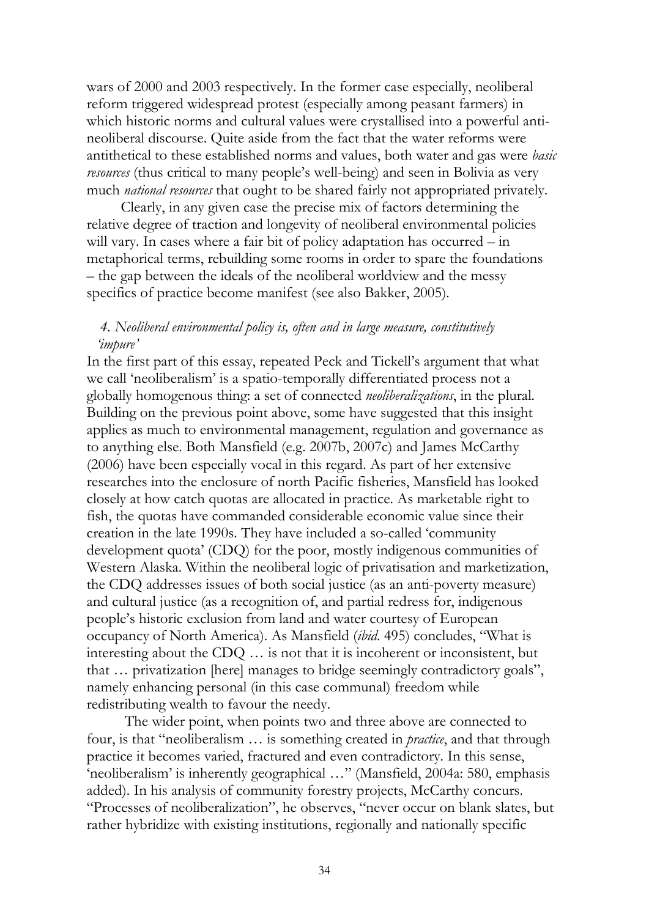wars of 2000 and 2003 respectively. In the former case especially, neoliberal reform triggered widespread protest (especially among peasant farmers) in which historic norms and cultural values were crystallised into a powerful anti-neoliberal discourse. Quite aside from the fact that the water reforms were antithetical to these established norms and values, both water and gas were *basic resources* (thus critical to many people's well-being) and seen in Bolivia as very much *national resources* that ought to be shared fairly not appropriated privately.

Clearly, in any given case the precise mix of factors determining the relative degree of traction and longevity of neoliberal environmental policies will vary. In cases where a fair bit of policy adaptation has occurred – in metaphorical terms, rebuilding some rooms in order to spare the foundations – the gap between the ideals of the neoliberal worldview and the messy specifics of practice become manifest (see also Bakker, 2005).

*4. Neoliberal environmental policy is, often and in large measure, constitutively 'impure'*

In the first part of this essay, repeated Peck and Tickell's argument that what we call 'neoliberalism' is a spatio-temporally differentiated process not a globally homogenous thing: a set of connected *neoliberalizations*, in the plural. Building on the previous point above, some have suggested that this insight applies as much to environmental management, regulation and governance as to anything else. Both Mansfield (e.g. 2007b, 2007c) and James McCarthy (2006) have been especially vocal in this regard. As part of her extensive researches into the enclosure of north Pacific fisheries, Mansfield has looked closely at how catch quotas are allocated in practice. As marketable right to fish, the quotas have commanded considerable economic value since their creation in the late 1990s. They have included a so-called 'community development quota' (CDQ) for the poor, mostly indigenous communities of Western Alaska. Within the neoliberal logic of privatisation and marketization, the CDQ addresses issues of both social justice (as an anti-poverty measure) and cultural justice (as a recognition of, and partial redress for, indigenous people's historic exclusion from land and water courtesy of European occupancy of North America). As Mansfield (*ibid.* 495) concludes, "What is interesting about the CDQ … is not that it is incoherent or inconsistent, but that … privatization [here] manages to bridge seemingly contradictory goals", namely enhancing personal (in this case communal) freedom while redistributing wealth to favour the needy.

The wider point, when points two and three above are connected to four, is that "neoliberalism … is something created in *practice*, and that through practice it becomes varied, fractured and even contradictory. In this sense, 'neoliberalism' is inherently geographical …" (Mansfield, 2004a: 580, emphasis added). In his analysis of community forestry projects, McCarthy concurs. "Processes of neoliberalization", he observes, "never occur on blank slates, but rather hybridize with existing institutions, regionally and nationally specific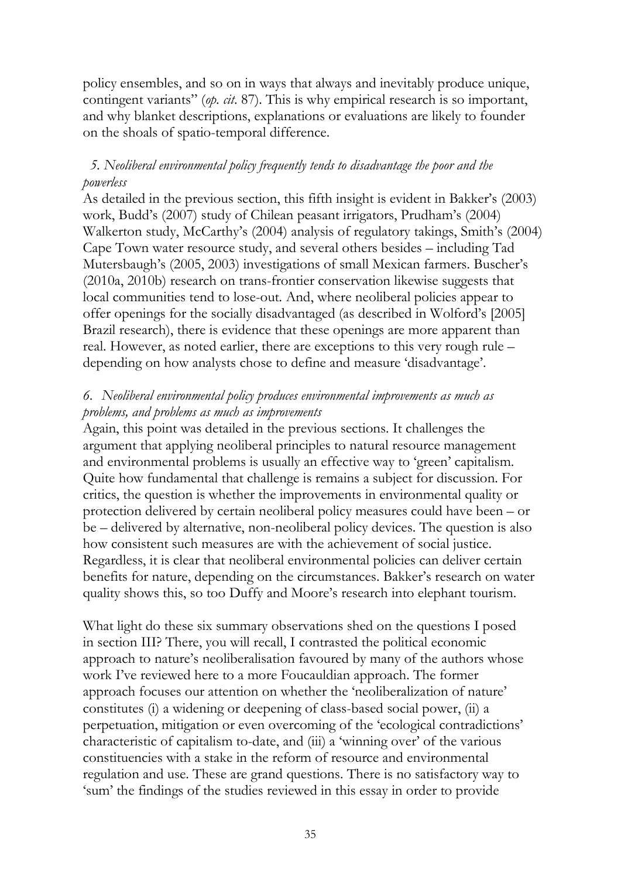policy ensembles, and so on in ways that always and inevitably produce unique, contingent variants" (*op. cit.* 87). This is why empirical research is so important, and why blanket descriptions, explanations or evaluations are likely to founder on the shoals of spatio-temporal difference.

*5. Neoliberal environmental policy frequently tends to disadvantage the poor and the powerless*

As detailed in the previous section, this fifth insight is evident in Bakker's (2003) work, Budd's (2007) study of Chilean peasant irrigators, Prudham's (2004) Walkerton study, McCarthy's (2004) analysis of regulatory takings, Smith's (2004) Cape Town water resource study, and several others besides – including Tad Mutersbaugh's (2005, 2003) investigations of small Mexican farmers. Buscher's (2010a, 2010b) research on trans-frontier conservation likewise suggests that local communities tend to lose-out. And, where neoliberal policies appear to offer openings for the socially disadvantaged (as described in Wolford's [2005] Brazil research), there is evidence that these openings are more apparent than real. However, as noted earlier, there are exceptions to this very rough rule – depending on how analysts chose to define and measure 'disadvantage'.

*6. Neoliberal environmental policy produces environmental improvements as much as problems, and problems as much as improvements*

Again, this point was detailed in the previous sections. It challenges the argument that applying neoliberal principles to natural resource management and environmental problems is usually an effective way to 'green' capitalism. Quite how fundamental that challenge is remains a subject for discussion. For critics, the question is whether the improvements in environmental quality or protection delivered by certain neoliberal policy measures could have been – or be – delivered by alternative, non-neoliberal policy devices. The question is also how consistent such measures are with the achievement of social justice. Regardless, it is clear that neoliberal environmental policies can deliver certain benefits for nature, depending on the circumstances. Bakker's research on water quality shows this, so too Duffy and Moore's research into elephant tourism.

What light do these six summary observations shed on the questions I posed in section III? There, you will recall, I contrasted the political economic approach to nature's neoliberalisation favoured by many of the authors whose work I've reviewed here to a more Foucauldian approach. The former approach focuses our attention on whether the 'neoliberalization of nature' constitutes (i) a widening or deepening of class-based social power, (ii) a perpetuation, mitigation or even overcoming of the 'ecological contradictions' characteristic of capitalism to-date, and (iii) a 'winning over' of the various constituencies with a stake in the reform of resource and environmental regulation and use. These are grand questions. There is no satisfactory way to 'sum' the findings of the studies reviewed in this essay in order to provide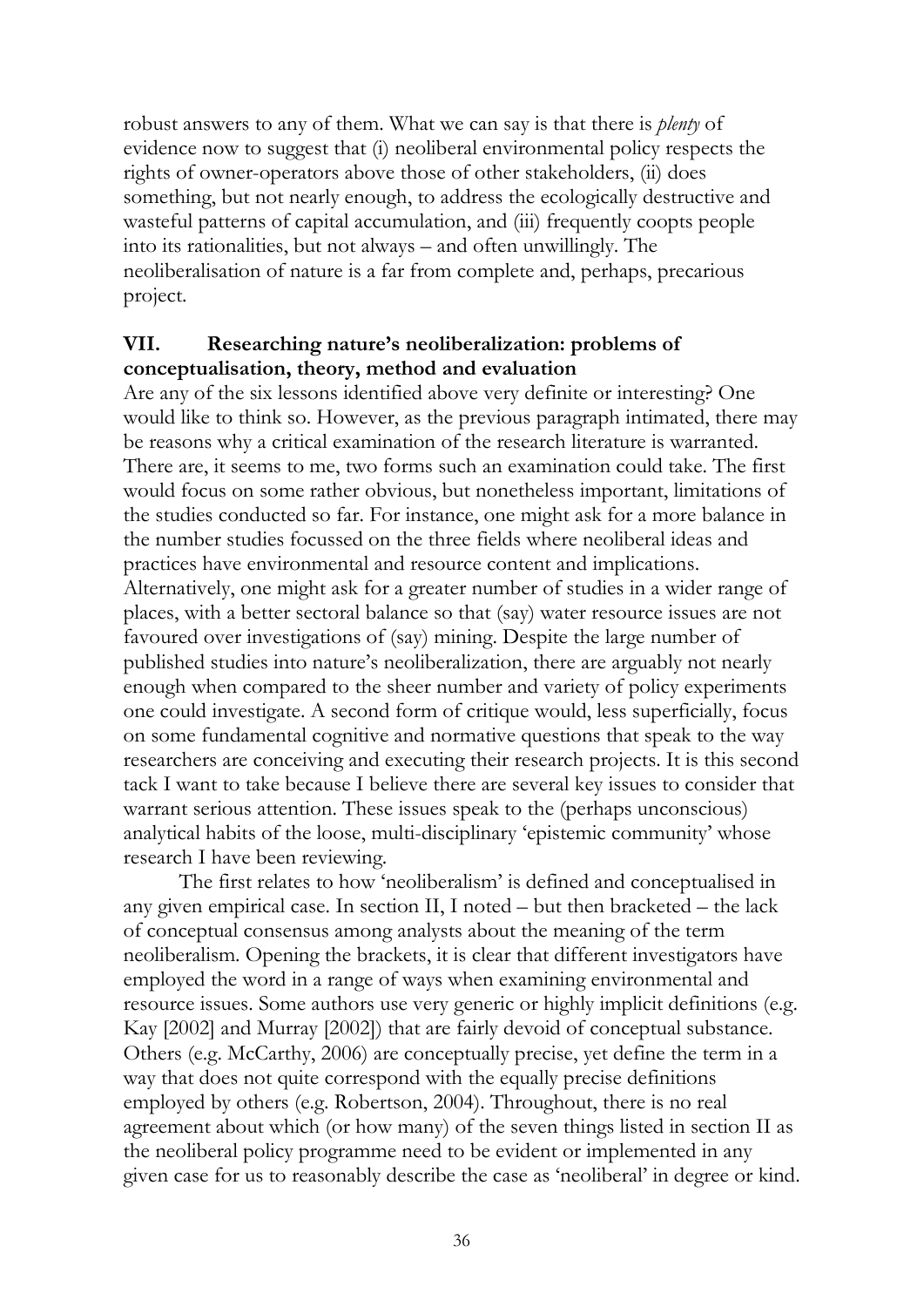robust answers to any of them. What we can say is that there is *plenty* of evidence now to suggest that (i) neoliberal environmental policy respects the rights of owner-operators above those of other stakeholders, (ii) does something, but not nearly enough, to address the ecologically destructive and wasteful patterns of capital accumulation, and (iii) frequently coopts people into its rationalities, but not always – and often unwillingly. The neoliberalisation of nature is a far from complete and, perhaps, precarious project.

## VII. Researching nature's neoliberalization: problems of conceptualisation, theory, method and evaluation

Are any of the six lessons identified above very definite or interesting? One would like to think so. However, as the previous paragraph intimated, there may be reasons why a critical examination of the research literature is warranted. There are, it seems to me, two forms such an examination could take. The first would focus on some rather obvious, but nonetheless important, limitations of the studies conducted so far. For instance, one might ask for a more balance in the number studies focussed on the three fields where neoliberal ideas and practices have environmental and resource content and implications. Alternatively, one might ask for a greater number of studies in a wider range of places, with a better sectoral balance so that (say) water resource issues are not favoured over investigations of (say) mining. Despite the large number of published studies into nature's neoliberalization, there are arguably not nearly enough when compared to the sheer number and variety of policy experiments one could investigate. A second form of critique would, less superficially, focus on some fundamental cognitive and normative questions that speak to the way researchers are conceiving and executing their research projects. It is this second tack I want to take because I believe there are several key issues to consider that warrant serious attention. These issues speak to the (perhaps unconscious) analytical habits of the loose, multi-disciplinary 'epistemic community' whose research I have been reviewing.

The first relates to how 'neoliberalism' is defined and conceptualised in any given empirical case. In section II, I noted – but then bracketed – the lack of conceptual consensus among analysts about the meaning of the term neoliberalism. Opening the brackets, it is clear that different investigators have employed the word in a range of ways when examining environmental and resource issues. Some authors use very generic or highly implicit definitions (e.g. Kay [2002] and Murray [2002]) that are fairly devoid of conceptual substance. Others (e.g. McCarthy, 2006) are conceptually precise, yet define the term in a way that does not quite correspond with the equally precise definitions employed by others (e.g. Robertson, 2004). Throughout, there is no real agreement about which (or how many) of the seven things listed in section II as the neoliberal policy programme need to be evident or implemented in any given case for us to reasonably describe the case as 'neoliberal' in degree or kind.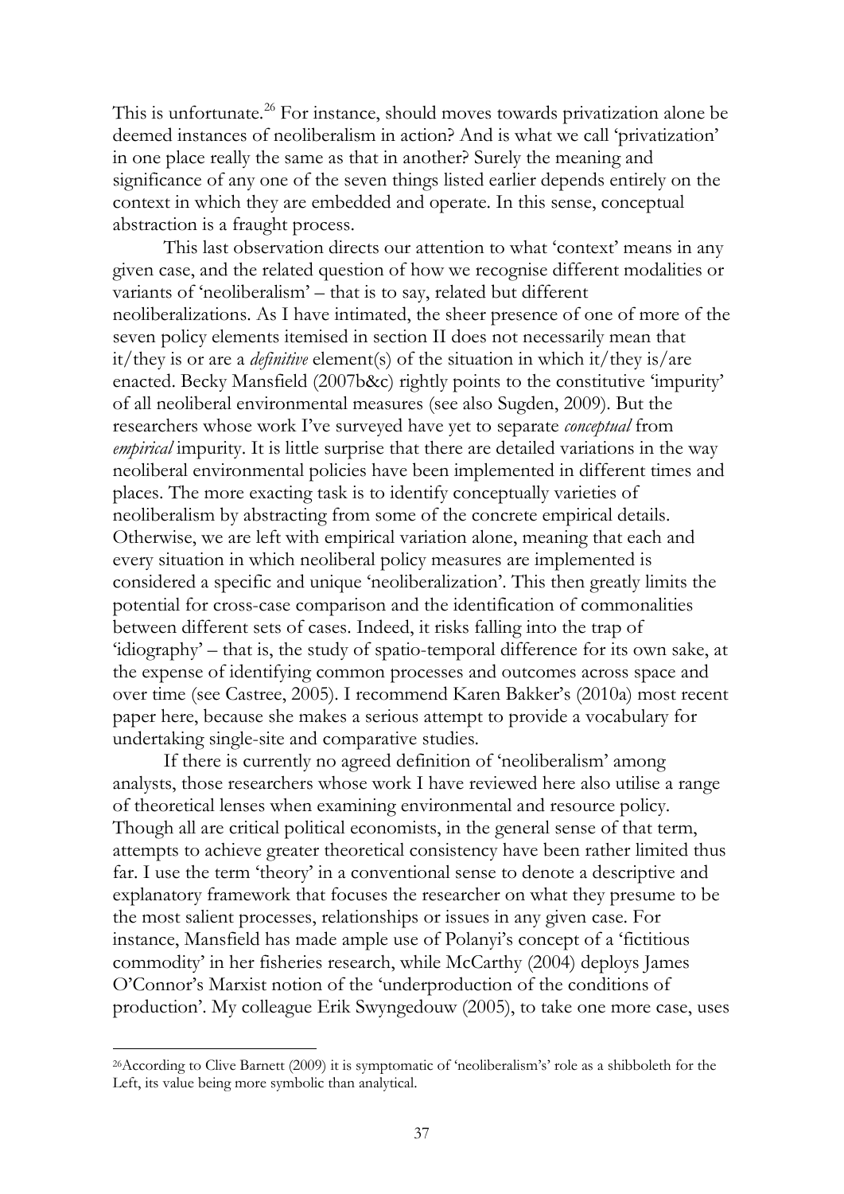This is unfortunate.[26] For instance, should moves towards privatization alone be deemed instances of neoliberalism in action? And is what we call 'privatization' in one place really the same as that in another? Surely the meaning and significance of any one of the seven things listed earlier depends entirely on the context in which they are embedded and operate. In this sense, conceptual abstraction is a fraught process.

This last observation directs our attention to what 'context' means in any given case, and the related question of how we recognise different modalities or variants of 'neoliberalism' – that is to say, related but different neoliberalizations. As I have intimated, the sheer presence of one of more of the seven policy elements itemised in section II does not necessarily mean that it/they is or are a *definitive* element(s) of the situation in which it/they is/are enacted. Becky Mansfield (2007b&c) rightly points to the constitutive 'impurity' of all neoliberal environmental measures (see also Sugden, 2009). But the researchers whose work I've surveyed have yet to separate *conceptual* from *empirical* impurity. It is little surprise that there are detailed variations in the way neoliberal environmental policies have been implemented in different times and places. The more exacting task is to identify conceptually varieties of neoliberalism by abstracting from some of the concrete empirical details. Otherwise, we are left with empirical variation alone, meaning that each and every situation in which neoliberal policy measures are implemented is considered a specific and unique 'neoliberalization'. This then greatly limits the potential for cross-case comparison and the identification of commonalities between different sets of cases. Indeed, it risks falling into the trap of 'idiography' – that is, the study of spatio-temporal difference for its own sake, at the expense of identifying common processes and outcomes across space and over time (see Castree, 2005). I recommend Karen Bakker's (2010a) most recent paper here, because she makes a serious attempt to provide a vocabulary for undertaking single-site and comparative studies.

If there is currently no agreed definition of 'neoliberalism' among analysts, those researchers whose work I have reviewed here also utilise a range of theoretical lenses when examining environmental and resource policy. Though all are critical political economists, in the general sense of that term, attempts to achieve greater theoretical consistency have been rather limited thus far. I use the term 'theory' in a conventional sense to denote a descriptive and explanatory framework that focuses the researcher on what they presume to be the most salient processes, relationships or issues in any given case. For instance, Mansfield has made ample use of Polanyi's concept of a 'fictitious commodity' in her fisheries research, while McCarthy (2004) deploys James O'Connor's Marxist notion of the 'underproduction of the conditions of production'. My colleague Erik Swyngedouw (2005), to take one more case, uses

[26] According to Clive Barnett (2009) it is symptomatic of 'neoliberalism's' role as a shibboleth for the Left, its value being more symbolic than analytical.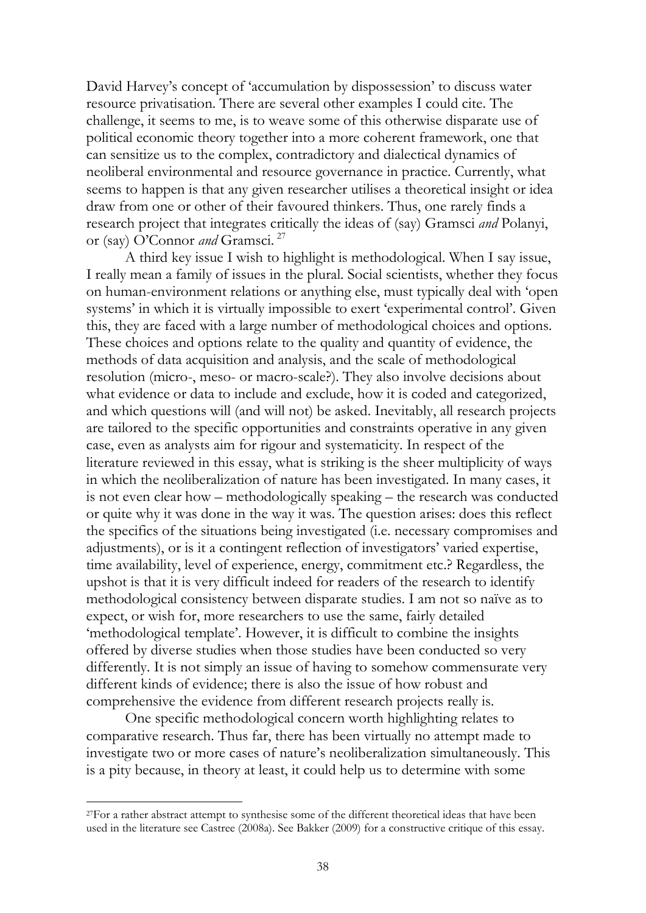David Harvey's concept of 'accumulation by dispossession' to discuss water resource privatisation. There are several other examples I could cite. The challenge, it seems to me, is to weave some of this otherwise disparate use of political economic theory together into a more coherent framework, one that can sensitize us to the complex, contradictory and dialectical dynamics of neoliberal environmental and resource governance in practice. Currently, what seems to happen is that any given researcher utilises a theoretical insight or idea draw from one or other of their favoured thinkers. Thus, one rarely finds a research project that integrates critically the ideas of (say) Gramsci *and* Polanyi, or (say) O'Connor *and* Gramsci. [27]

A third key issue I wish to highlight is methodological. When I say issue, I really mean a family of issues in the plural. Social scientists, whether they focus on human-environment relations or anything else, must typically deal with 'open systems' in which it is virtually impossible to exert 'experimental control'. Given this, they are faced with a large number of methodological choices and options. These choices and options relate to the quality and quantity of evidence, the methods of data acquisition and analysis, and the scale of methodological resolution (micro-, meso- or macro-scale?). They also involve decisions about what evidence or data to include and exclude, how it is coded and categorized, and which questions will (and will not) be asked. Inevitably, all research projects are tailored to the specific opportunities and constraints operative in any given case, even as analysts aim for rigour and systematicity. In respect of the literature reviewed in this essay, what is striking is the sheer multiplicity of ways in which the neoliberalization of nature has been investigated. In many cases, it is not even clear how – methodologically speaking – the research was conducted or quite why it was done in the way it was. The question arises: does this reflect the specifics of the situations being investigated (i.e. necessary compromises and adjustments), or is it a contingent reflection of investigators' varied expertise, time availability, level of experience, energy, commitment etc.? Regardless, the upshot is that it is very difficult indeed for readers of the research to identify methodological consistency between disparate studies. I am not so naïve as to expect, or wish for, more researchers to use the same, fairly detailed 'methodological template'. However, it is difficult to combine the insights offered by diverse studies when those studies have been conducted so very differently. It is not simply an issue of having to somehow commensurate very different kinds of evidence; there is also the issue of how robust and comprehensive the evidence from different research projects really is.

One specific methodological concern worth highlighting relates to comparative research. Thus far, there has been virtually no attempt made to investigate two or more cases of nature's neoliberalization simultaneously. This is a pity because, in theory at least, it could help us to determine with some

---

[27] For a rather abstract attempt to synthesise some of the different theoretical ideas that have been used in the literature see Castree (2008a). See Bakker (2009) for a constructive critique of this essay.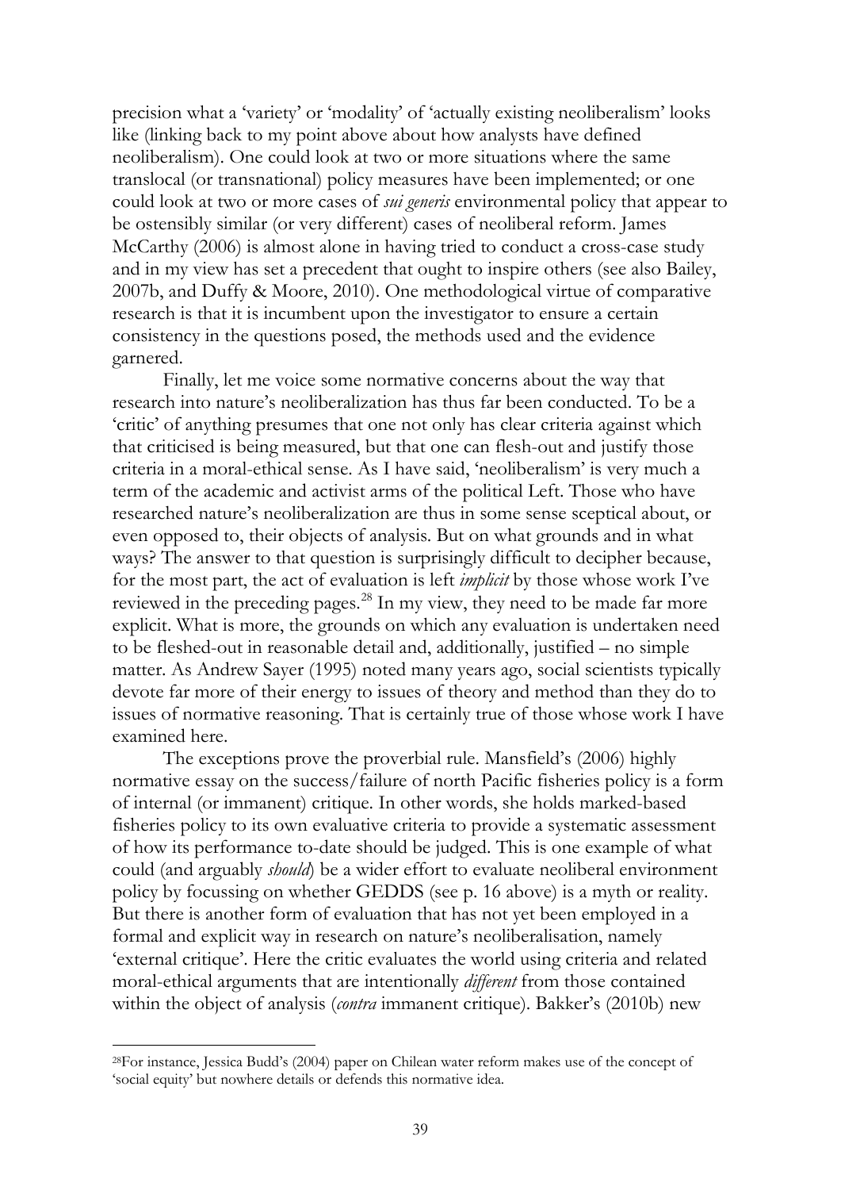precision what a 'variety' or 'modality' of 'actually existing neoliberalism' looks like (linking back to my point above about how analysts have defined neoliberalism). One could look at two or more situations where the same translocal (or transnational) policy measures have been implemented; or one could look at two or more cases of *sui generis* environmental policy that appear to be ostensibly similar (or very different) cases of neoliberal reform. James McCarthy (2006) is almost alone in having tried to conduct a cross-case study and in my view has set a precedent that ought to inspire others (see also Bailey, 2007b, and Duffy & Moore, 2010). One methodological virtue of comparative research is that it is incumbent upon the investigator to ensure a certain consistency in the questions posed, the methods used and the evidence garnered.

Finally, let me voice some normative concerns about the way that research into nature's neoliberalization has thus far been conducted. To be a 'critic' of anything presumes that one not only has clear criteria against which that criticised is being measured, but that one can flesh-out and justify those criteria in a moral-ethical sense. As I have said, 'neoliberalism' is very much a term of the academic and activist arms of the political Left. Those who have researched nature's neoliberalization are thus in some sense sceptical about, or even opposed to, their objects of analysis. But on what grounds and in what ways? The answer to that question is surprisingly difficult to decipher because, for the most part, the act of evaluation is left *implicit* by those whose work I've reviewed in the preceding pages.[28] In my view, they need to be made far more explicit. What is more, the grounds on which any evaluation is undertaken need to be fleshed-out in reasonable detail and, additionally, justified – no simple matter. As Andrew Sayer (1995) noted many years ago, social scientists typically devote far more of their energy to issues of theory and method than they do to issues of normative reasoning. That is certainly true of those whose work I have examined here.

The exceptions prove the proverbial rule. Mansfield's (2006) highly normative essay on the success/failure of north Pacific fisheries policy is a form of internal (or immanent) critique. In other words, she holds marked-based fisheries policy to its own evaluative criteria to provide a systematic assessment of how its performance to-date should be judged. This is one example of what could (and arguably *should*) be a wider effort to evaluate neoliberal environment policy by focussing on whether GEDDS (see p. 16 above) is a myth or reality. But there is another form of evaluation that has not yet been employed in a formal and explicit way in research on nature's neoliberalisation, namely 'external critique'. Here the critic evaluates the world using criteria and related moral-ethical arguments that are intentionally *different* from those contained within the object of analysis (*contra* immanent critique). Bakker's (2010b) new

[28]For instance, Jessica Budd's (2004) paper on Chilean water reform makes use of the concept of 'social equity' but nowhere details or defends this normative idea.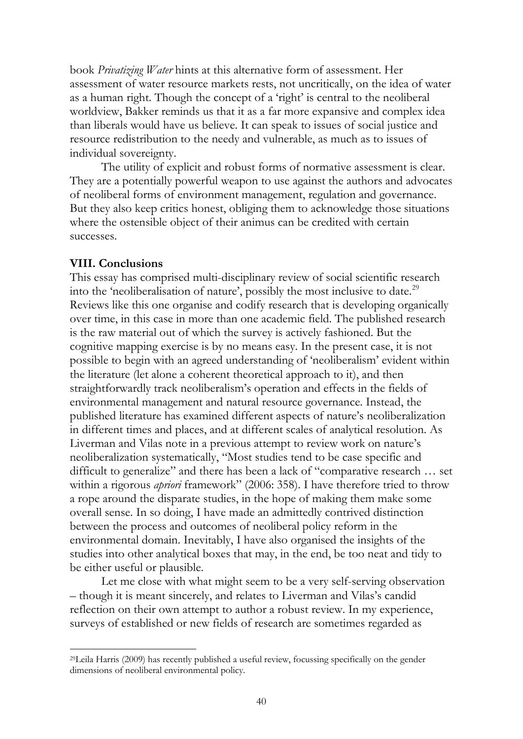book *Privatizing Water* hints at this alternative form of assessment. Her assessment of water resource markets rests, not uncritically, on the idea of water as a human right. Though the concept of a 'right' is central to the neoliberal worldview, Bakker reminds us that it as a far more expansive and complex idea than liberals would have us believe. It can speak to issues of social justice and resource redistribution to the needy and vulnerable, as much as to issues of individual sovereignty.

The utility of explicit and robust forms of normative assessment is clear. They are a potentially powerful weapon to use against the authors and advocates of neoliberal forms of environment management, regulation and governance. But they also keep critics honest, obliging them to acknowledge those situations where the ostensible object of their animus can be credited with certain successes.

## VIII. Conclusions

This essay has comprised multi-disciplinary review of social scientific research into the 'neoliberalisation of nature', possibly the most inclusive to date.[29] Reviews like this one organise and codify research that is developing organically over time, in this case in more than one academic field. The published research is the raw material out of which the survey is actively fashioned. But the cognitive mapping exercise is by no means easy. In the present case, it is not possible to begin with an agreed understanding of 'neoliberalism' evident within the literature (let alone a coherent theoretical approach to it), and then straightforwardly track neoliberalism's operation and effects in the fields of environmental management and natural resource governance. Instead, the published literature has examined different aspects of nature's neoliberalization in different times and places, and at different scales of analytical resolution. As Liverman and Vilas note in a previous attempt to review work on nature's neoliberalization systematically, "Most studies tend to be case specific and difficult to generalize" and there has been a lack of "comparative research … set within a rigorous *apriori* framework" (2006: 358). I have therefore tried to throw a rope around the disparate studies, in the hope of making them make some overall sense. In so doing, I have made an admittedly contrived distinction between the process and outcomes of neoliberal policy reform in the environmental domain. Inevitably, I have also organised the insights of the studies into other analytical boxes that may, in the end, be too neat and tidy to be either useful or plausible.

Let me close with what might seem to be a very self-serving observation – though it is meant sincerely, and relates to Liverman and Vilas's candid reflection on their own attempt to author a robust review. In my experience, surveys of established or new fields of research are sometimes regarded as

[29] Leila Harris (2009) has recently published a useful review, focussing specifically on the gender dimensions of neoliberal environmental policy.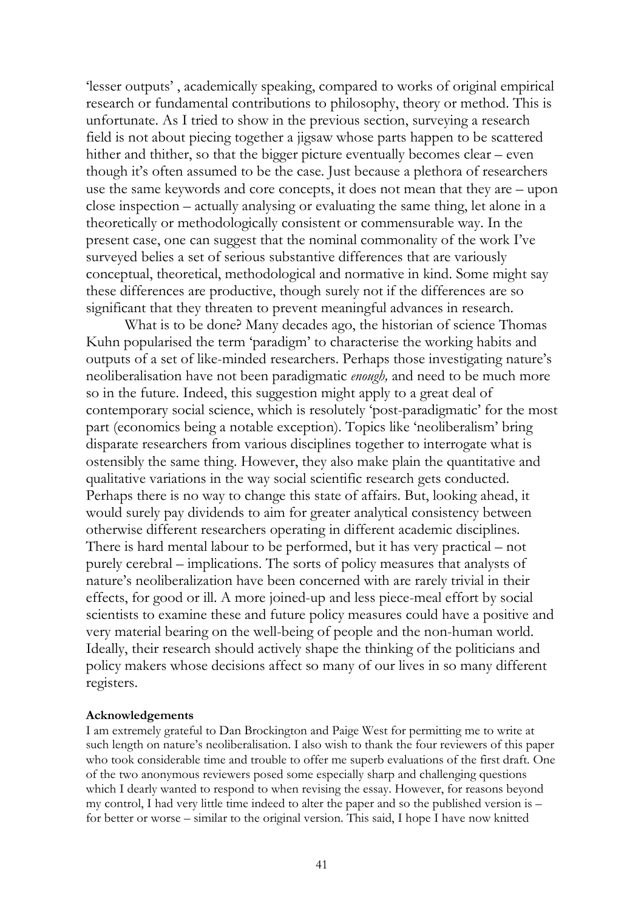'lesser outputs' , academically speaking, compared to works of original empirical research or fundamental contributions to philosophy, theory or method. This is unfortunate. As I tried to show in the previous section, surveying a research field is not about piecing together a jigsaw whose parts happen to be scattered hither and thither, so that the bigger picture eventually becomes clear – even though it's often assumed to be the case. Just because a plethora of researchers use the same keywords and core concepts, it does not mean that they are – upon close inspection – actually analysing or evaluating the same thing, let alone in a theoretically or methodologically consistent or commensurable way. In the present case, one can suggest that the nominal commonality of the work I've surveyed belies a set of serious substantive differences that are variously conceptual, theoretical, methodological and normative in kind. Some might say these differences are productive, though surely not if the differences are so significant that they threaten to prevent meaningful advances in research.

What is to be done? Many decades ago, the historian of science Thomas Kuhn popularised the term 'paradigm' to characterise the working habits and outputs of a set of like-minded researchers. Perhaps those investigating nature's neoliberalisation have not been paradigmatic *enough,* and need to be much more so in the future. Indeed, this suggestion might apply to a great deal of contemporary social science, which is resolutely 'post-paradigmatic' for the most part (economics being a notable exception). Topics like 'neoliberalism' bring disparate researchers from various disciplines together to interrogate what is ostensibly the same thing. However, they also make plain the quantitative and qualitative variations in the way social scientific research gets conducted. Perhaps there is no way to change this state of affairs. But, looking ahead, it would surely pay dividends to aim for greater analytical consistency between otherwise different researchers operating in different academic disciplines. There is hard mental labour to be performed, but it has very practical – not purely cerebral – implications. The sorts of policy measures that analysts of nature's neoliberalization have been concerned with are rarely trivial in their effects, for good or ill. A more joined-up and less piece-meal effort by social scientists to examine these and future policy measures could have a positive and very material bearing on the well-being of people and the non-human world. Ideally, their research should actively shape the thinking of the politicians and policy makers whose decisions affect so many of our lives in so many different registers.

**Acknowledgements**

I am extremely grateful to Dan Brockington and Paige West for permitting me to write at such length on nature's neoliberalisation. I also wish to thank the four reviewers of this paper who took considerable time and trouble to offer me superb evaluations of the first draft. One of the two anonymous reviewers posed some especially sharp and challenging questions which I dearly wanted to respond to when revising the essay. However, for reasons beyond my control, I had very little time indeed to alter the paper and so the published version is – for better or worse – similar to the original version. This said, I hope I have now knitted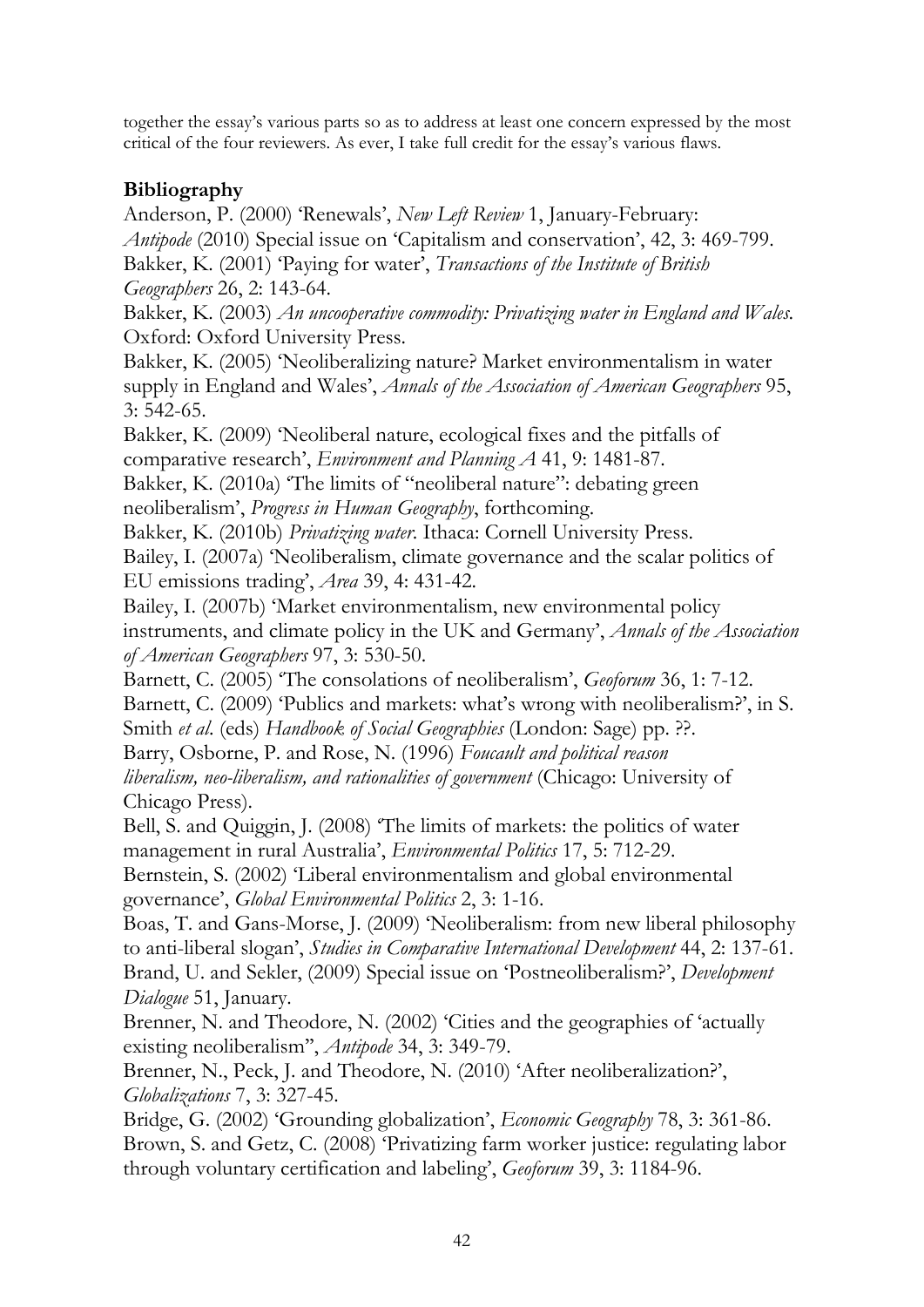together the essay's various parts so as to address at least one concern expressed by the most critical of the four reviewers. As ever, I take full credit for the essay's various flaws.

## Bibliography

Anderson, P. (2000) 'Renewals', *New Left Review* 1, January-February:

*Antipode* (2010) Special issue on 'Capitalism and conservation', 42, 3: 469-799.

Bakker, K. (2001) 'Paying for water', *Transactions of the Institute of British Geographers* 26, 2: 143-64.

Bakker, K. (2003) *An uncooperative commodity: Privatizing water in England and Wales.* Oxford: Oxford University Press.

Bakker, K. (2005) 'Neoliberalizing nature? Market environmentalism in water supply in England and Wales', *Annals of the Association of American Geographers* 95, 3: 542-65.

Bakker, K. (2009) 'Neoliberal nature, ecological fixes and the pitfalls of comparative research', *Environment and Planning A* 41, 9: 1481-87.

Bakker, K. (2010a) 'The limits of "neoliberal nature": debating green neoliberalism', *Progress in Human Geography*, forthcoming.

Bakker, K. (2010b) *Privatizing water.* Ithaca: Cornell University Press.

Bailey, I. (2007a) 'Neoliberalism, climate governance and the scalar politics of EU emissions trading', *Area* 39, 4: 431-42.

Bailey, I. (2007b) 'Market environmentalism, new environmental policy instruments, and climate policy in the UK and Germany', *Annals of the Association of American Geographers* 97, 3: 530-50.

Barnett, C. (2005) 'The consolations of neoliberalism', *Geoforum* 36, 1: 7-12.

Barnett, C. (2009) 'Publics and markets: what's wrong with neoliberalism?', in S. Smith *et al.* (eds) *Handbook of Social Geographies* (London: Sage) pp. ??.

Barry, Osborne, P. and Rose, N. (1996) *Foucault and political reason liberalism, neo-liberalism, and rationalities of government* (Chicago: University of Chicago Press).

Bell, S. and Quiggin, J. (2008) 'The limits of markets: the politics of water management in rural Australia', *Environmental Politics* 17, 5: 712-29.

Bernstein, S. (2002) 'Liberal environmentalism and global environmental governance', *Global Environmental Politics* 2, 3: 1-16.

Boas, T. and Gans-Morse, J. (2009) 'Neoliberalism: from new liberal philosophy to anti-liberal slogan', *Studies in Comparative International Development* 44, 2: 137-61.

Brand, U. and Sekler, (2009) Special issue on 'Postneoliberalism?', *Development Dialogue* 51, January.

Brenner, N. and Theodore, N. (2002) 'Cities and the geographies of 'actually existing neoliberalism'', *Antipode* 34, 3: 349-79.

Brenner, N., Peck, J. and Theodore, N. (2010) 'After neoliberalization?', *Globalizations* 7, 3: 327-45.

Bridge, G. (2002) 'Grounding globalization', *Economic Geography* 78, 3: 361-86.

Brown, S. and Getz, C. (2008) 'Privatizing farm worker justice: regulating labor through voluntary certification and labeling', *Geoforum* 39, 3: 1184-96.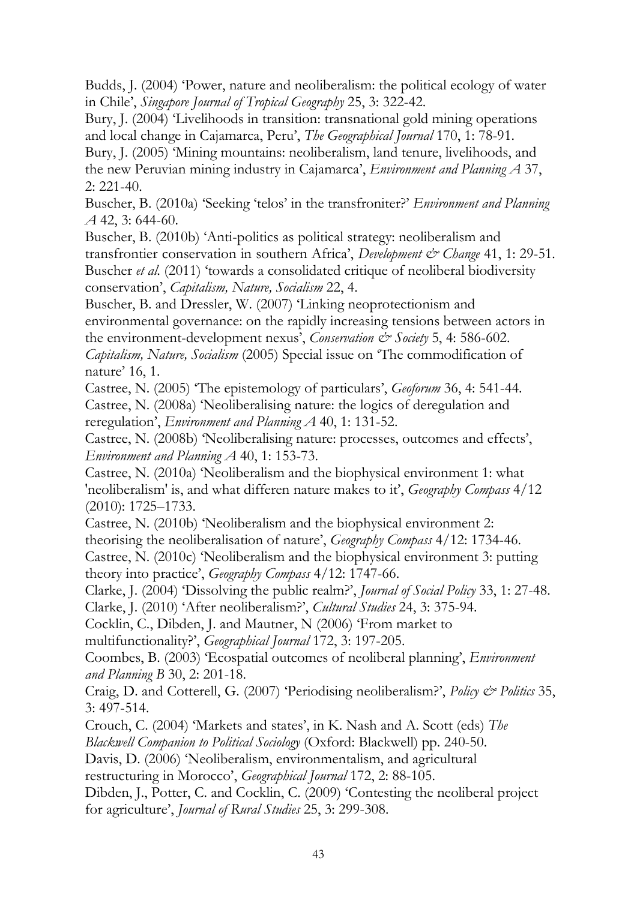Budds, J. (2004) 'Power, nature and neoliberalism: the political ecology of water in Chile', *Singapore Journal of Tropical Geography* 25, 3: 322-42.

Bury, J. (2004) 'Livelihoods in transition: transnational gold mining operations and local change in Cajamarca, Peru', *The Geographical Journal* 170, 1: 78-91.

Bury, J. (2005) 'Mining mountains: neoliberalism, land tenure, livelihoods, and the new Peruvian mining industry in Cajamarca', *Environment and Planning A* 37, 2: 221-40.

Buscher, B. (2010a) 'Seeking 'telos' in the transfroniter?' *Environment and Planning A* 42, 3: 644-60.

Buscher, B. (2010b) 'Anti-politics as political strategy: neoliberalism and transfrontier conservation in southern Africa', *Development & Change* 41, 1: 29-51.

Buscher *et al.* (2011) 'towards a consolidated critique of neoliberal biodiversity conservation', *Capitalism, Nature, Socialism* 22, 4.

Buscher, B. and Dressler, W. (2007) 'Linking neoprotectionism and environmental governance: on the rapidly increasing tensions between actors in the environment-development nexus', *Conservation & Society* 5, 4: 586-602.

*Capitalism, Nature, Socialism* (2005) Special issue on 'The commodification of nature' 16, 1.

Castree, N. (2005) 'The epistemology of particulars', *Geoforum* 36, 4: 541-44.

Castree, N. (2008a) 'Neoliberalising nature: the logics of deregulation and reregulation', *Environment and Planning A* 40, 1: 131-52.

Castree, N. (2008b) 'Neoliberalising nature: processes, outcomes and effects', *Environment and Planning A* 40, 1: 153-73.

Castree, N. (2010a) 'Neoliberalism and the biophysical environment 1: what 'neoliberalism' is, and what differen nature makes to it', *Geography Compass* 4/12 (2010): 1725–1733.

Castree, N. (2010b) 'Neoliberalism and the biophysical environment 2: theorising the neoliberalisation of nature', *Geography Compass* 4/12: 1734-46.

Castree, N. (2010c) 'Neoliberalism and the biophysical environment 3: putting theory into practice', *Geography Compass* 4/12: 1747-66.

Clarke, J. (2004) 'Dissolving the public realm?', *Journal of Social Policy* 33, 1: 27-48.

Clarke, J. (2010) 'After neoliberalism?', *Cultural Studies* 24, 3: 375-94.

Cocklin, C., Dibden, J. and Mautner, N (2006) 'From market to multifunctionality?', *Geographical Journal* 172, 3: 197-205.

Coombes, B. (2003) 'Ecospatial outcomes of neoliberal planning', *Environment and Planning B* 30, 2: 201-18.

Craig, D. and Cotterell, G. (2007) 'Periodising neoliberalism?', *Policy & Politics* 35, 3: 497-514.

Crouch, C. (2004) 'Markets and states', in K. Nash and A. Scott (eds) *The Blackwell Companion to Political Sociology* (Oxford: Blackwell) pp. 240-50.

Davis, D. (2006) 'Neoliberalism, environmentalism, and agricultural restructuring in Morocco', *Geographical Journal* 172, 2: 88-105.

Dibden, J., Potter, C. and Cocklin, C. (2009) 'Contesting the neoliberal project for agriculture', *Journal of Rural Studies* 25, 3: 299-308.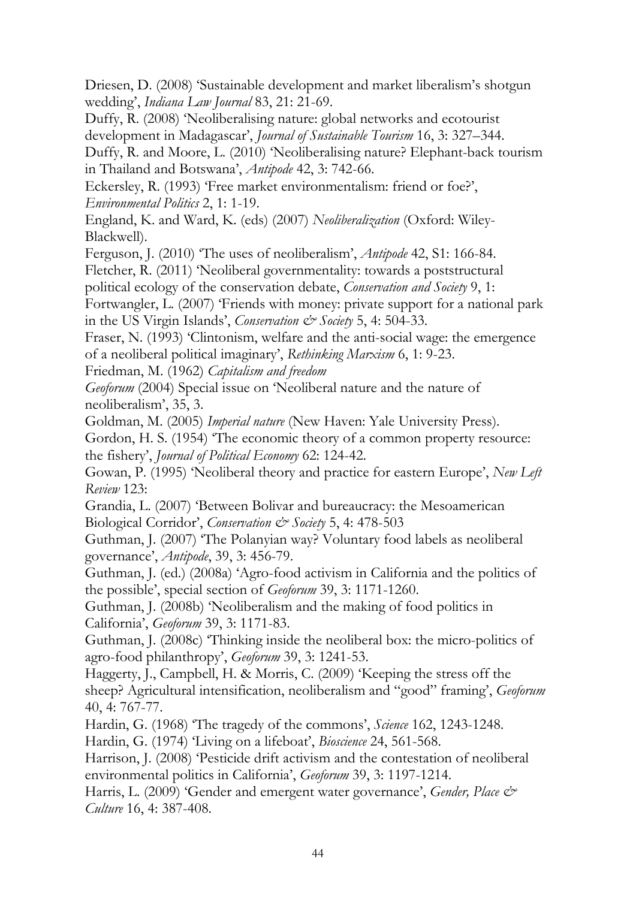Driesen, D. (2008) 'Sustainable development and market liberalism's shotgun wedding', *Indiana Law Journal* 83, 21: 21-69.

Duffy, R. (2008) 'Neoliberalising nature: global networks and ecotourist development in Madagascar', *Journal of Sustainable Tourism* 16, 3: 327–344.

Duffy, R. and Moore, L. (2010) 'Neoliberalising nature? Elephant-back tourism in Thailand and Botswana', *Antipode* 42, 3: 742-66.

Eckersley, R. (1993) 'Free market environmentalism: friend or foe?', *Environmental Politics* 2, 1: 1-19.

England, K. and Ward, K. (eds) (2007) *Neoliberalization* (Oxford: Wiley-Blackwell).

Ferguson, J. (2010) 'The uses of neoliberalism', *Antipode* 42, S1: 166-84.

Fletcher, R. (2011) 'Neoliberal governmentality: towards a poststructural political ecology of the conservation debate, *Conservation and Society* 9, 1:

Fortwangler, L. (2007) 'Friends with money: private support for a national park in the US Virgin Islands', *Conservation & Society* 5, 4: 504-33.

Fraser, N. (1993) 'Clintonism, welfare and the anti-social wage: the emergence of a neoliberal political imaginary', *Rethinking Marxism* 6, 1: 9-23.

Friedman, M. (1962) *Capitalism and freedom*

*Geoforum* (2004) Special issue on 'Neoliberal nature and the nature of neoliberalism', 35, 3.

Goldman, M. (2005) *Imperial nature* (New Haven: Yale University Press).

Gordon, H. S. (1954) 'The economic theory of a common property resource: the fishery', *Journal of Political Economy* 62: 124-42.

Gowan, P. (1995) 'Neoliberal theory and practice for eastern Europe', *New Left Review* 123:

Grandia, L. (2007) 'Between Bolivar and bureaucracy: the Mesoamerican Biological Corridor', *Conservation & Society* 5, 4: 478-503

Guthman, J. (2007) 'The Polanyian way? Voluntary food labels as neoliberal governance', *Antipode*, 39, 3: 456-79.

Guthman, J. (ed.) (2008a) 'Agro-food activism in California and the politics of the possible', special section of *Geoforum* 39, 3: 1171-1260.

Guthman, J. (2008b) 'Neoliberalism and the making of food politics in California', *Geoforum* 39, 3: 1171-83.

Guthman, J. (2008c) 'Thinking inside the neoliberal box: the micro-politics of agro-food philanthropy', *Geoforum* 39, 3: 1241-53.

Haggerty, J., Campbell, H. & Morris, C. (2009) 'Keeping the stress off the sheep? Agricultural intensification, neoliberalism and "good" framing', *Geoforum* 40, 4: 767-77.

Hardin, G. (1968) 'The tragedy of the commons', *Science* 162, 1243-1248.

Hardin, G. (1974) 'Living on a lifeboat', *Bioscience* 24, 561-568.

Harrison, J. (2008) 'Pesticide drift activism and the contestation of neoliberal environmental politics in California', *Geoforum* 39, 3: 1197-1214.

Harris, L. (2009) 'Gender and emergent water governance', *Gender, Place & Culture* 16, 4: 387-408.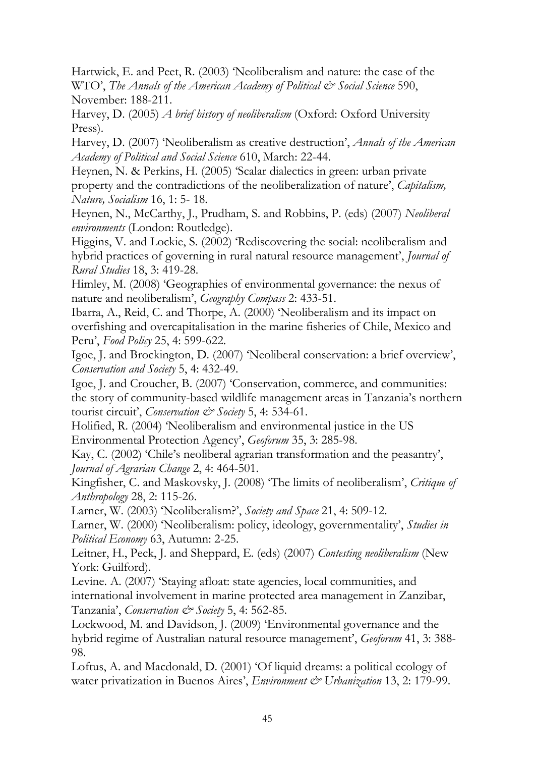Hartwick, E. and Peet, R. (2003) 'Neoliberalism and nature: the case of the WTO', *The Annals of the American Academy of Political & Social Science* 590, November: 188-211.

Harvey, D. (2005) *A brief history of neoliberalism* (Oxford: Oxford University Press).

Harvey, D. (2007) 'Neoliberalism as creative destruction', *Annals of the American Academy of Political and Social Science* 610, March: 22-44.

Heynen, N. & Perkins, H. (2005) 'Scalar dialectics in green: urban private property and the contradictions of the neoliberalization of nature', *Capitalism, Nature, Socialism* 16, 1: 5- 18.

Heynen, N., McCarthy, J., Prudham, S. and Robbins, P. (eds) (2007) *Neoliberal environments* (London: Routledge).

Higgins, V. and Lockie, S. (2002) 'Rediscovering the social: neoliberalism and hybrid practices of governing in rural natural resource management', *Journal of Rural Studies* 18, 3: 419-28.

Himley, M. (2008) 'Geographies of environmental governance: the nexus of nature and neoliberalism', *Geography Compass* 2: 433-51.

Ibarra, A., Reid, C. and Thorpe, A. (2000) 'Neoliberalism and its impact on overfishing and overcapitalisation in the marine fisheries of Chile, Mexico and Peru', *Food Policy* 25, 4: 599-622.

Igoe, J. and Brockington, D. (2007) 'Neoliberal conservation: a brief overview', *Conservation and Society* 5, 4: 432-49.

Igoe, J. and Croucher, B. (2007) 'Conservation, commerce, and communities: the story of community-based wildlife management areas in Tanzania's northern tourist circuit', *Conservation & Society* 5, 4: 534-61.

Holified, R. (2004) 'Neoliberalism and environmental justice in the US Environmental Protection Agency', *Geoforum* 35, 3: 285-98.

Kay, C. (2002) 'Chile's neoliberal agrarian transformation and the peasantry', *Journal of Agrarian Change* 2, 4: 464-501.

Kingfisher, C. and Maskovsky, J. (2008) 'The limits of neoliberalism', *Critique of Anthropology* 28, 2: 115-26.

Larner, W. (2003) 'Neoliberalism?', *Society and Space* 21, 4: 509-12.

Larner, W. (2000) 'Neoliberalism: policy, ideology, governmentality', *Studies in Political Economy* 63, Autumn: 2-25.

Leitner, H., Peck, J. and Sheppard, E. (eds) (2007) *Contesting neoliberalism* (New York: Guilford).

Levine. A. (2007) 'Staying afloat: state agencies, local communities, and international involvement in marine protected area management in Zanzibar, Tanzania', *Conservation & Society* 5, 4: 562-85.

Lockwood, M. and Davidson, J. (2009) 'Environmental governance and the hybrid regime of Australian natural resource management', *Geoforum* 41, 3: 388-98.

Loftus, A. and Macdonald, D. (2001) 'Of liquid dreams: a political ecology of water privatization in Buenos Aires', *Environment & Urbanization* 13, 2: 179-99.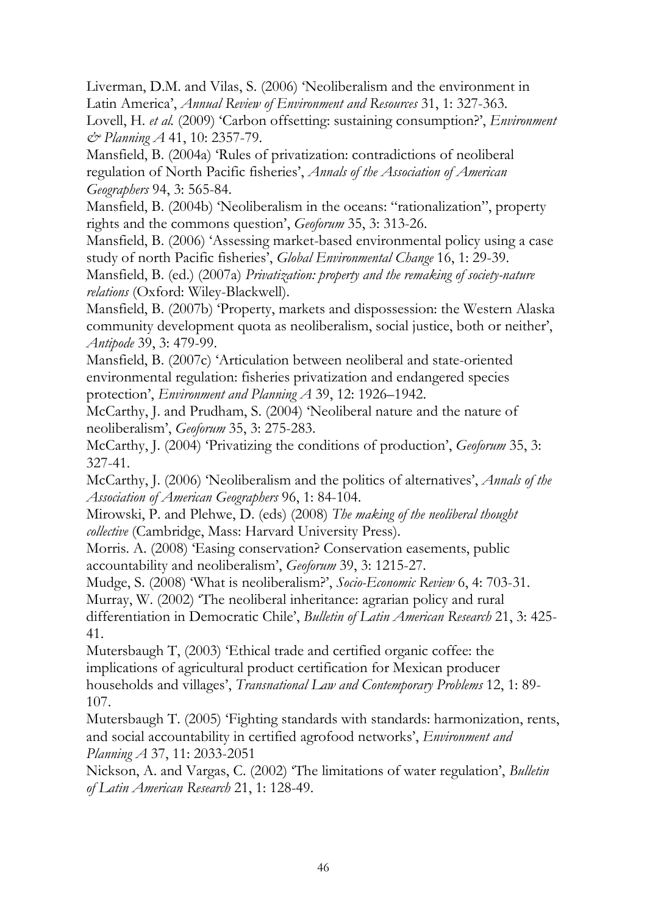Liverman, D.M. and Vilas, S. (2006) 'Neoliberalism and the environment in Latin America', *Annual Review of Environment and Resources* 31, 1: 327-363.

Lovell, H. *et al.* (2009) 'Carbon offsetting: sustaining consumption?', *Environment & Planning A* 41, 10: 2357-79.

Mansfield, B. (2004a) 'Rules of privatization: contradictions of neoliberal regulation of North Pacific fisheries', *Annals of the Association of American Geographers* 94, 3: 565-84.

Mansfield, B. (2004b) 'Neoliberalism in the oceans: "rationalization", property rights and the commons question', *Geoforum* 35, 3: 313-26.

Mansfield, B. (2006) 'Assessing market-based environmental policy using a case study of north Pacific fisheries', *Global Environmental Change* 16, 1: 29-39.

Mansfield, B. (ed.) (2007a) *Privatization: property and the remaking of society-nature relations* (Oxford: Wiley-Blackwell).

Mansfield, B. (2007b) 'Property, markets and dispossession: the Western Alaska community development quota as neoliberalism, social justice, both or neither', *Antipode* 39, 3: 479-99.

Mansfield, B. (2007c) 'Articulation between neoliberal and state-oriented environmental regulation: fisheries privatization and endangered species protection', *Environment and Planning A* 39, 12: 1926–1942.

McCarthy, J. and Prudham, S. (2004) 'Neoliberal nature and the nature of neoliberalism', *Geoforum* 35, 3: 275-283.

McCarthy, J. (2004) 'Privatizing the conditions of production', *Geoforum* 35, 3: 327-41.

McCarthy, J. (2006) 'Neoliberalism and the politics of alternatives', *Annals of the Association of American Geographers* 96, 1: 84-104.

Mirowski, P. and Plehwe, D. (eds) (2008) *The making of the neoliberal thought collective* (Cambridge, Mass: Harvard University Press).

Morris. A. (2008) 'Easing conservation? Conservation easements, public accountability and neoliberalism', *Geoforum* 39, 3: 1215-27.

Mudge, S. (2008) 'What is neoliberalism?', *Socio-Economic Review* 6, 4: 703-31.

Murray, W. (2002) 'The neoliberal inheritance: agrarian policy and rural differentiation in Democratic Chile', *Bulletin of Latin American Research* 21, 3: 425-41.

Mutersbaugh T, (2003) 'Ethical trade and certified organic coffee: the implications of agricultural product certification for Mexican producer households and villages', *Transnational Law and Contemporary Problems* 12, 1: 89-107.

Mutersbaugh T. (2005) 'Fighting standards with standards: harmonization, rents, and social accountability in certified agrofood networks', *Environment and Planning A* 37, 11: 2033-2051

Nickson, A. and Vargas, C. (2002) 'The limitations of water regulation', *Bulletin of Latin American Research* 21, 1: 128-49.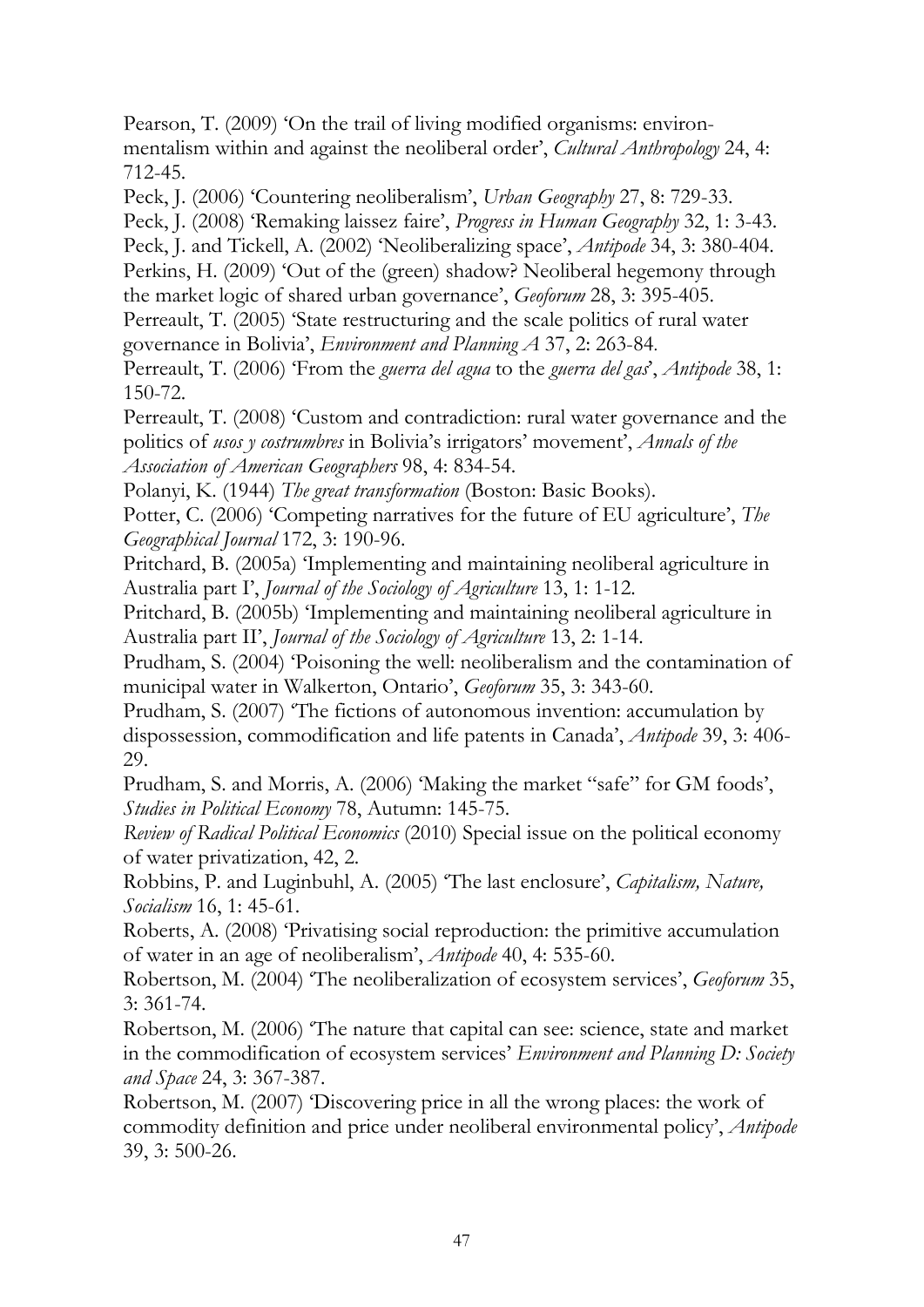Pearson, T. (2009) 'On the trail of living modified organisms: environmentalism within and against the neoliberal order', *Cultural Anthropology* 24, 4: 712-45.

Peck, J. (2006) 'Countering neoliberalism', *Urban Geography* 27, 8: 729-33.

Peck, J. (2008) 'Remaking laissez faire', *Progress in Human Geography* 32, 1: 3-43.

Peck, J. and Tickell, A. (2002) 'Neoliberalizing space', *Antipode* 34, 3: 380-404.

Perkins, H. (2009) 'Out of the (green) shadow? Neoliberal hegemony through the market logic of shared urban governance', *Geoforum* 28, 3: 395-405.

Perreault, T. (2005) 'State restructuring and the scale politics of rural water governance in Bolivia', *Environment and Planning A* 37, 2: 263-84.

Perreault, T. (2006) 'From the *guerra del agua* to the *guerra del gas*', *Antipode* 38, 1: 150-72.

Perreault, T. (2008) 'Custom and contradiction: rural water governance and the politics of *usos y costrumbres* in Bolivia's irrigators' movement', *Annals of the Association of American Geographers* 98, 4: 834-54.

Polanyi, K. (1944) *The great transformation* (Boston: Basic Books).

Potter, C. (2006) 'Competing narratives for the future of EU agriculture', *The Geographical Journal* 172, 3: 190-96.

Pritchard, B. (2005a) 'Implementing and maintaining neoliberal agriculture in Australia part I', *Journal of the Sociology of Agriculture* 13, 1: 1-12.

Pritchard, B. (2005b) 'Implementing and maintaining neoliberal agriculture in Australia part II', *Journal of the Sociology of Agriculture* 13, 2: 1-14.

Prudham, S. (2004) 'Poisoning the well: neoliberalism and the contamination of municipal water in Walkerton, Ontario', *Geoforum* 35, 3: 343-60.

Prudham, S. (2007) 'The fictions of autonomous invention: accumulation by dispossession, commodification and life patents in Canada', *Antipode* 39, 3: 406-29.

Prudham, S. and Morris, A. (2006) 'Making the market "safe" for GM foods', *Studies in Political Economy* 78, Autumn: 145-75.

*Review of Radical Political Economics* (2010) Special issue on the political economy of water privatization, 42, 2.

Robbins, P. and Luginbuhl, A. (2005) 'The last enclosure', *Capitalism, Nature, Socialism* 16, 1: 45-61.

Roberts, A. (2008) 'Privatising social reproduction: the primitive accumulation of water in an age of neoliberalism', *Antipode* 40, 4: 535-60.

Robertson, M. (2004) 'The neoliberalization of ecosystem services', *Geoforum* 35, 3: 361-74.

Robertson, M. (2006) 'The nature that capital can see: science, state and market in the commodification of ecosystem services' *Environment and Planning D: Society and Space* 24, 3: 367-387.

Robertson, M. (2007) 'Discovering price in all the wrong places: the work of commodity definition and price under neoliberal environmental policy', *Antipode* 39, 3: 500-26.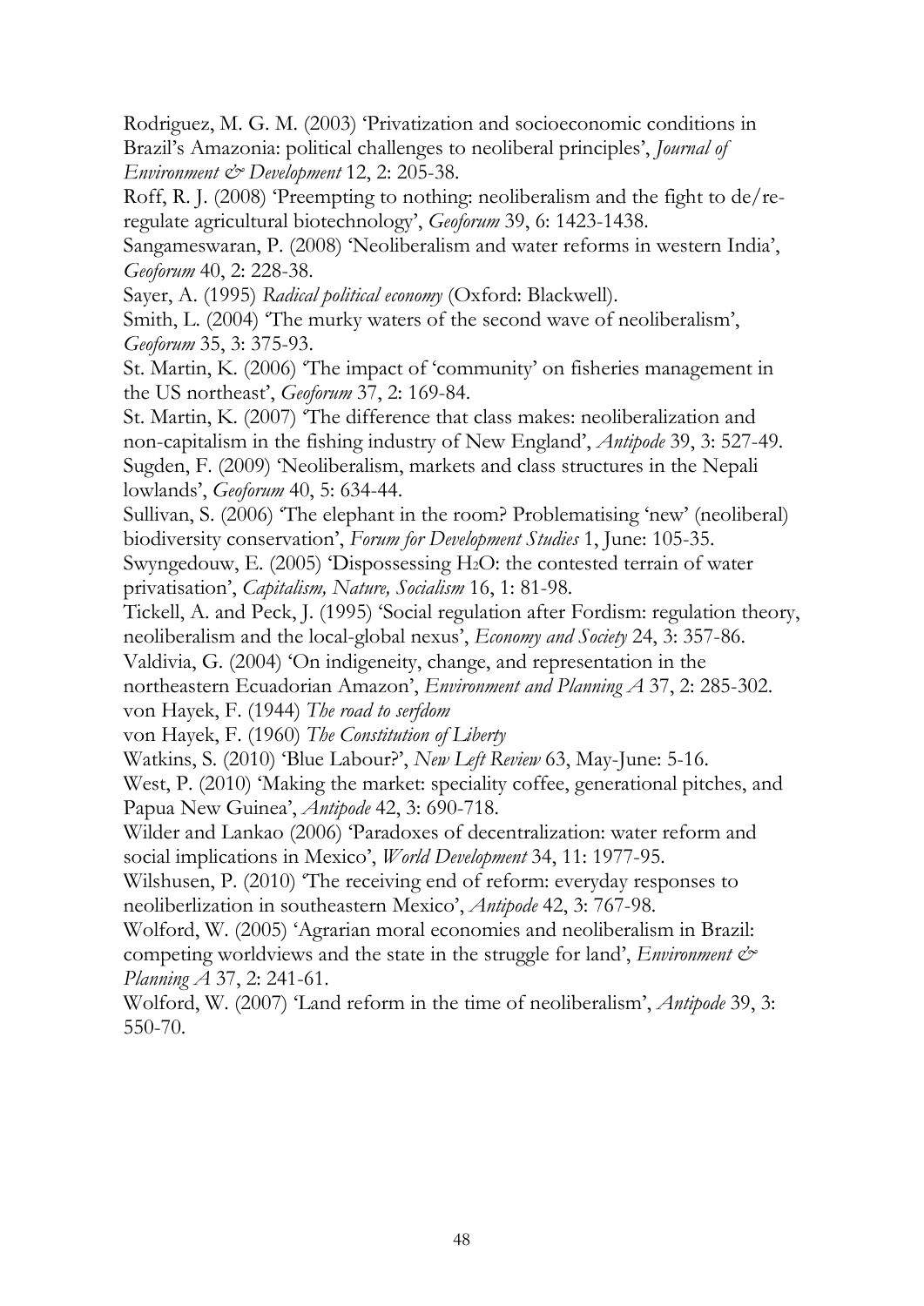Rodriguez, M. G. M. (2003) 'Privatization and socioeconomic conditions in Brazil's Amazonia: political challenges to neoliberal principles', *Journal of Environment & Development* 12, 2: 205-38.

Roff, R. J. (2008) 'Preempting to nothing: neoliberalism and the fight to de/re-regulate agricultural biotechnology', *Geoforum* 39, 6: 1423-1438.

Sangameswaran, P. (2008) 'Neoliberalism and water reforms in western India', *Geoforum* 40, 2: 228-38.

Sayer, A. (1995) *Radical political economy* (Oxford: Blackwell).

Smith, L. (2004) 'The murky waters of the second wave of neoliberalism', *Geoforum* 35, 3: 375-93.

St. Martin, K. (2006) 'The impact of 'community' on fisheries management in the US northeast', *Geoforum* 37, 2: 169-84.

St. Martin, K. (2007) 'The difference that class makes: neoliberalization and non-capitalism in the fishing industry of New England', *Antipode* 39, 3: 527-49.

Sugden, F. (2009) 'Neoliberalism, markets and class structures in the Nepali lowlands', *Geoforum* 40, 5: 634-44.

Sullivan, S. (2006) 'The elephant in the room? Problematising 'new' (neoliberal) biodiversity conservation', *Forum for Development Studies* 1, June: 105-35.

Swyngedouw, E. (2005) 'Dispossessing $H_2O$: the contested terrain of water privatisation', *Capitalism, Nature, Socialism* 16, 1: 81-98.

Tickell, A. and Peck, J. (1995) 'Social regulation after Fordism: regulation theory, neoliberalism and the local-global nexus', *Economy and Society* 24, 3: 357-86.

Valdivia, G. (2004) 'On indigeneity, change, and representation in the northeastern Ecuadorian Amazon', *Environment and Planning A* 37, 2: 285-302.

von Hayek, F. (1944) *The road to serfdom*

von Hayek, F. (1960) *The Constitution of Liberty*

Watkins, S. (2010) 'Blue Labour?', *New Left Review* 63, May-June: 5-16.

West, P. (2010) 'Making the market: speciality coffee, generational pitches, and Papua New Guinea', *Antipode* 42, 3: 690-718.

Wilder and Lankao (2006) 'Paradoxes of decentralization: water reform and social implications in Mexico', *World Development* 34, 11: 1977-95.

Wilshusen, P. (2010) 'The receiving end of reform: everyday responses to neoliberlization in southeastern Mexico', *Antipode* 42, 3: 767-98.

Wolford, W. (2005) 'Agrarian moral economies and neoliberalism in Brazil: competing worldviews and the state in the struggle for land', *Environment & Planning A* 37, 2: 241-61.

Wolford, W. (2007) 'Land reform in the time of neoliberalism', *Antipode* 39, 3: 550-70.